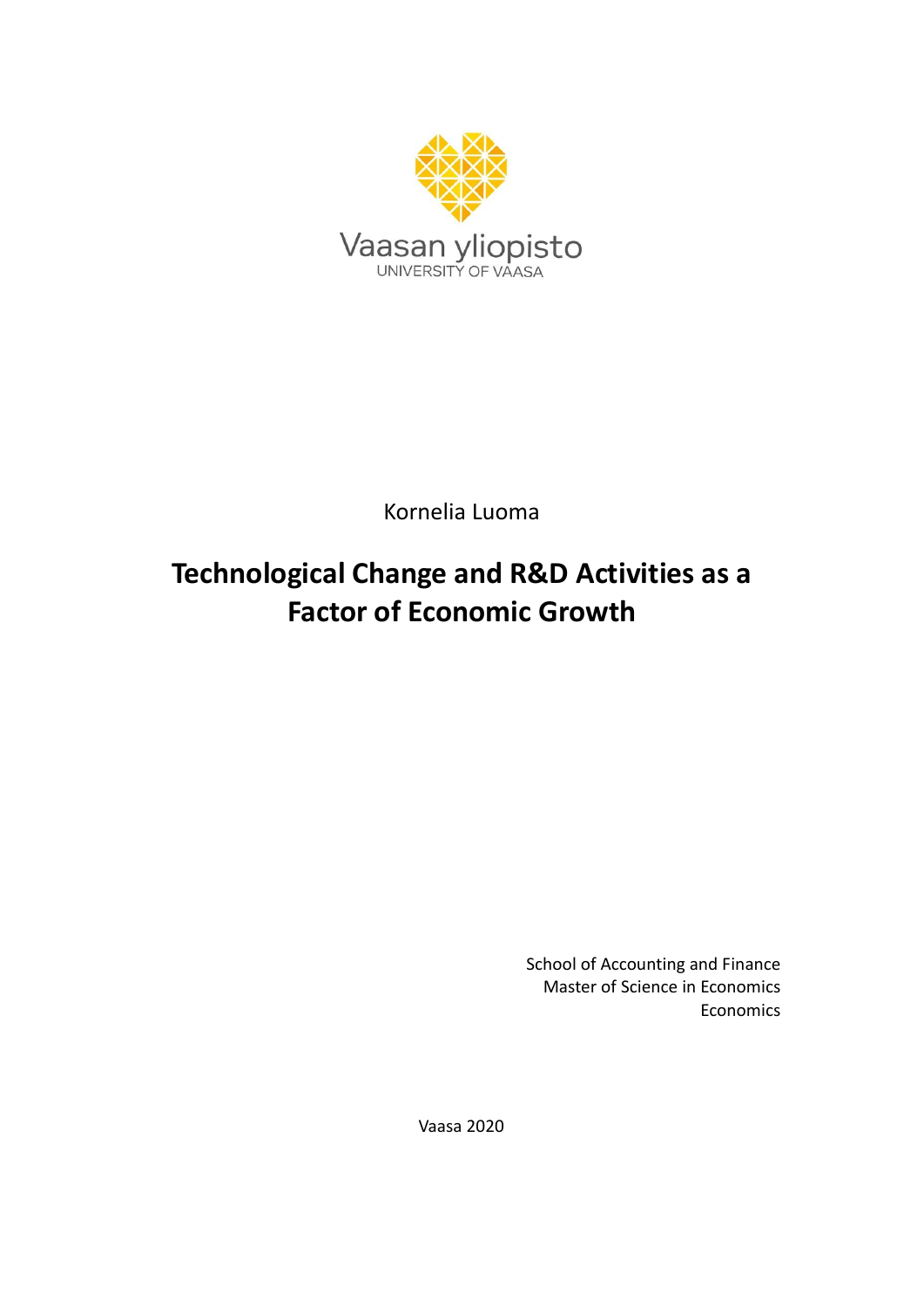Vaasan yliopisto
UNIVERSITY OF VAASA

Kornelia Luoma

# Technological Change and R&D Activities as a Factor of Economic Growth

School of Accounting and Finance
Master of Science in Economics
Economics

Vaasa 2020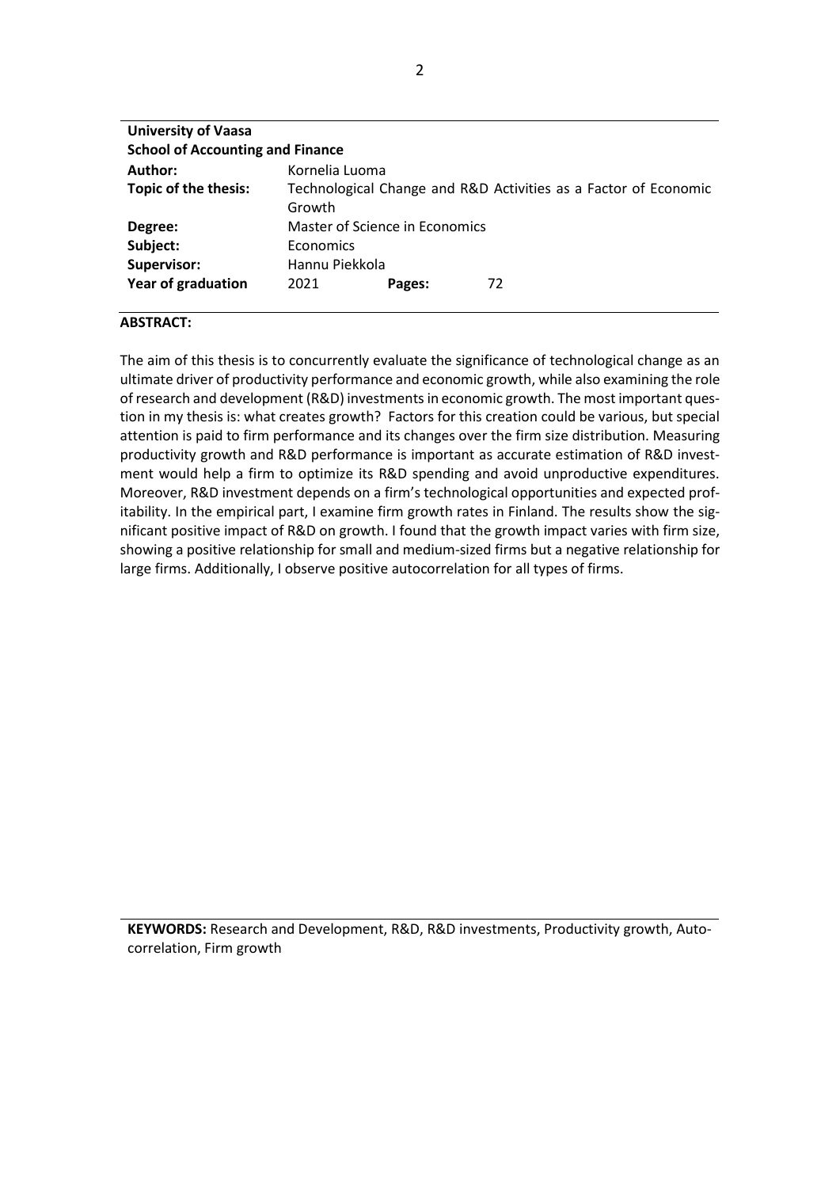| **University of Vaasa** | | | |
|---|---|---|---|
| **School of Accounting and Finance** | | | |
| **Author:** | Kornelia Luoma | | |
| **Topic of the thesis:** | Technological Change and R&D Activities as a Factor of Economic Growth | | |
| **Degree:** | Master of Science in Economics | | |
| **Subject:** | Economics | | |
| **Supervisor:** | Hannu Piekkola | | |
| **Year of graduation** | 2021 | **Pages:** | 72 |

**ABSTRACT:**

The aim of this thesis is to concurrently evaluate the significance of technological change as an ultimate driver of productivity performance and economic growth, while also examining the role of research and development (R&D) investments in economic growth. The most important question in my thesis is: what creates growth? Factors for this creation could be various, but special attention is paid to firm performance and its changes over the firm size distribution. Measuring productivity growth and R&D performance is important as accurate estimation of R&D investment would help a firm to optimize its R&D spending and avoid unproductive expenditures. Moreover, R&D investment depends on a firm's technological opportunities and expected profitability. In the empirical part, I examine firm growth rates in Finland. The results show the significant positive impact of R&D on growth. I found that the growth impact varies with firm size, showing a positive relationship for small and medium-sized firms but a negative relationship for large firms. Additionally, I observe positive autocorrelation for all types of firms.

**KEYWORDS:** Research and Development, R&D, R&D investments, Productivity growth, Autocorrelation, Firm growth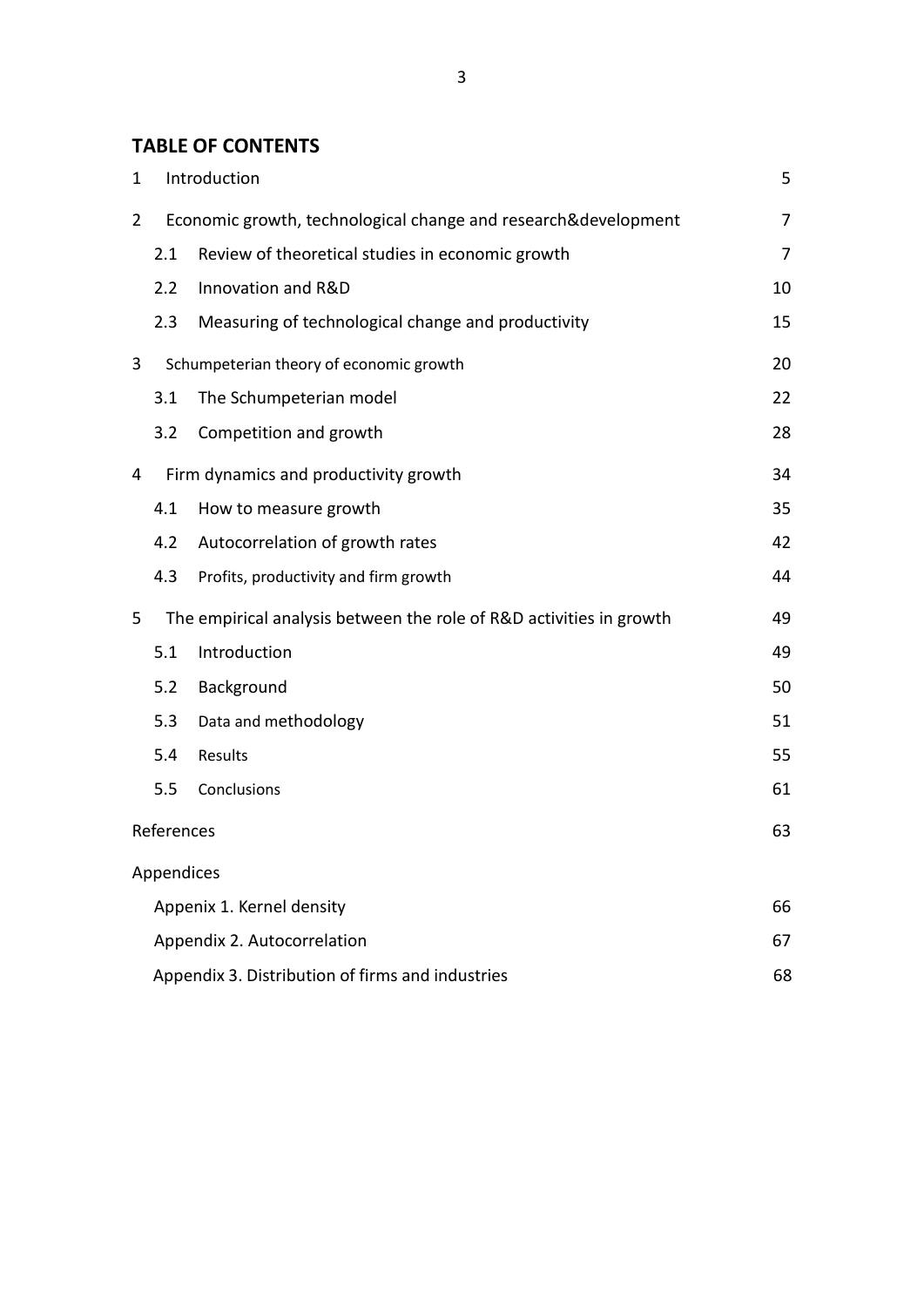## TABLE OF CONTENTS

| | | |
|---|---|---|
| 1 | Introduction | 5 |
| 2 | Economic growth, technological change and research&development | 7 |
| 2.1 | Review of theoretical studies in economic growth | 7 |
| 2.2 | Innovation and R&D | 10 |
| 2.3 | Measuring of technological change and productivity | 15 |
| 3 | Schumpeterian theory of economic growth | 20 |
| 3.1 | The Schumpeterian model | 22 |
| 3.2 | Competition and growth | 28 |
| 4 | Firm dynamics and productivity growth | 34 |
| 4.1 | How to measure growth | 35 |
| 4.2 | Autocorrelation of growth rates | 42 |
| 4.3 | Profits, productivity and firm growth | 44 |
| 5 | The empirical analysis between the role of R&D activities in growth | 49 |
| 5.1 | Introduction | 49 |
| 5.2 | Background | 50 |
| 5.3 | Data and methodology | 51 |
| 5.4 | Results | 55 |
| 5.5 | Conclusions | 61 |
| | References | 63 |
| | Appendices | |
| | Appenix 1. Kernel density | 66 |
| | Appendix 2. Autocorrelation | 67 |
| | Appendix 3. Distribution of firms and industries | 68 |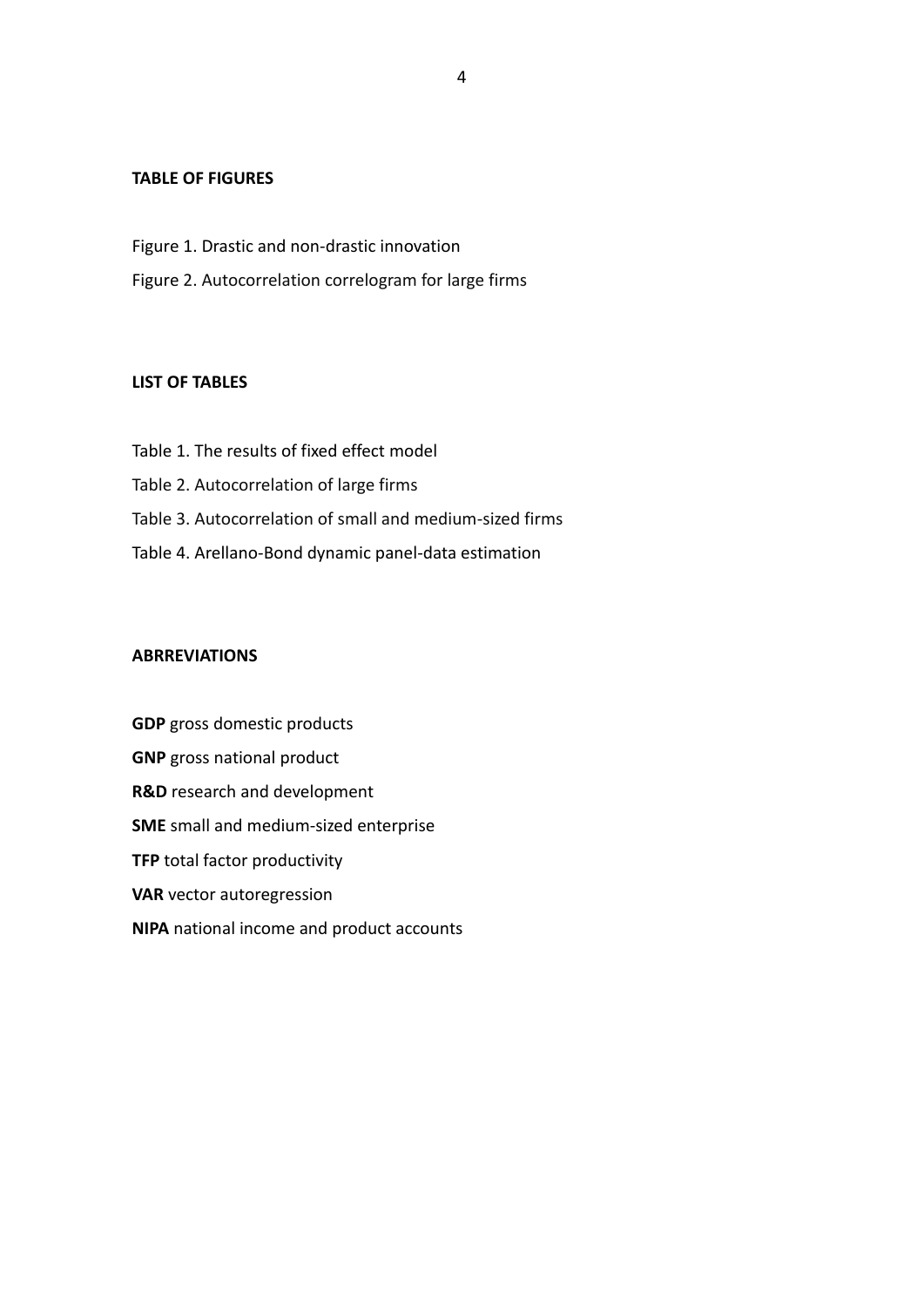## TABLE OF FIGURES

Figure 1. Drastic and non-drastic innovation

Figure 2. Autocorrelation correlogram for large firms

## LIST OF TABLES

Table 1. The results of fixed effect model

Table 2. Autocorrelation of large firms

Table 3. Autocorrelation of small and medium-sized firms

Table 4. Arellano-Bond dynamic panel-data estimation

## ABRREVIATIONS

**GDP** gross domestic products

**GNP** gross national product

**R&D** research and development

**SME** small and medium-sized enterprise

**TFP** total factor productivity

**VAR** vector autoregression

**NIPA** national income and product accounts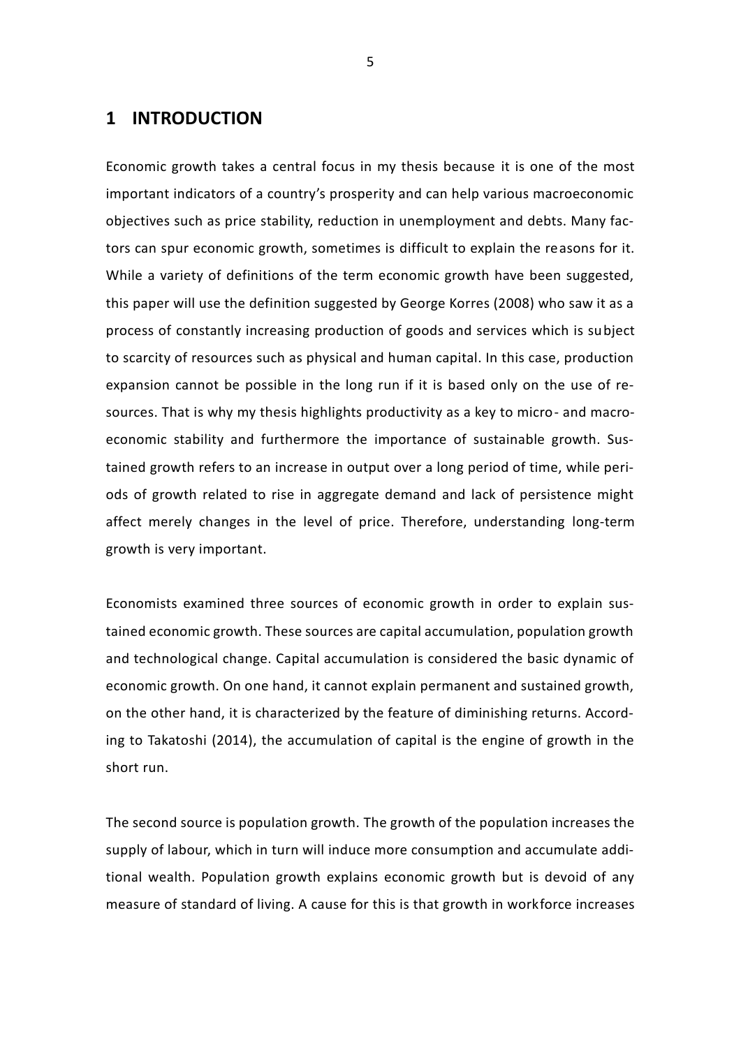# 1 INTRODUCTION

Economic growth takes a central focus in my thesis because it is one of the most important indicators of a country's prosperity and can help various macroeconomic objectives such as price stability, reduction in unemployment and debts. Many factors can spur economic growth, sometimes is difficult to explain the reasons for it. While a variety of definitions of the term economic growth have been suggested, this paper will use the definition suggested by George Korres (2008) who saw it as a process of constantly increasing production of goods and services which is subject to scarcity of resources such as physical and human capital. In this case, production expansion cannot be possible in the long run if it is based only on the use of resources. That is why my thesis highlights productivity as a key to micro- and macroeconomic stability and furthermore the importance of sustainable growth. Sustained growth refers to an increase in output over a long period of time, while periods of growth related to rise in aggregate demand and lack of persistence might affect merely changes in the level of price. Therefore, understanding long-term growth is very important.

Economists examined three sources of economic growth in order to explain sustained economic growth. These sources are capital accumulation, population growth and technological change. Capital accumulation is considered the basic dynamic of economic growth. On one hand, it cannot explain permanent and sustained growth, on the other hand, it is characterized by the feature of diminishing returns. According to Takatoshi (2014), the accumulation of capital is the engine of growth in the short run.

The second source is population growth. The growth of the population increases the supply of labour, which in turn will induce more consumption and accumulate additional wealth. Population growth explains economic growth but is devoid of any measure of standard of living. A cause for this is that growth in workforce increases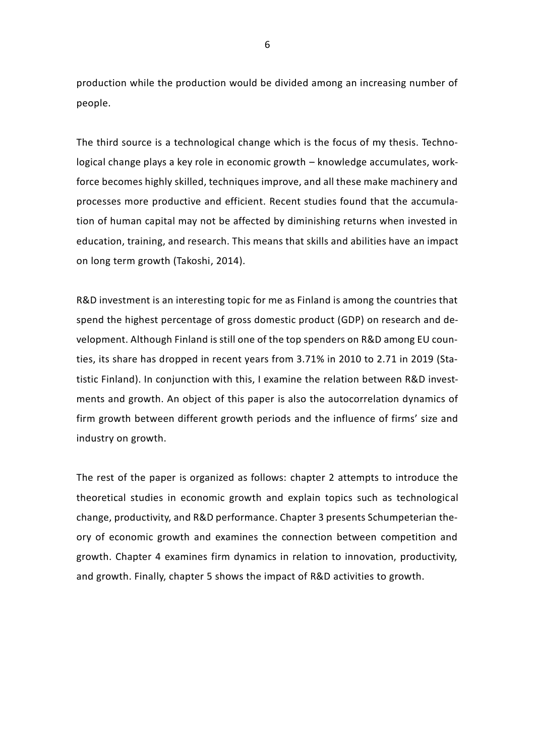production while the production would be divided among an increasing number of people.

The third source is a technological change which is the focus of my thesis. Technological change plays a key role in economic growth – knowledge accumulates, workforce becomes highly skilled, techniques improve, and all these make machinery and processes more productive and efficient. Recent studies found that the accumulation of human capital may not be affected by diminishing returns when invested in education, training, and research. This means that skills and abilities have an impact on long term growth (Takoshi, 2014).

R&D investment is an interesting topic for me as Finland is among the countries that spend the highest percentage of gross domestic product (GDP) on research and development. Although Finland is still one of the top spenders on R&D among EU counties, its share has dropped in recent years from 3.71% in 2010 to 2.71 in 2019 (Statistic Finland). In conjunction with this, I examine the relation between R&D investments and growth. An object of this paper is also the autocorrelation dynamics of firm growth between different growth periods and the influence of firms' size and industry on growth.

The rest of the paper is organized as follows: chapter 2 attempts to introduce the theoretical studies in economic growth and explain topics such as technological change, productivity, and R&D performance. Chapter 3 presents Schumpeterian theory of economic growth and examines the connection between competition and growth. Chapter 4 examines firm dynamics in relation to innovation, productivity, and growth. Finally, chapter 5 shows the impact of R&D activities to growth.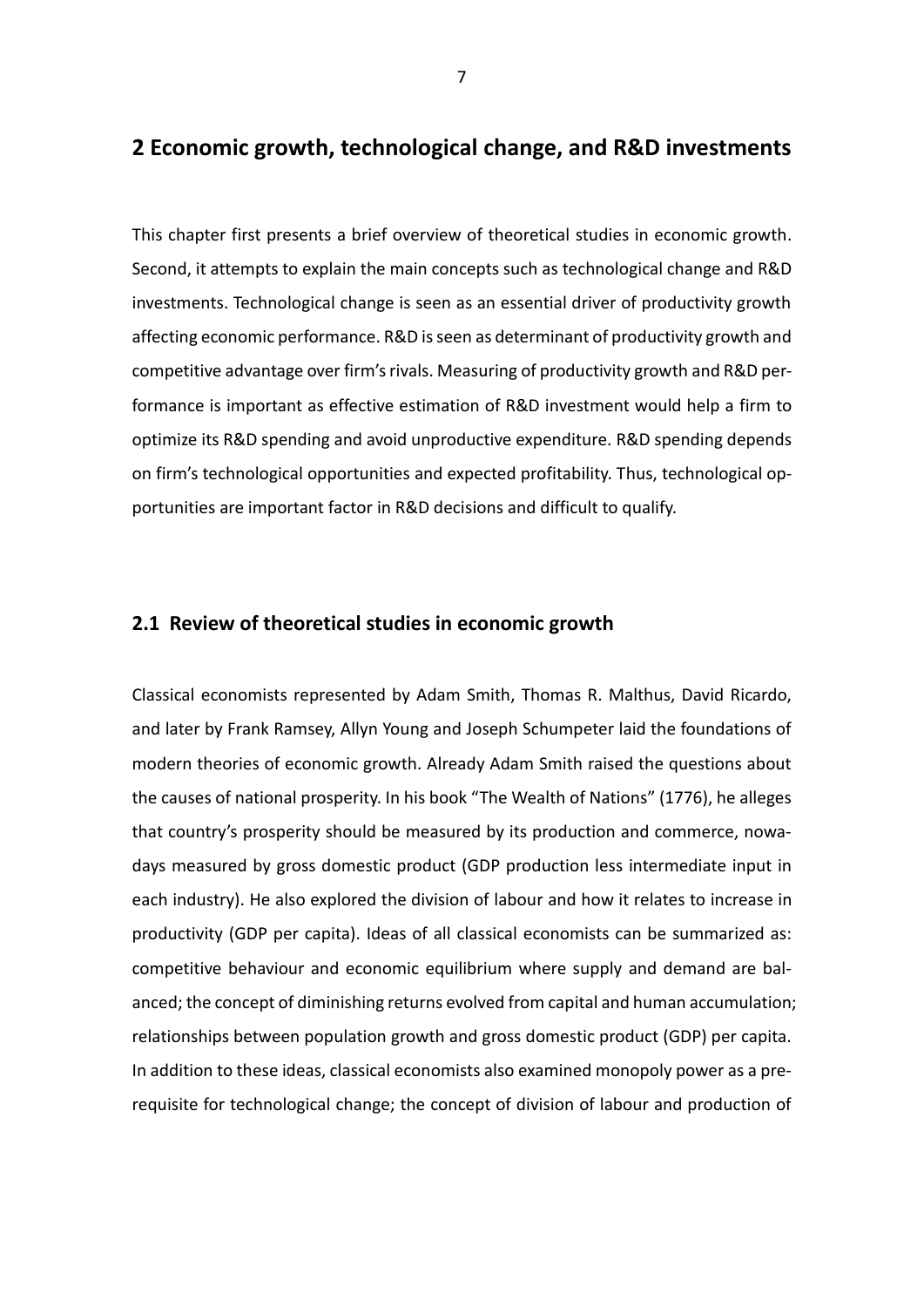## 2 Economic growth, technological change, and R&D investments

This chapter first presents a brief overview of theoretical studies in economic growth. Second, it attempts to explain the main concepts such as technological change and R&D investments. Technological change is seen as an essential driver of productivity growth affecting economic performance. R&D is seen as determinant of productivity growth and competitive advantage over firm's rivals. Measuring of productivity growth and R&D performance is important as effective estimation of R&D investment would help a firm to optimize its R&D spending and avoid unproductive expenditure. R&D spending depends on firm's technological opportunities and expected profitability. Thus, technological opportunities are important factor in R&D decisions and difficult to qualify.

### 2.1 Review of theoretical studies in economic growth

Classical economists represented by Adam Smith, Thomas R. Malthus, David Ricardo, and later by Frank Ramsey, Allyn Young and Joseph Schumpeter laid the foundations of modern theories of economic growth. Already Adam Smith raised the questions about the causes of national prosperity. In his book "The Wealth of Nations" (1776), he alleges that country's prosperity should be measured by its production and commerce, nowadays measured by gross domestic product (GDP production less intermediate input in each industry). He also explored the division of labour and how it relates to increase in productivity (GDP per capita). Ideas of all classical economists can be summarized as: competitive behaviour and economic equilibrium where supply and demand are balanced; the concept of diminishing returns evolved from capital and human accumulation; relationships between population growth and gross domestic product (GDP) per capita. In addition to these ideas, classical economists also examined monopoly power as a prerequisite for technological change; the concept of division of labour and production of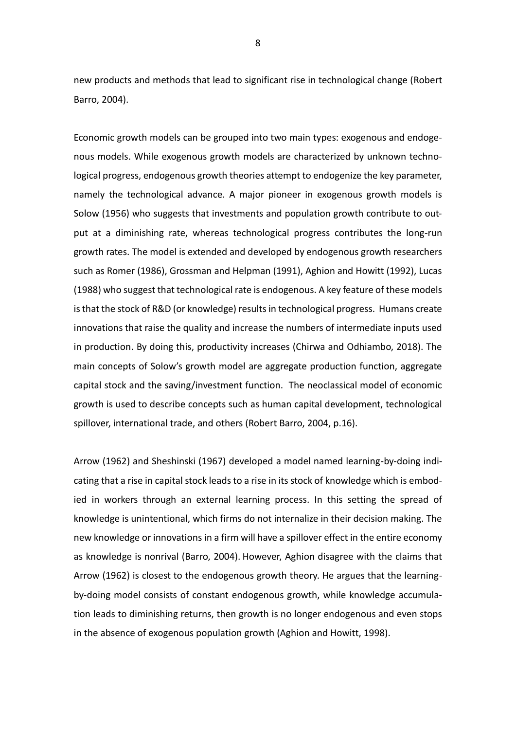new products and methods that lead to significant rise in technological change (Robert Barro, 2004).

Economic growth models can be grouped into two main types: exogenous and endogenous models. While exogenous growth models are characterized by unknown technological progress, endogenous growth theories attempt to endogenize the key parameter, namely the technological advance. A major pioneer in exogenous growth models is Solow (1956) who suggests that investments and population growth contribute to output at a diminishing rate, whereas technological progress contributes the long-run growth rates. The model is extended and developed by endogenous growth researchers such as Romer (1986), Grossman and Helpman (1991), Aghion and Howitt (1992), Lucas (1988) who suggest that technological rate is endogenous. A key feature of these models is that the stock of R&D (or knowledge) results in technological progress. Humans create innovations that raise the quality and increase the numbers of intermediate inputs used in production. By doing this, productivity increases (Chirwa and Odhiambo, 2018). The main concepts of Solow's growth model are aggregate production function, aggregate capital stock and the saving/investment function. The neoclassical model of economic growth is used to describe concepts such as human capital development, technological spillover, international trade, and others (Robert Barro, 2004, p.16).

Arrow (1962) and Sheshinski (1967) developed a model named learning-by-doing indicating that a rise in capital stock leads to a rise in its stock of knowledge which is embodied in workers through an external learning process. In this setting the spread of knowledge is unintentional, which firms do not internalize in their decision making. The new knowledge or innovations in a firm will have a spillover effect in the entire economy as knowledge is nonrival (Barro, 2004). However, Aghion disagree with the claims that Arrow (1962) is closest to the endogenous growth theory. He argues that the learning-by-doing model consists of constant endogenous growth, while knowledge accumulation leads to diminishing returns, then growth is no longer endogenous and even stops in the absence of exogenous population growth (Aghion and Howitt, 1998).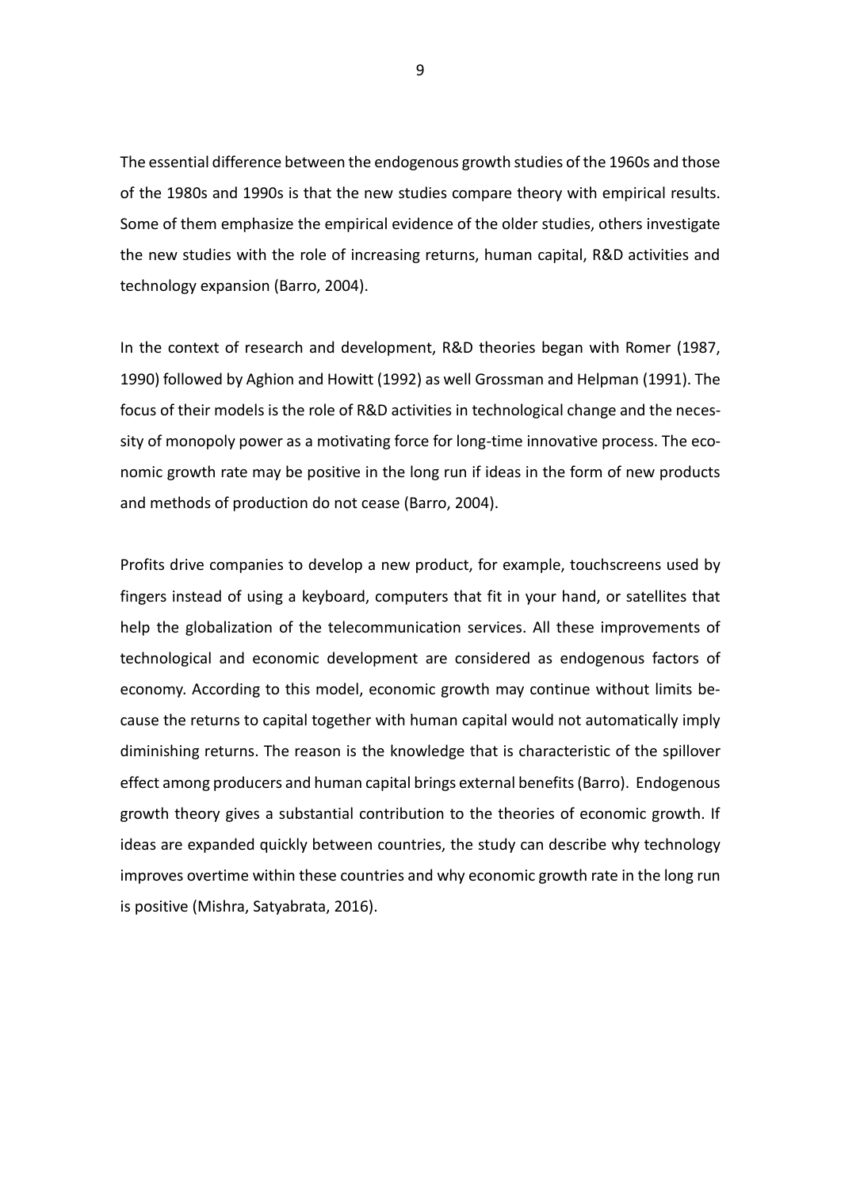The essential difference between the endogenous growth studies of the 1960s and those of the 1980s and 1990s is that the new studies compare theory with empirical results. Some of them emphasize the empirical evidence of the older studies, others investigate the new studies with the role of increasing returns, human capital, R&D activities and technology expansion (Barro, 2004).

In the context of research and development, R&D theories began with Romer (1987, 1990) followed by Aghion and Howitt (1992) as well Grossman and Helpman (1991). The focus of their models is the role of R&D activities in technological change and the necessity of monopoly power as a motivating force for long-time innovative process. The economic growth rate may be positive in the long run if ideas in the form of new products and methods of production do not cease (Barro, 2004).

Profits drive companies to develop a new product, for example, touchscreens used by fingers instead of using a keyboard, computers that fit in your hand, or satellites that help the globalization of the telecommunication services. All these improvements of technological and economic development are considered as endogenous factors of economy. According to this model, economic growth may continue without limits because the returns to capital together with human capital would not automatically imply diminishing returns. The reason is the knowledge that is characteristic of the spillover effect among producers and human capital brings external benefits (Barro). Endogenous growth theory gives a substantial contribution to the theories of economic growth. If ideas are expanded quickly between countries, the study can describe why technology improves overtime within these countries and why economic growth rate in the long run is positive (Mishra, Satyabrata, 2016).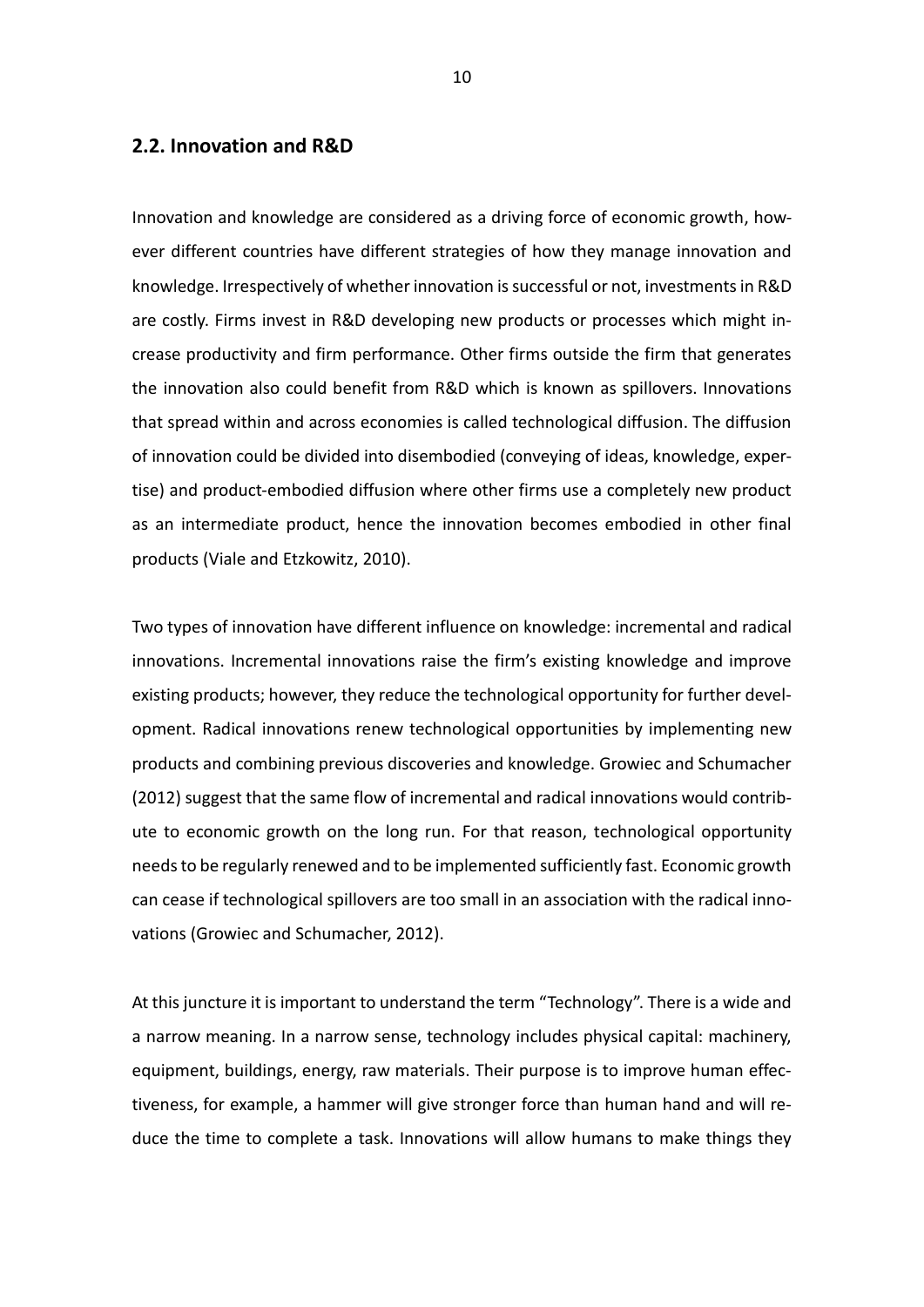## 2.2. Innovation and R&D

Innovation and knowledge are considered as a driving force of economic growth, however different countries have different strategies of how they manage innovation and knowledge. Irrespectively of whether innovation is successful or not, investments in R&D are costly. Firms invest in R&D developing new products or processes which might increase productivity and firm performance. Other firms outside the firm that generates the innovation also could benefit from R&D which is known as spillovers. Innovations that spread within and across economies is called technological diffusion. The diffusion of innovation could be divided into disembodied (conveying of ideas, knowledge, expertise) and product-embodied diffusion where other firms use a completely new product as an intermediate product, hence the innovation becomes embodied in other final products (Viale and Etzkowitz, 2010).

Two types of innovation have different influence on knowledge: incremental and radical innovations. Incremental innovations raise the firm's existing knowledge and improve existing products; however, they reduce the technological opportunity for further development. Radical innovations renew technological opportunities by implementing new products and combining previous discoveries and knowledge. Growiec and Schumacher (2012) suggest that the same flow of incremental and radical innovations would contribute to economic growth on the long run. For that reason, technological opportunity needs to be regularly renewed and to be implemented sufficiently fast. Economic growth can cease if technological spillovers are too small in an association with the radical innovations (Growiec and Schumacher, 2012).

At this juncture it is important to understand the term "Technology". There is a wide and a narrow meaning. In a narrow sense, technology includes physical capital: machinery, equipment, buildings, energy, raw materials. Their purpose is to improve human effectiveness, for example, a hammer will give stronger force than human hand and will reduce the time to complete a task. Innovations will allow humans to make things they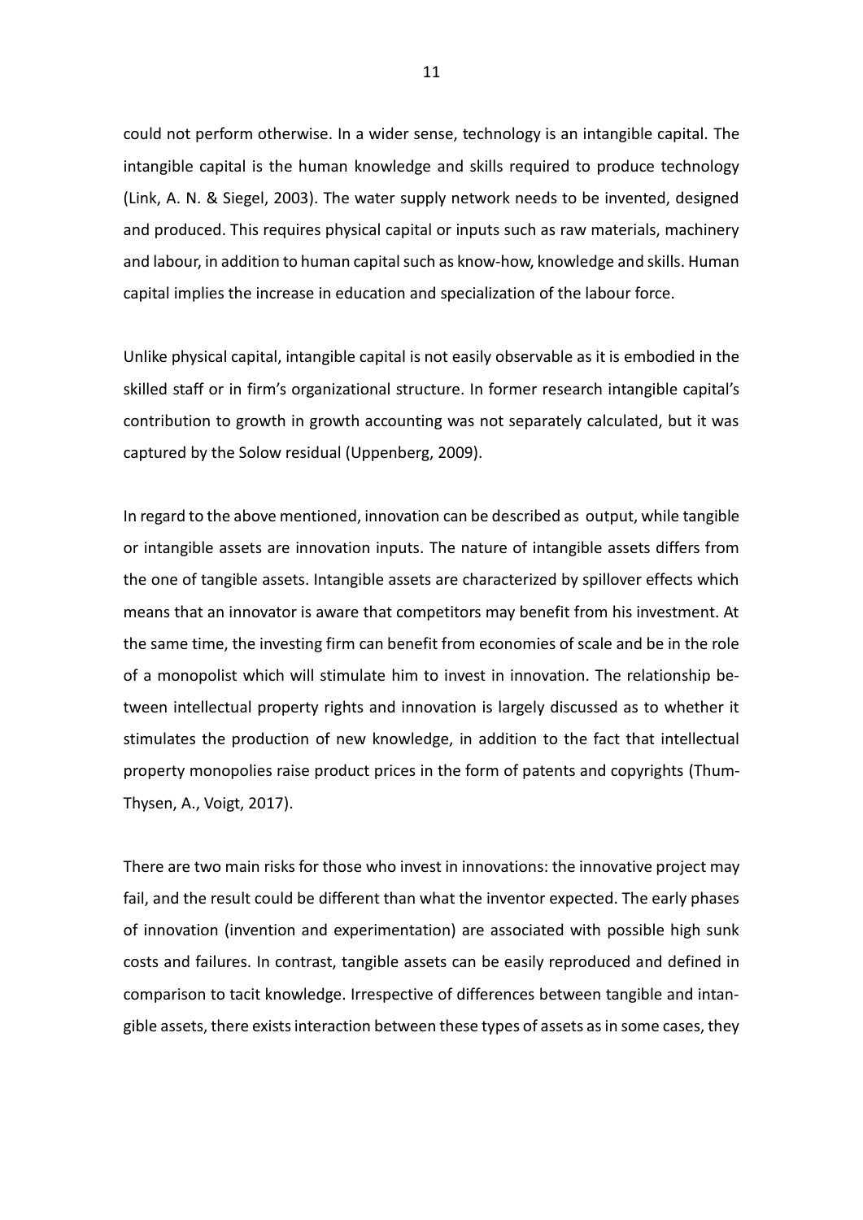could not perform otherwise. In a wider sense, technology is an intangible capital. The intangible capital is the human knowledge and skills required to produce technology (Link, A. N. & Siegel, 2003). The water supply network needs to be invented, designed and produced. This requires physical capital or inputs such as raw materials, machinery and labour, in addition to human capital such as know-how, knowledge and skills. Human capital implies the increase in education and specialization of the labour force.

Unlike physical capital, intangible capital is not easily observable as it is embodied in the skilled staff or in firm's organizational structure. In former research intangible capital's contribution to growth in growth accounting was not separately calculated, but it was captured by the Solow residual (Uppenberg, 2009).

In regard to the above mentioned, innovation can be described as output, while tangible or intangible assets are innovation inputs. The nature of intangible assets differs from the one of tangible assets. Intangible assets are characterized by spillover effects which means that an innovator is aware that competitors may benefit from his investment. At the same time, the investing firm can benefit from economies of scale and be in the role of a monopolist which will stimulate him to invest in innovation. The relationship between intellectual property rights and innovation is largely discussed as to whether it stimulates the production of new knowledge, in addition to the fact that intellectual property monopolies raise product prices in the form of patents and copyrights (Thum-Thysen, A., Voigt, 2017).

There are two main risks for those who invest in innovations: the innovative project may fail, and the result could be different than what the inventor expected. The early phases of innovation (invention and experimentation) are associated with possible high sunk costs and failures. In contrast, tangible assets can be easily reproduced and defined in comparison to tacit knowledge. Irrespective of differences between tangible and intangible assets, there exists interaction between these types of assets as in some cases, they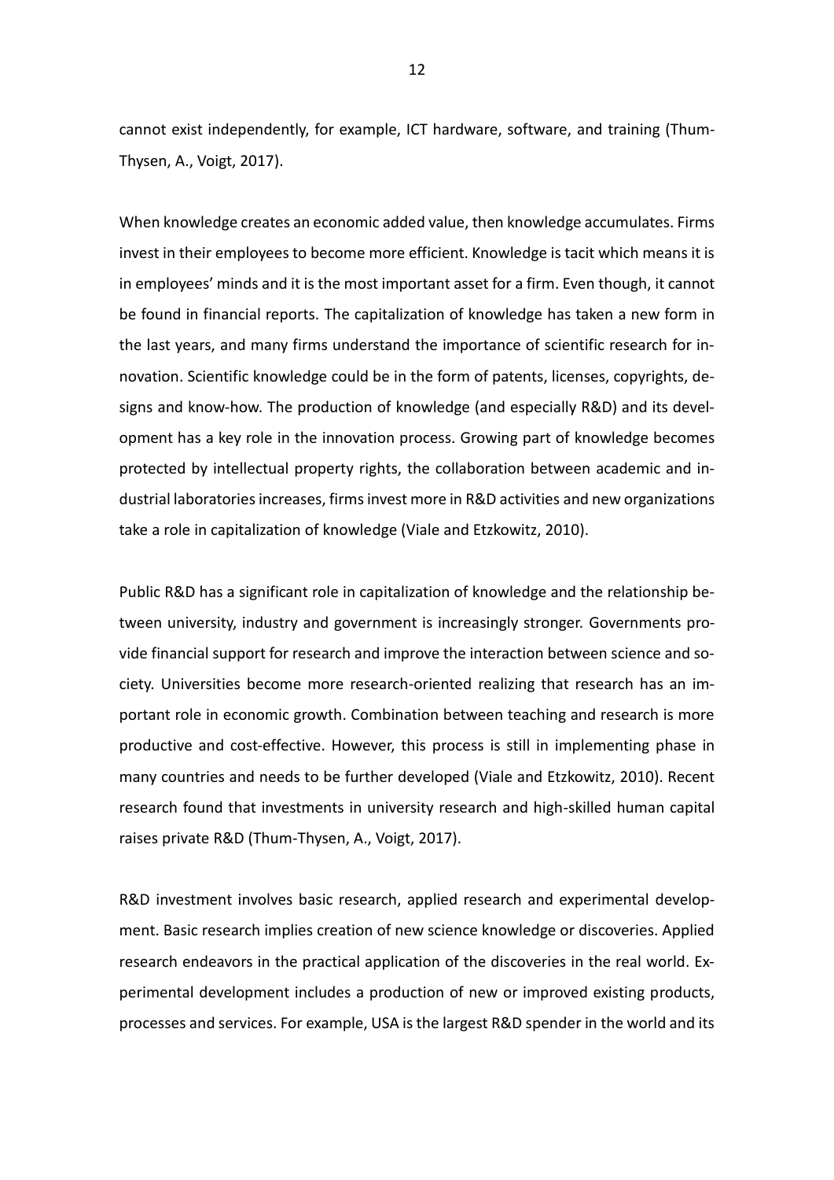cannot exist independently, for example, ICT hardware, software, and training (Thum-Thysen, A., Voigt, 2017).

When knowledge creates an economic added value, then knowledge accumulates. Firms invest in their employees to become more efficient. Knowledge is tacit which means it is in employees' minds and it is the most important asset for a firm. Even though, it cannot be found in financial reports. The capitalization of knowledge has taken a new form in the last years, and many firms understand the importance of scientific research for innovation. Scientific knowledge could be in the form of patents, licenses, copyrights, designs and know-how. The production of knowledge (and especially R&D) and its development has a key role in the innovation process. Growing part of knowledge becomes protected by intellectual property rights, the collaboration between academic and industrial laboratories increases, firms invest more in R&D activities and new organizations take a role in capitalization of knowledge (Viale and Etzkowitz, 2010).

Public R&D has a significant role in capitalization of knowledge and the relationship between university, industry and government is increasingly stronger. Governments provide financial support for research and improve the interaction between science and society. Universities become more research-oriented realizing that research has an important role in economic growth. Combination between teaching and research is more productive and cost-effective. However, this process is still in implementing phase in many countries and needs to be further developed (Viale and Etzkowitz, 2010). Recent research found that investments in university research and high-skilled human capital raises private R&D (Thum-Thysen, A., Voigt, 2017).

R&D investment involves basic research, applied research and experimental development. Basic research implies creation of new science knowledge or discoveries. Applied research endeavors in the practical application of the discoveries in the real world. Experimental development includes a production of new or improved existing products, processes and services. For example, USA is the largest R&D spender in the world and its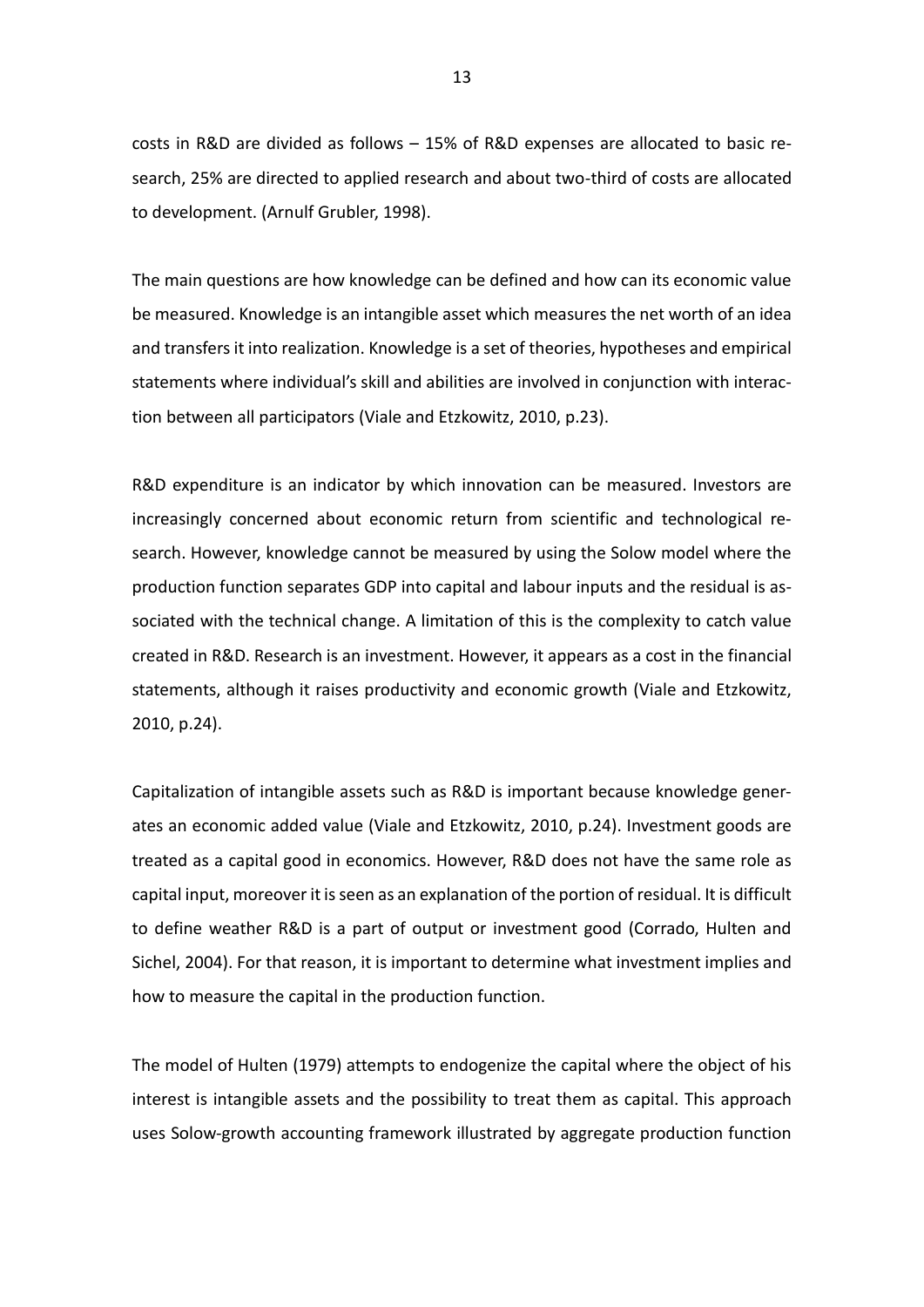costs in R&D are divided as follows – 15% of R&D expenses are allocated to basic research, 25% are directed to applied research and about two-third of costs are allocated to development. (Arnulf Grubler, 1998).

The main questions are how knowledge can be defined and how can its economic value be measured. Knowledge is an intangible asset which measures the net worth of an idea and transfers it into realization. Knowledge is a set of theories, hypotheses and empirical statements where individual's skill and abilities are involved in conjunction with interaction between all participators (Viale and Etzkowitz, 2010, p.23).

R&D expenditure is an indicator by which innovation can be measured. Investors are increasingly concerned about economic return from scientific and technological research. However, knowledge cannot be measured by using the Solow model where the production function separates GDP into capital and labour inputs and the residual is associated with the technical change. A limitation of this is the complexity to catch value created in R&D. Research is an investment. However, it appears as a cost in the financial statements, although it raises productivity and economic growth (Viale and Etzkowitz, 2010, p.24).

Capitalization of intangible assets such as R&D is important because knowledge generates an economic added value (Viale and Etzkowitz, 2010, p.24). Investment goods are treated as a capital good in economics. However, R&D does not have the same role as capital input, moreover it is seen as an explanation of the portion of residual. It is difficult to define weather R&D is a part of output or investment good (Corrado, Hulten and Sichel, 2004). For that reason, it is important to determine what investment implies and how to measure the capital in the production function.

The model of Hulten (1979) attempts to endogenize the capital where the object of his interest is intangible assets and the possibility to treat them as capital. This approach uses Solow-growth accounting framework illustrated by aggregate production function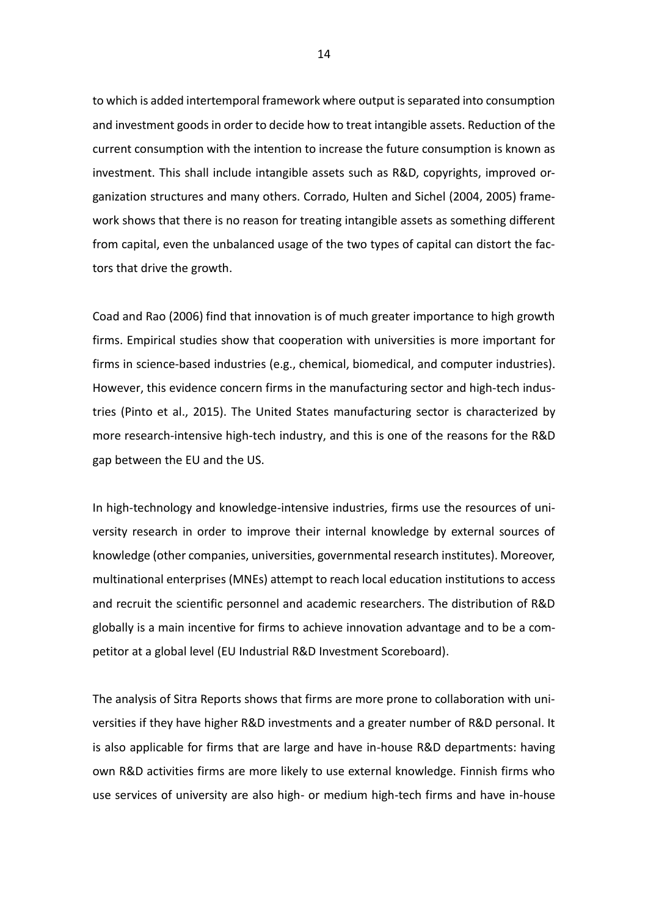to which is added intertemporal framework where output is separated into consumption and investment goods in order to decide how to treat intangible assets. Reduction of the current consumption with the intention to increase the future consumption is known as investment. This shall include intangible assets such as R&D, copyrights, improved organization structures and many others. Corrado, Hulten and Sichel (2004, 2005) framework shows that there is no reason for treating intangible assets as something different from capital, even the unbalanced usage of the two types of capital can distort the factors that drive the growth.

Coad and Rao (2006) find that innovation is of much greater importance to high growth firms. Empirical studies show that cooperation with universities is more important for firms in science-based industries (e.g., chemical, biomedical, and computer industries). However, this evidence concern firms in the manufacturing sector and high-tech industries (Pinto et al., 2015). The United States manufacturing sector is characterized by more research-intensive high-tech industry, and this is one of the reasons for the R&D gap between the EU and the US.

In high-technology and knowledge-intensive industries, firms use the resources of university research in order to improve their internal knowledge by external sources of knowledge (other companies, universities, governmental research institutes). Moreover, multinational enterprises (MNEs) attempt to reach local education institutions to access and recruit the scientific personnel and academic researchers. The distribution of R&D globally is a main incentive for firms to achieve innovation advantage and to be a competitor at a global level (EU Industrial R&D Investment Scoreboard).

The analysis of Sitra Reports shows that firms are more prone to collaboration with universities if they have higher R&D investments and a greater number of R&D personal. It is also applicable for firms that are large and have in-house R&D departments: having own R&D activities firms are more likely to use external knowledge. Finnish firms who use services of university are also high- or medium high-tech firms and have in-house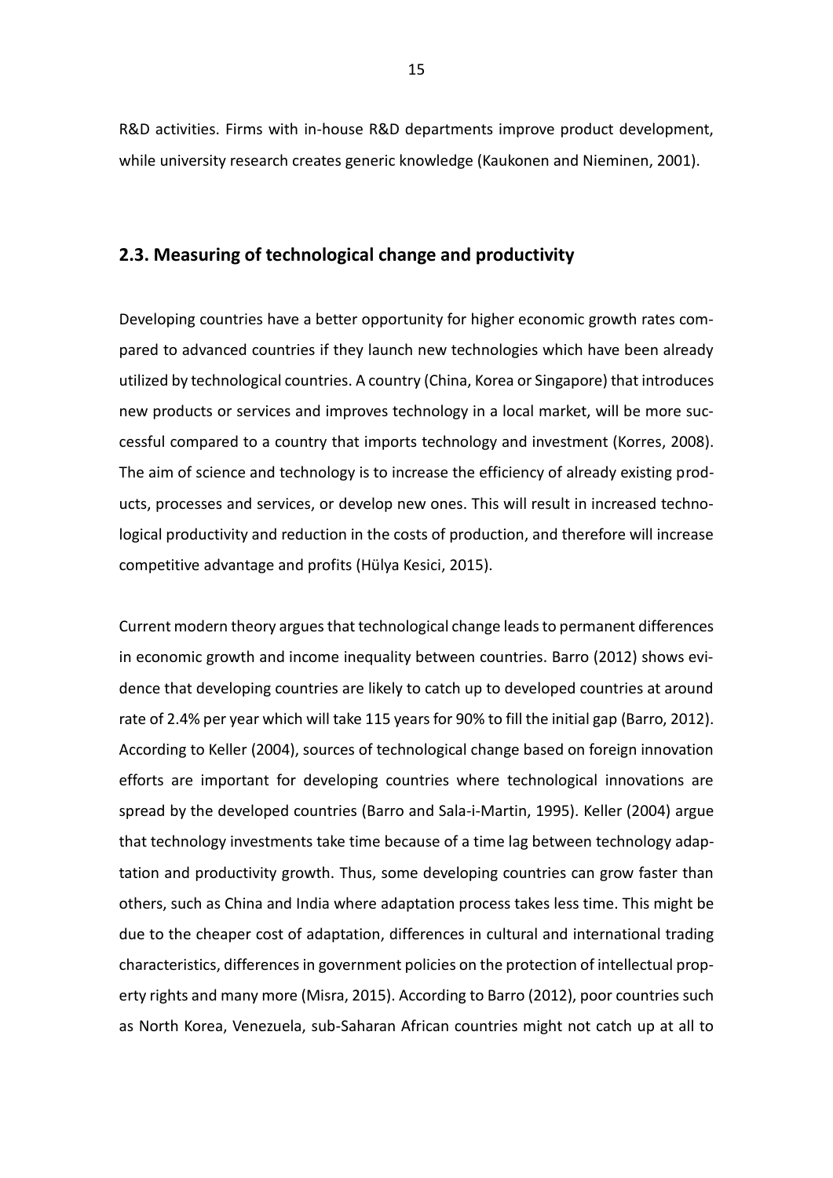R&D activities. Firms with in-house R&D departments improve product development, while university research creates generic knowledge (Kaukonen and Nieminen, 2001).

## 2.3. Measuring of technological change and productivity

Developing countries have a better opportunity for higher economic growth rates compared to advanced countries if they launch new technologies which have been already utilized by technological countries. A country (China, Korea or Singapore) that introduces new products or services and improves technology in a local market, will be more successful compared to a country that imports technology and investment (Korres, 2008). The aim of science and technology is to increase the efficiency of already existing products, processes and services, or develop new ones. This will result in increased technological productivity and reduction in the costs of production, and therefore will increase competitive advantage and profits (Hülya Kesici, 2015).

Current modern theory argues that technological change leads to permanent differences in economic growth and income inequality between countries. Barro (2012) shows evidence that developing countries are likely to catch up to developed countries at around rate of 2.4% per year which will take 115 years for 90% to fill the initial gap (Barro, 2012). According to Keller (2004), sources of technological change based on foreign innovation efforts are important for developing countries where technological innovations are spread by the developed countries (Barro and Sala-i-Martin, 1995). Keller (2004) argue that technology investments take time because of a time lag between technology adaptation and productivity growth. Thus, some developing countries can grow faster than others, such as China and India where adaptation process takes less time. This might be due to the cheaper cost of adaptation, differences in cultural and international trading characteristics, differences in government policies on the protection of intellectual property rights and many more (Misra, 2015). According to Barro (2012), poor countries such as North Korea, Venezuela, sub-Saharan African countries might not catch up at all to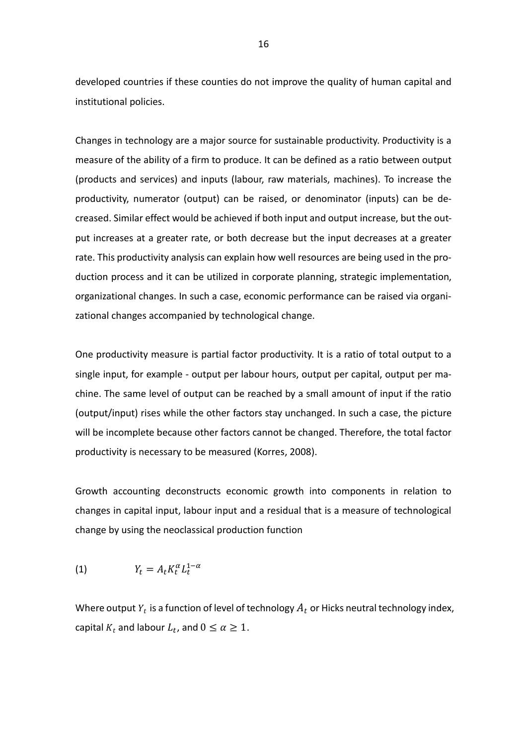developed countries if these counties do not improve the quality of human capital and institutional policies.

Changes in technology are a major source for sustainable productivity. Productivity is a measure of the ability of a firm to produce. It can be defined as a ratio between output (products and services) and inputs (labour, raw materials, machines). To increase the productivity, numerator (output) can be raised, or denominator (inputs) can be decreased. Similar effect would be achieved if both input and output increase, but the output increases at a greater rate, or both decrease but the input decreases at a greater rate. This productivity analysis can explain how well resources are being used in the production process and it can be utilized in corporate planning, strategic implementation, organizational changes. In such a case, economic performance can be raised via organizational changes accompanied by technological change.

One productivity measure is partial factor productivity. It is a ratio of total output to a single input, for example - output per labour hours, output per capital, output per machine. The same level of output can be reached by a small amount of input if the ratio (output/input) rises while the other factors stay unchanged. In such a case, the picture will be incomplete because other factors cannot be changed. Therefore, the total factor productivity is necessary to be measured (Korres, 2008).

Growth accounting deconstructs economic growth into components in relation to changes in capital input, labour input and a residual that is a measure of technological change by using the neoclassical production function

$$(1) \qquad Y_t = A_t K_t^{\alpha} L_t^{1-\alpha}$$

Where output $Y_t$ is a function of level of technology $A_t$ or Hicks neutral technology index, capital $K_t$ and labour $L_t$, and $0 \leq \alpha \geq 1$.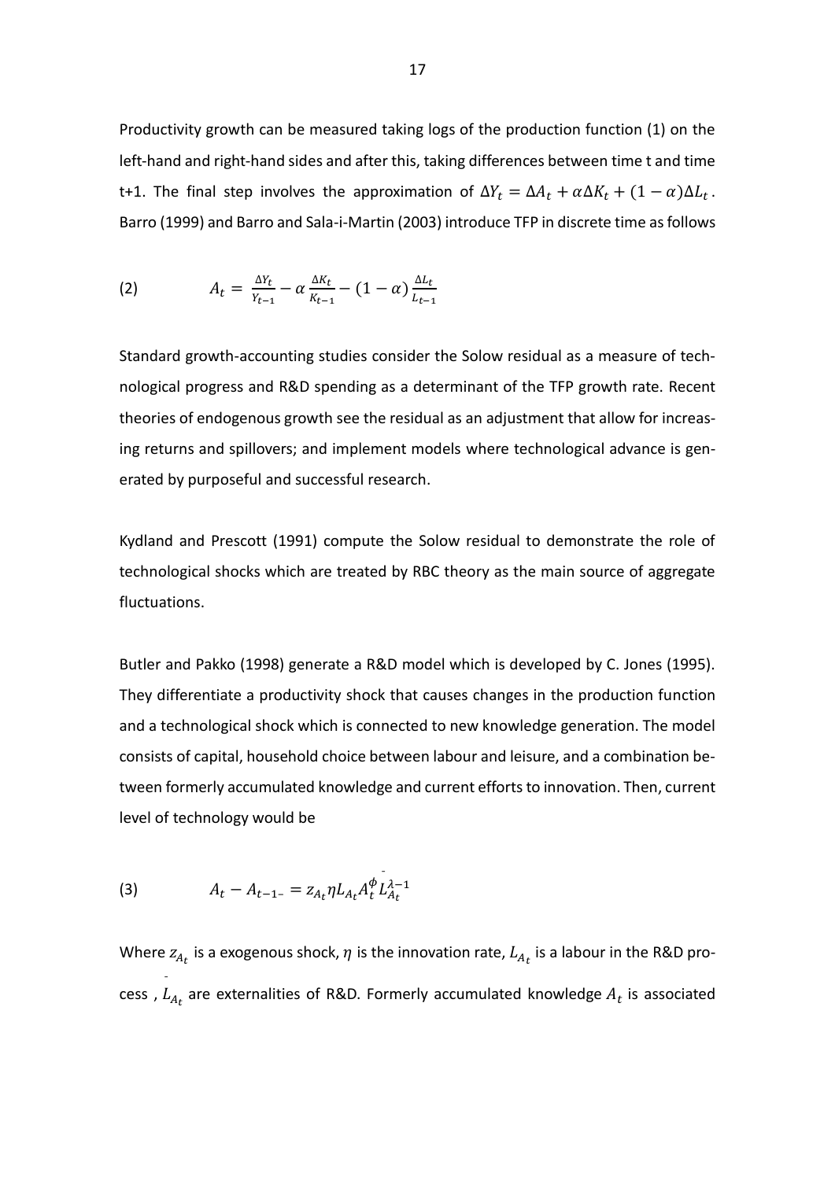Productivity growth can be measured taking logs of the production function (1) on the left-hand and right-hand sides and after this, taking differences between time t and time t+1. The final step involves the approximation of $\Delta Y_t = \Delta A_t + \alpha \Delta K_t + (1-\alpha)\Delta L_t$. Barro (1999) and Barro and Sala-i-Martin (2003) introduce TFP in discrete time as follows

$$(2) \qquad A_t = \frac{\Delta Y_t}{Y_{t-1}} - \alpha \frac{\Delta K_t}{K_{t-1}} - (1-\alpha) \frac{\Delta L_t}{L_{t-1}}$$

Standard growth-accounting studies consider the Solow residual as a measure of technological progress and R&D spending as a determinant of the TFP growth rate. Recent theories of endogenous growth see the residual as an adjustment that allow for increasing returns and spillovers; and implement models where technological advance is generated by purposeful and successful research.

Kydland and Prescott (1991) compute the Solow residual to demonstrate the role of technological shocks which are treated by RBC theory as the main source of aggregate fluctuations.

Butler and Pakko (1998) generate a R&D model which is developed by C. Jones (1995). They differentiate a productivity shock that causes changes in the production function and a technological shock which is connected to new knowledge generation. The model consists of capital, household choice between labour and leisure, and a combination between formerly accumulated knowledge and current efforts to innovation. Then, current level of technology would be

$$(3) \qquad A_t - A_{t-1^-} = z_{A_t} \eta L_{A_t} A_t^{\phi} \bar{L}_{A_t}^{\lambda-1}$$

Where $z_{A_t}$ is a exogenous shock, $\eta$ is the innovation rate, $L_{A_t}$ is a labour in the R&D process , $\bar{L}_{A_t}$ are externalities of R&D. Formerly accumulated knowledge $A_t$ is associated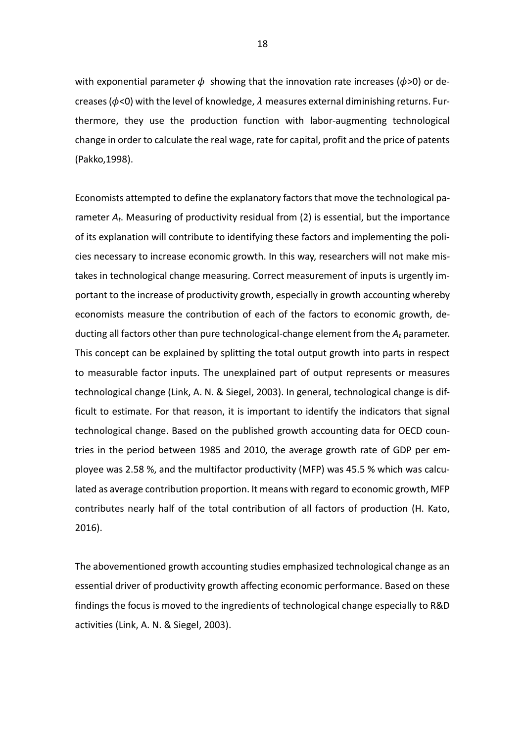with exponential parameter $\phi$ showing that the innovation rate increases ($\phi$>0) or decreases ($\phi$<0) with the level of knowledge, $\lambda$ measures external diminishing returns. Furthermore, they use the production function with labor-augmenting technological change in order to calculate the real wage, rate for capital, profit and the price of patents (Pakko,1998).

Economists attempted to define the explanatory factors that move the technological parameter $A_t$. Measuring of productivity residual from (2) is essential, but the importance of its explanation will contribute to identifying these factors and implementing the policies necessary to increase economic growth. In this way, researchers will not make mistakes in technological change measuring. Correct measurement of inputs is urgently important to the increase of productivity growth, especially in growth accounting whereby economists measure the contribution of each of the factors to economic growth, deducting all factors other than pure technological-change element from the $A_t$ parameter. This concept can be explained by splitting the total output growth into parts in respect to measurable factor inputs. The unexplained part of output represents or measures technological change (Link, A. N. & Siegel, 2003). In general, technological change is difficult to estimate. For that reason, it is important to identify the indicators that signal technological change. Based on the published growth accounting data for OECD countries in the period between 1985 and 2010, the average growth rate of GDP per employee was 2.58 %, and the multifactor productivity (MFP) was 45.5 % which was calculated as average contribution proportion. It means with regard to economic growth, MFP contributes nearly half of the total contribution of all factors of production (H. Kato, 2016).

The abovementioned growth accounting studies emphasized technological change as an essential driver of productivity growth affecting economic performance. Based on these findings the focus is moved to the ingredients of technological change especially to R&D activities (Link, A. N. & Siegel, 2003).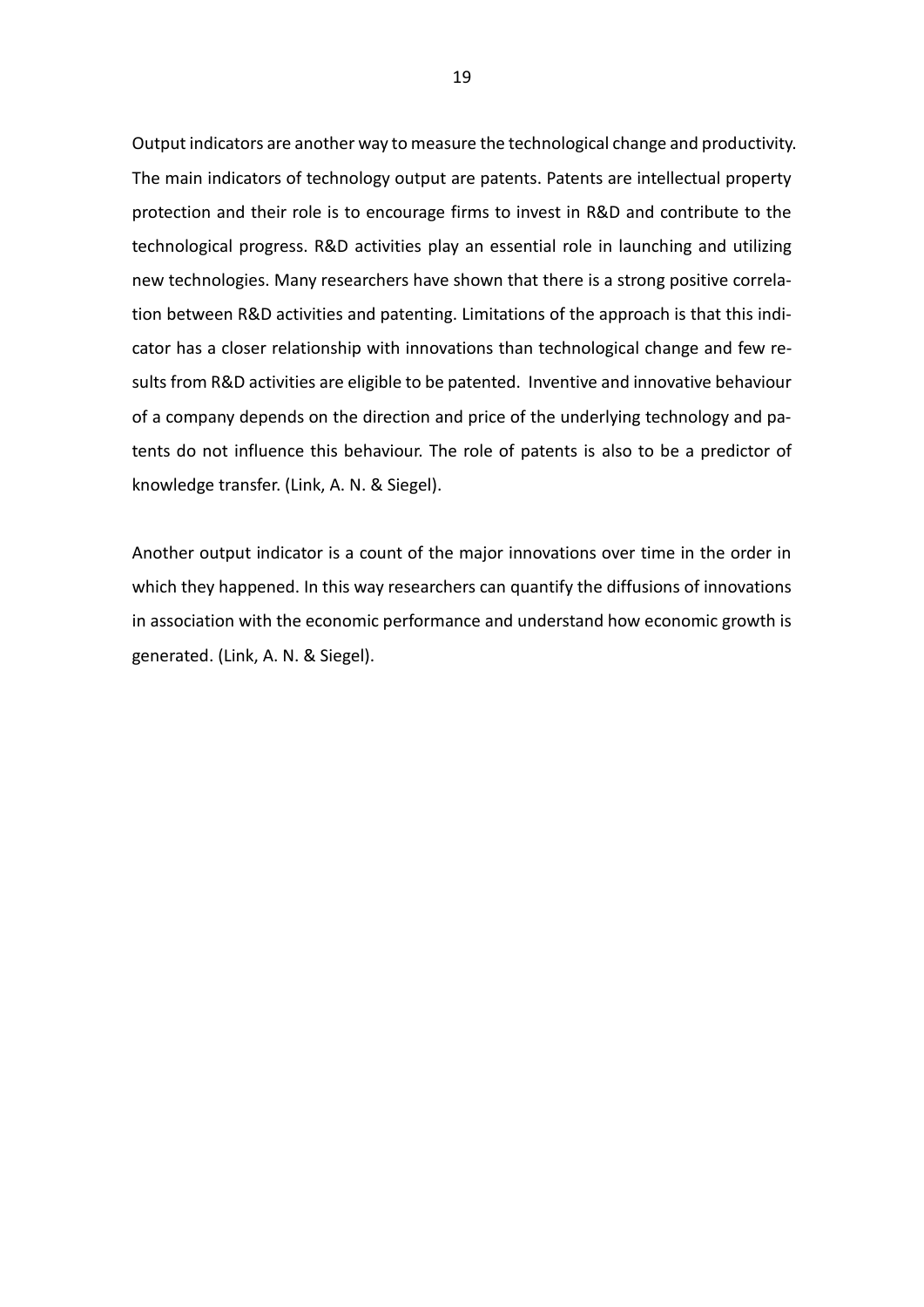Output indicators are another way to measure the technological change and productivity. The main indicators of technology output are patents. Patents are intellectual property protection and their role is to encourage firms to invest in R&D and contribute to the technological progress. R&D activities play an essential role in launching and utilizing new technologies. Many researchers have shown that there is a strong positive correlation between R&D activities and patenting. Limitations of the approach is that this indicator has a closer relationship with innovations than technological change and few results from R&D activities are eligible to be patented. Inventive and innovative behaviour of a company depends on the direction and price of the underlying technology and patents do not influence this behaviour. The role of patents is also to be a predictor of knowledge transfer. (Link, A. N. & Siegel).

Another output indicator is a count of the major innovations over time in the order in which they happened. In this way researchers can quantify the diffusions of innovations in association with the economic performance and understand how economic growth is generated. (Link, A. N. & Siegel).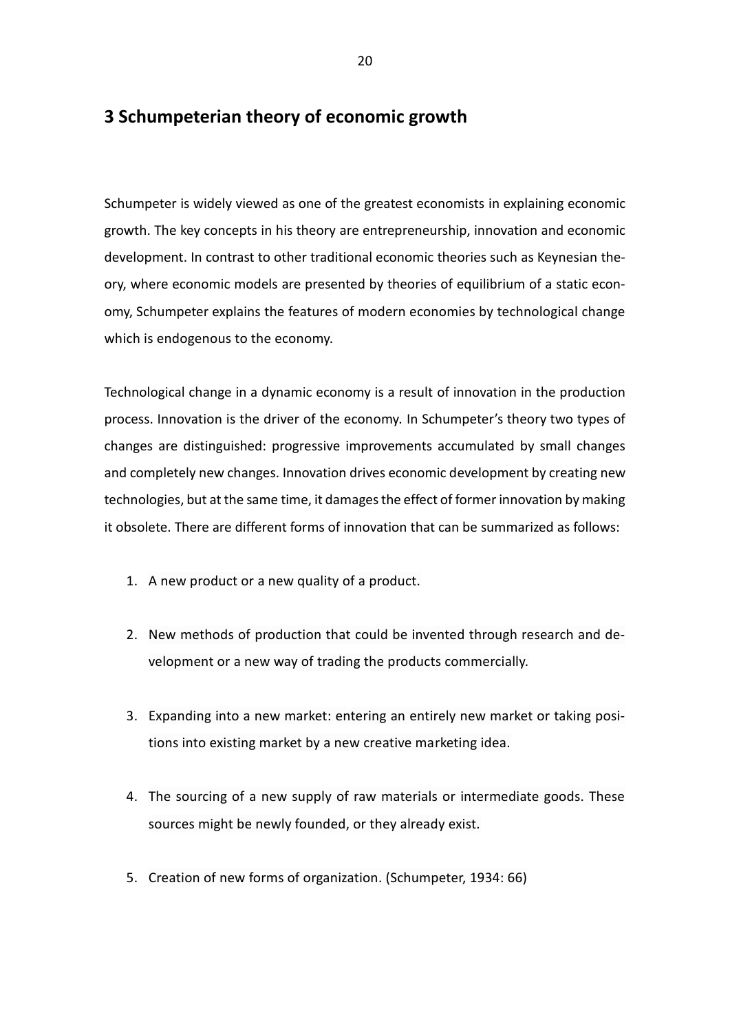# 3 Schumpeterian theory of economic growth

Schumpeter is widely viewed as one of the greatest economists in explaining economic growth. The key concepts in his theory are entrepreneurship, innovation and economic development. In contrast to other traditional economic theories such as Keynesian theory, where economic models are presented by theories of equilibrium of a static economy, Schumpeter explains the features of modern economies by technological change which is endogenous to the economy.

Technological change in a dynamic economy is a result of innovation in the production process. Innovation is the driver of the economy. In Schumpeter's theory two types of changes are distinguished: progressive improvements accumulated by small changes and completely new changes. Innovation drives economic development by creating new technologies, but at the same time, it damages the effect of former innovation by making it obsolete. There are different forms of innovation that can be summarized as follows:

1. A new product or a new quality of a product.
2. New methods of production that could be invented through research and development or a new way of trading the products commercially.
3. Expanding into a new market: entering an entirely new market or taking positions into existing market by a new creative marketing idea.
4. The sourcing of a new supply of raw materials or intermediate goods. These sources might be newly founded, or they already exist.
5. Creation of new forms of organization. (Schumpeter, 1934: 66)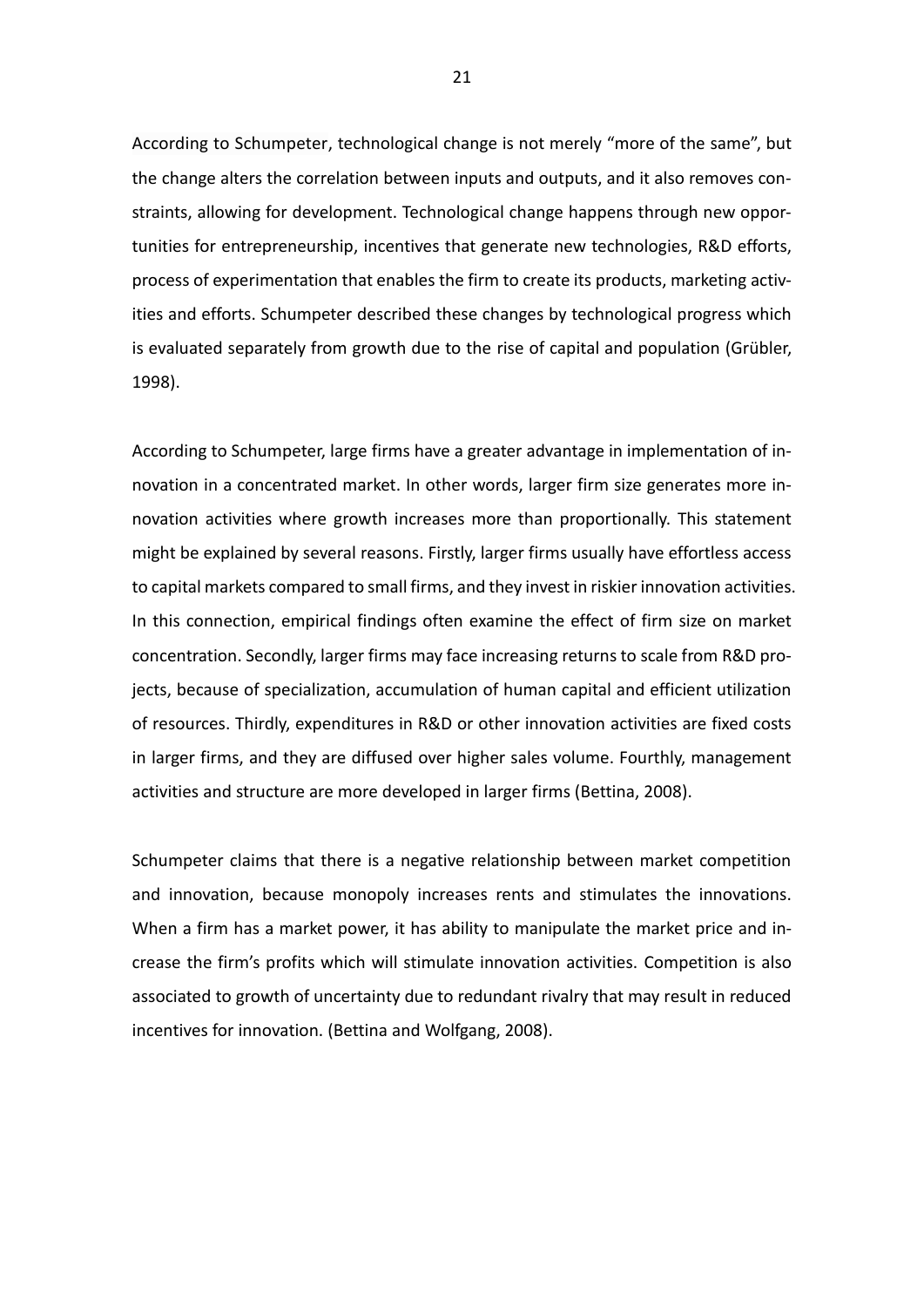According to Schumpeter, technological change is not merely “more of the same”, but the change alters the correlation between inputs and outputs, and it also removes constraints, allowing for development. Technological change happens through new opportunities for entrepreneurship, incentives that generate new technologies, R&D efforts, process of experimentation that enables the firm to create its products, marketing activities and efforts. Schumpeter described these changes by technological progress which is evaluated separately from growth due to the rise of capital and population (Grübler, 1998).

According to Schumpeter, large firms have a greater advantage in implementation of innovation in a concentrated market. In other words, larger firm size generates more innovation activities where growth increases more than proportionally. This statement might be explained by several reasons. Firstly, larger firms usually have effortless access to capital markets compared to small firms, and they invest in riskier innovation activities. In this connection, empirical findings often examine the effect of firm size on market concentration. Secondly, larger firms may face increasing returns to scale from R&D projects, because of specialization, accumulation of human capital and efficient utilization of resources. Thirdly, expenditures in R&D or other innovation activities are fixed costs in larger firms, and they are diffused over higher sales volume. Fourthly, management activities and structure are more developed in larger firms (Bettina, 2008).

Schumpeter claims that there is a negative relationship between market competition and innovation, because monopoly increases rents and stimulates the innovations. When a firm has a market power, it has ability to manipulate the market price and increase the firm’s profits which will stimulate innovation activities. Competition is also associated to growth of uncertainty due to redundant rivalry that may result in reduced incentives for innovation. (Bettina and Wolfgang, 2008).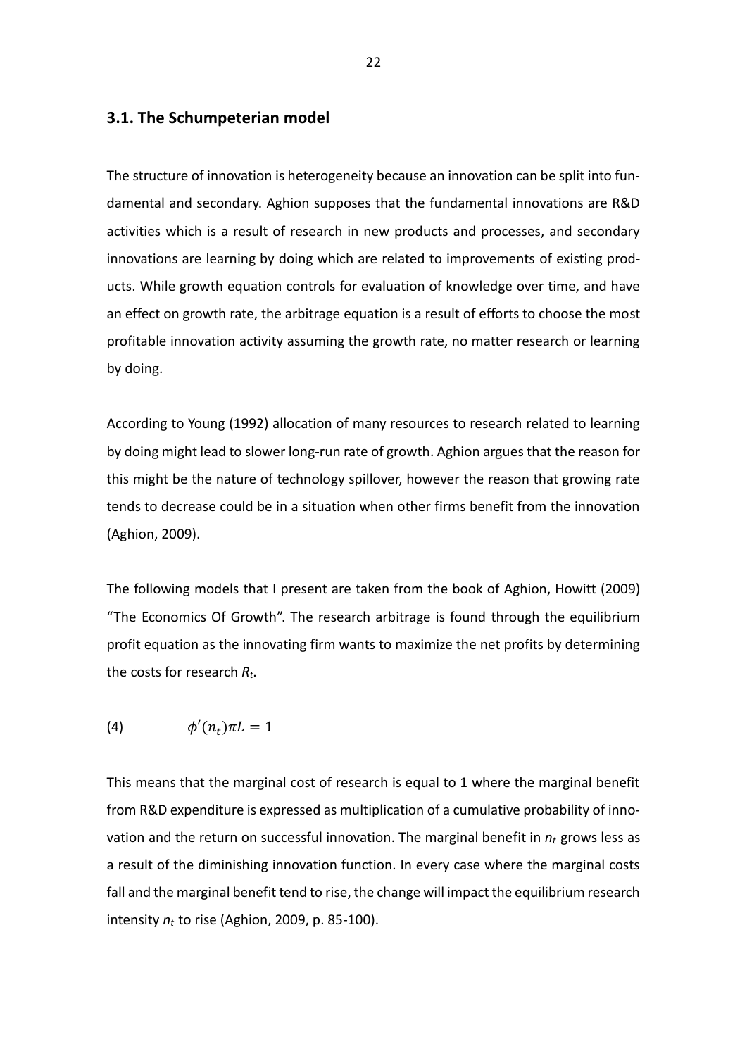## 3.1. The Schumpeterian model

The structure of innovation is heterogeneity because an innovation can be split into fundamental and secondary. Aghion supposes that the fundamental innovations are R&D activities which is a result of research in new products and processes, and secondary innovations are learning by doing which are related to improvements of existing products. While growth equation controls for evaluation of knowledge over time, and have an effect on growth rate, the arbitrage equation is a result of efforts to choose the most profitable innovation activity assuming the growth rate, no matter research or learning by doing.

According to Young (1992) allocation of many resources to research related to learning by doing might lead to slower long-run rate of growth. Aghion argues that the reason for this might be the nature of technology spillover, however the reason that growing rate tends to decrease could be in a situation when other firms benefit from the innovation (Aghion, 2009).

The following models that I present are taken from the book of Aghion, Howitt (2009) "The Economics Of Growth". The research arbitrage is found through the equilibrium profit equation as the innovating firm wants to maximize the net profits by determining the costs for research $R_t$.

$$\phi'(n_t)\pi L = 1 \quad (4)$$

This means that the marginal cost of research is equal to 1 where the marginal benefit from R&D expenditure is expressed as multiplication of a cumulative probability of innovation and the return on successful innovation. The marginal benefit in $n_t$ grows less as a result of the diminishing innovation function. In every case where the marginal costs fall and the marginal benefit tend to rise, the change will impact the equilibrium research intensity $n_t$ to rise (Aghion, 2009, p. 85-100).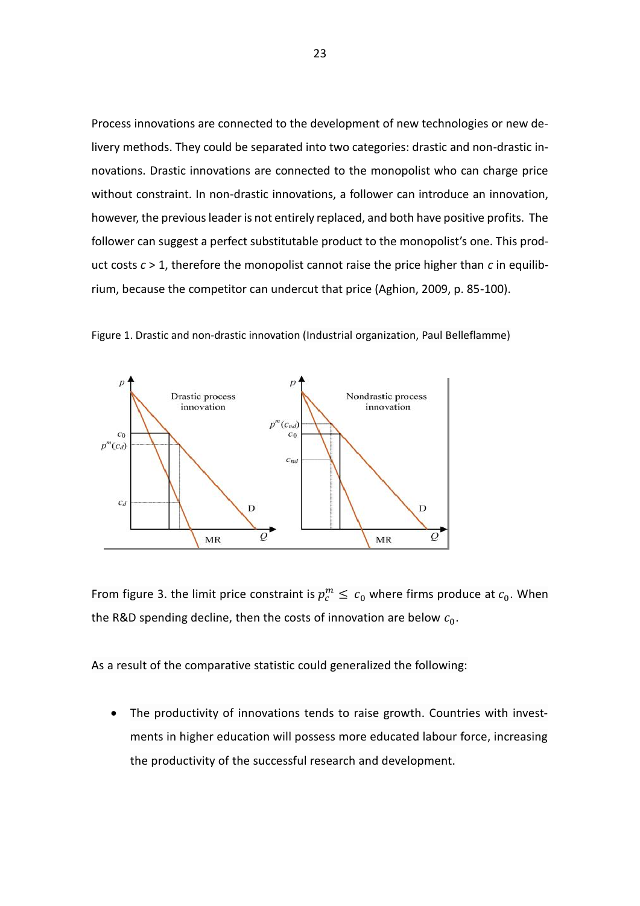Process innovations are connected to the development of new technologies or new delivery methods. They could be separated into two categories: drastic and non-drastic innovations. Drastic innovations are connected to the monopolist who can charge price without constraint. In non-drastic innovations, a follower can introduce an innovation, however, the previous leader is not entirely replaced, and both have positive profits. The follower can suggest a perfect substitutable product to the monopolist's one. This product costs $c > 1$, therefore the monopolist cannot raise the price higher than $c$ in equilibrium, because the competitor can undercut that price (Aghion, 2009, p. 85-100).

Figure 1. Drastic and non-drastic innovation (Industrial organization, Paul Belleflamme)

From figure 3. the limit price constraint is $p_c^m \leq c_0$ where firms produce at $c_0$. When the R&D spending decline, then the costs of innovation are below $c_0$.

As a result of the comparative statistic could generalized the following:

- The productivity of innovations tends to raise growth. Countries with investments in higher education will possess more educated labour force, increasing the productivity of the successful research and development.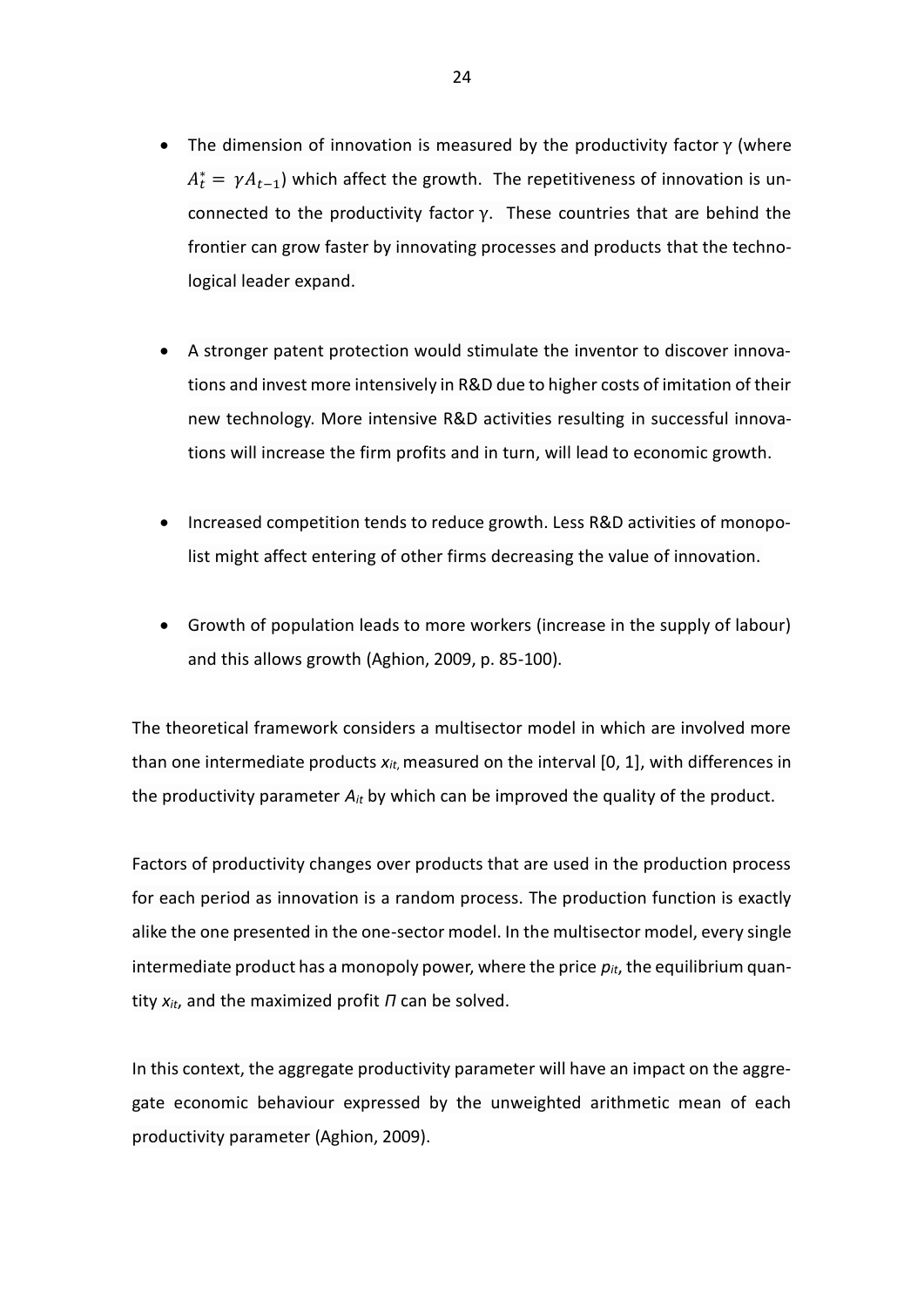- The dimension of innovation is measured by the productivity factor $\gamma$ (where $A_t^* = \gamma A_{t-1}$) which affect the growth. The repetitiveness of innovation is unconnected to the productivity factor $\gamma$. These countries that are behind the frontier can grow faster by innovating processes and products that the technological leader expand.

- A stronger patent protection would stimulate the inventor to discover innovations and invest more intensively in R&D due to higher costs of imitation of their new technology. More intensive R&D activities resulting in successful innovations will increase the firm profits and in turn, will lead to economic growth.

- Increased competition tends to reduce growth. Less R&D activities of monopolist might affect entering of other firms decreasing the value of innovation.

- Growth of population leads to more workers (increase in the supply of labour) and this allows growth (Aghion, 2009, p. 85-100).

The theoretical framework considers a multisector model in which are involved more than one intermediate products $x_{it}$, measured on the interval [0, 1], with differences in the productivity parameter $A_{it}$ by which can be improved the quality of the product.

Factors of productivity changes over products that are used in the production process for each period as innovation is a random process. The production function is exactly alike the one presented in the one-sector model. In the multisector model, every single intermediate product has a monopoly power, where the price $p_{it}$, the equilibrium quantity $x_{it}$, and the maximized profit $\Pi$ can be solved.

In this context, the aggregate productivity parameter will have an impact on the aggregate economic behaviour expressed by the unweighted arithmetic mean of each productivity parameter (Aghion, 2009).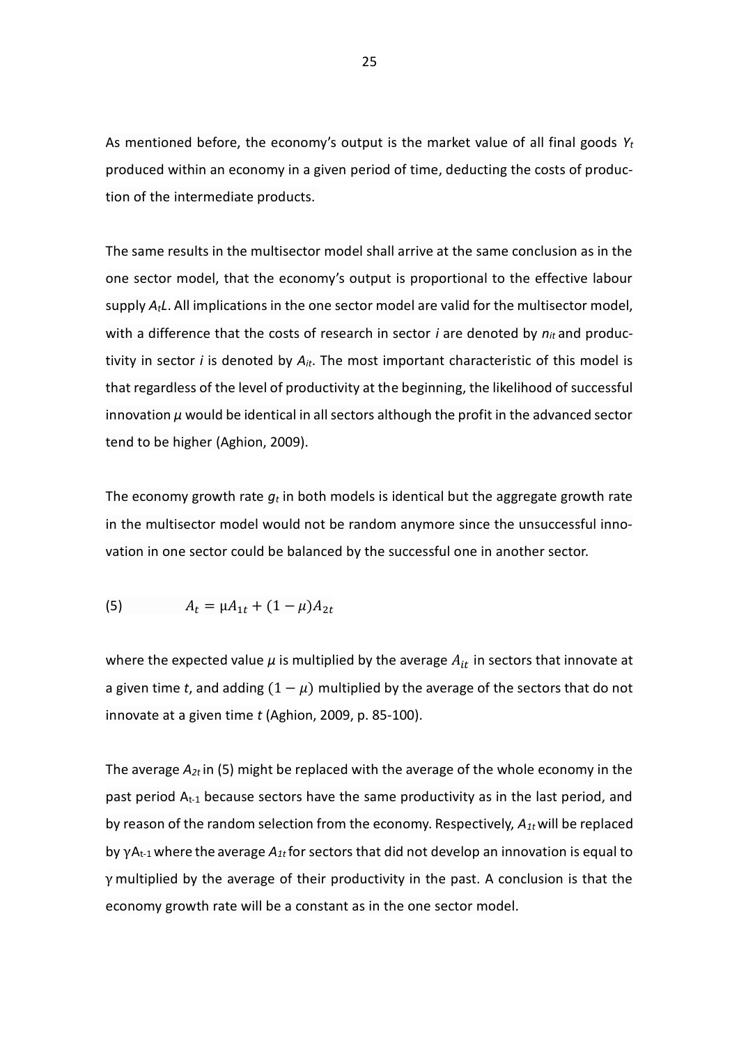As mentioned before, the economy's output is the market value of all final goods $Y_t$ produced within an economy in a given period of time, deducting the costs of production of the intermediate products.

The same results in the multisector model shall arrive at the same conclusion as in the one sector model, that the economy's output is proportional to the effective labour supply $A_tL$. All implications in the one sector model are valid for the multisector model, with a difference that the costs of research in sector *i* are denoted by $n_{it}$ and productivity in sector *i* is denoted by $A_{it}$. The most important characteristic of this model is that regardless of the level of productivity at the beginning, the likelihood of successful innovation $\mu$ would be identical in all sectors although the profit in the advanced sector tend to be higher (Aghion, 2009).

The economy growth rate $g_t$ in both models is identical but the aggregate growth rate in the multisector model would not be random anymore since the unsuccessful innovation in one sector could be balanced by the successful one in another sector.

$$A_t = \mu A_{1t} + (1 - \mu)A_{2t} \tag{5}$$

where the expected value $\mu$ is multiplied by the average $A_{it}$ in sectors that innovate at a given time *t*, and adding $(1 - \mu)$ multiplied by the average of the sectors that do not innovate at a given time *t* (Aghion, 2009, p. 85-100).

The average $A_{2t}$ in (5) might be replaced with the average of the whole economy in the past period $A_{t-1}$ because sectors have the same productivity as in the last period, and by reason of the random selection from the economy. Respectively, $A_{1t}$ will be replaced by $\gamma A_{t-1}$ where the average $A_{1t}$ for sectors that did not develop an innovation is equal to $\gamma$ multiplied by the average of their productivity in the past. A conclusion is that the economy growth rate will be a constant as in the one sector model.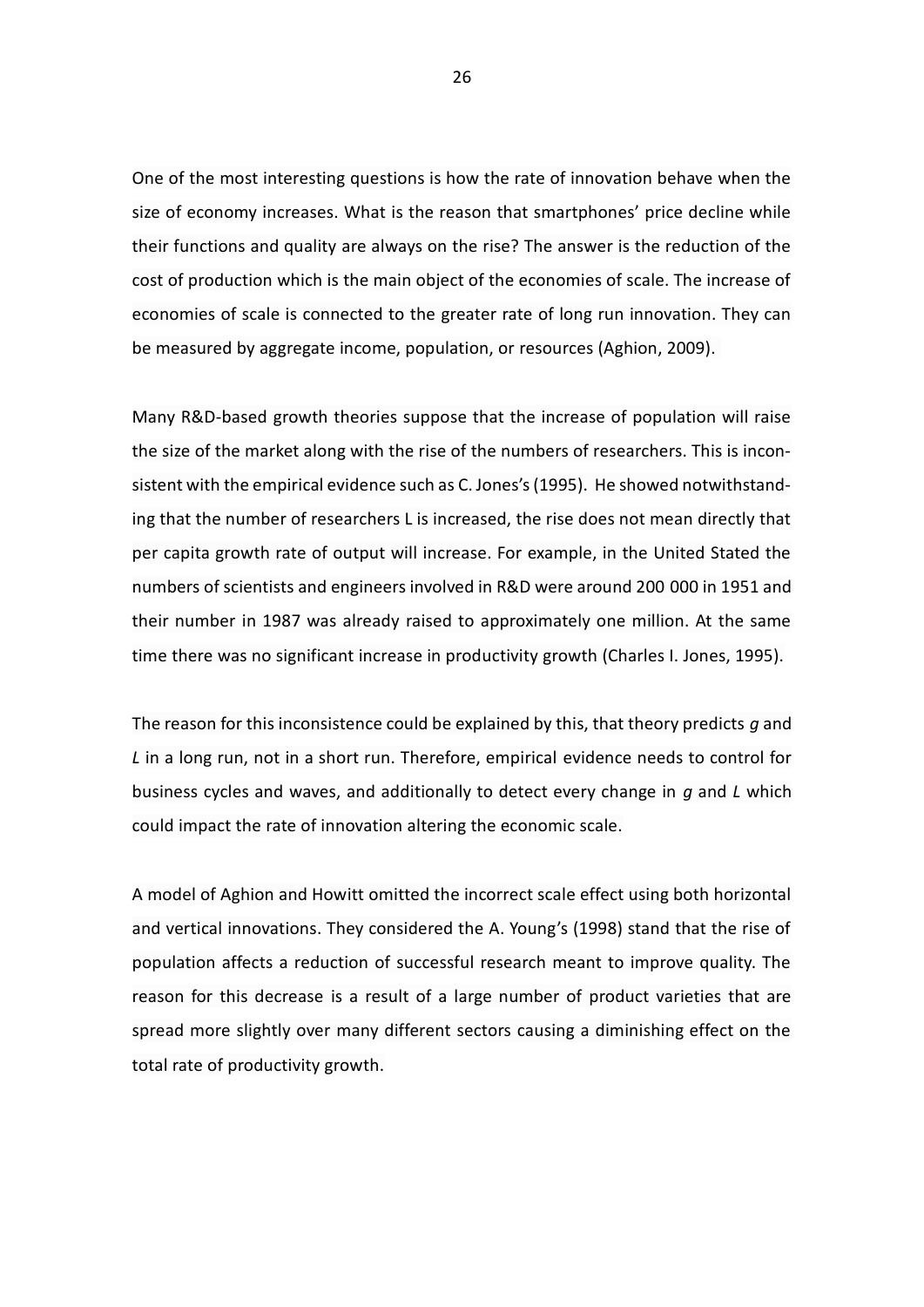One of the most interesting questions is how the rate of innovation behave when the size of economy increases. What is the reason that smartphones' price decline while their functions and quality are always on the rise? The answer is the reduction of the cost of production which is the main object of the economies of scale. The increase of economies of scale is connected to the greater rate of long run innovation. They can be measured by aggregate income, population, or resources (Aghion, 2009).

Many R&D-based growth theories suppose that the increase of population will raise the size of the market along with the rise of the numbers of researchers. This is inconsistent with the empirical evidence such as C. Jones's (1995). He showed notwithstanding that the number of researchers L is increased, the rise does not mean directly that per capita growth rate of output will increase. For example, in the United Stated the numbers of scientists and engineers involved in R&D were around 200 000 in 1951 and their number in 1987 was already raised to approximately one million. At the same time there was no significant increase in productivity growth (Charles I. Jones, 1995).

The reason for this inconsistence could be explained by this, that theory predicts $g$ and $L$ in a long run, not in a short run. Therefore, empirical evidence needs to control for business cycles and waves, and additionally to detect every change in $g$ and $L$ which could impact the rate of innovation altering the economic scale.

A model of Aghion and Howitt omitted the incorrect scale effect using both horizontal and vertical innovations. They considered the A. Young's (1998) stand that the rise of population affects a reduction of successful research meant to improve quality. The reason for this decrease is a result of a large number of product varieties that are spread more slightly over many different sectors causing a diminishing effect on the total rate of productivity growth.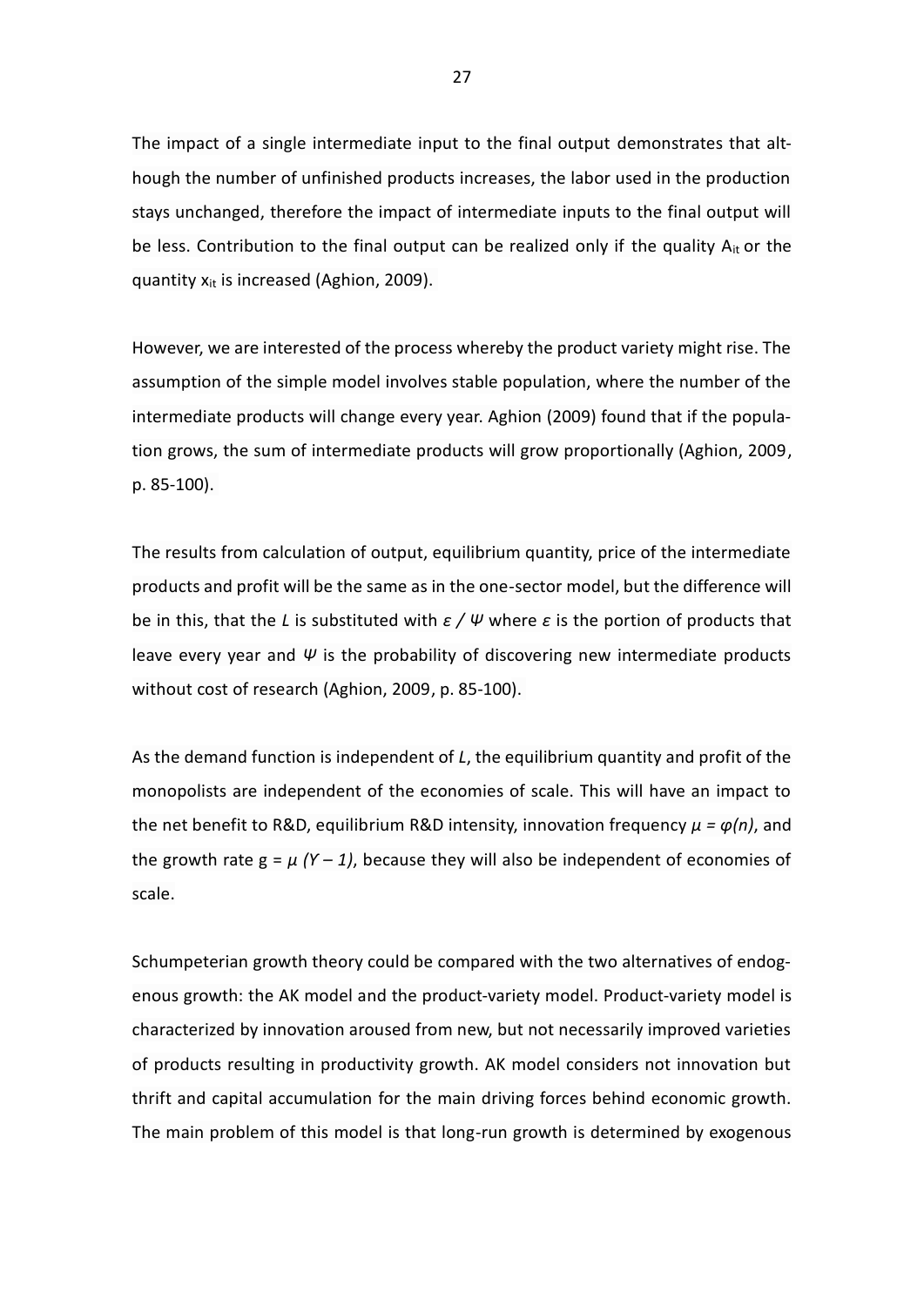The impact of a single intermediate input to the final output demonstrates that although the number of unfinished products increases, the labor used in the production stays unchanged, therefore the impact of intermediate inputs to the final output will be less. Contribution to the final output can be realized only if the quality $A_{it}$ or the quantity $x_{it}$ is increased (Aghion, 2009).

However, we are interested of the process whereby the product variety might rise. The assumption of the simple model involves stable population, where the number of the intermediate products will change every year. Aghion (2009) found that if the population grows, the sum of intermediate products will grow proportionally (Aghion, 2009, p. 85-100).

The results from calculation of output, equilibrium quantity, price of the intermediate products and profit will be the same as in the one-sector model, but the difference will be in this, that the $L$ is substituted with $\varepsilon / \Psi$ where $\varepsilon$ is the portion of products that leave every year and $\Psi$ is the probability of discovering new intermediate products without cost of research (Aghion, 2009, p. 85-100).

As the demand function is independent of $L$, the equilibrium quantity and profit of the monopolists are independent of the economies of scale. This will have an impact to the net benefit to R&D, equilibrium R&D intensity, innovation frequency $\mu = \varphi(n)$, and the growth rate $g = \mu (Y - 1)$, because they will also be independent of economies of scale.

Schumpeterian growth theory could be compared with the two alternatives of endogenous growth: the AK model and the product-variety model. Product-variety model is characterized by innovation aroused from new, but not necessarily improved varieties of products resulting in productivity growth. AK model considers not innovation but thrift and capital accumulation for the main driving forces behind economic growth. The main problem of this model is that long-run growth is determined by exogenous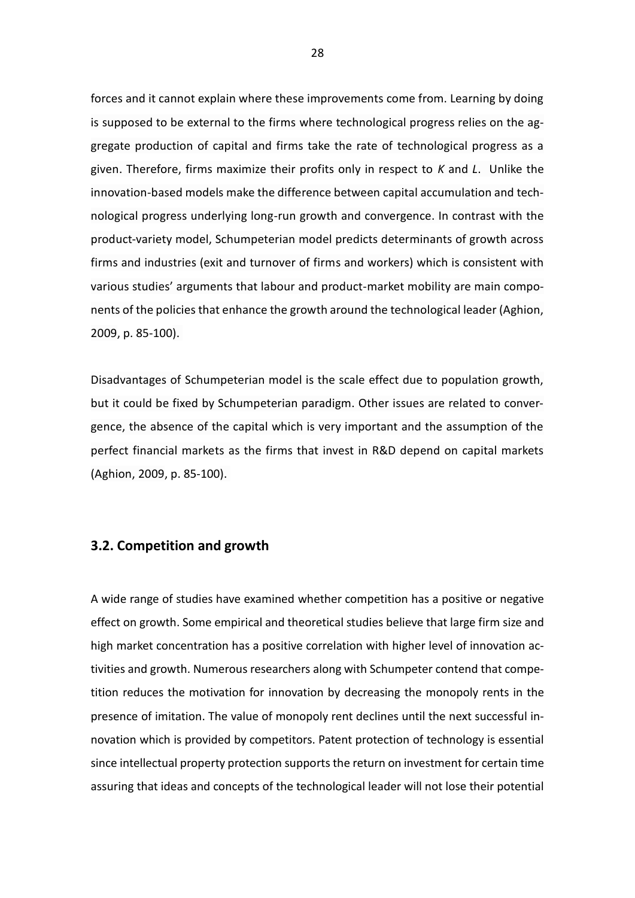forces and it cannot explain where these improvements come from. Learning by doing is supposed to be external to the firms where technological progress relies on the aggregate production of capital and firms take the rate of technological progress as a given. Therefore, firms maximize their profits only in respect to *K* and *L*. Unlike the innovation-based models make the difference between capital accumulation and technological progress underlying long-run growth and convergence. In contrast with the product-variety model, Schumpeterian model predicts determinants of growth across firms and industries (exit and turnover of firms and workers) which is consistent with various studies' arguments that labour and product-market mobility are main components of the policies that enhance the growth around the technological leader (Aghion, 2009, p. 85-100).

Disadvantages of Schumpeterian model is the scale effect due to population growth, but it could be fixed by Schumpeterian paradigm. Other issues are related to convergence, the absence of the capital which is very important and the assumption of the perfect financial markets as the firms that invest in R&D depend on capital markets (Aghion, 2009, p. 85-100).

### 3.2. Competition and growth

A wide range of studies have examined whether competition has a positive or negative effect on growth. Some empirical and theoretical studies believe that large firm size and high market concentration has a positive correlation with higher level of innovation activities and growth. Numerous researchers along with Schumpeter contend that competition reduces the motivation for innovation by decreasing the monopoly rents in the presence of imitation. The value of monopoly rent declines until the next successful innovation which is provided by competitors. Patent protection of technology is essential since intellectual property protection supports the return on investment for certain time assuring that ideas and concepts of the technological leader will not lose their potential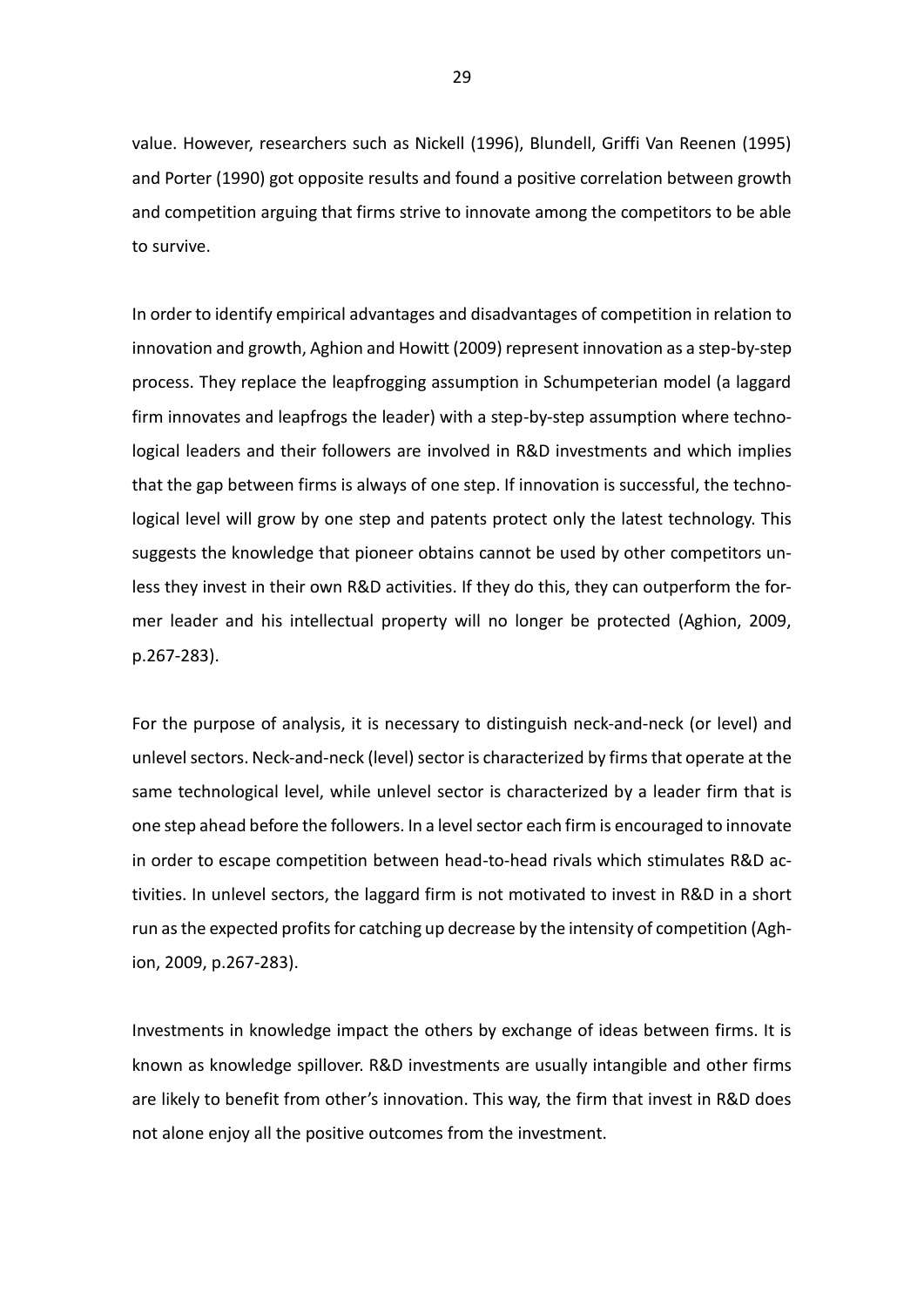value. However, researchers such as Nickell (1996), Blundell, Griffi Van Reenen (1995) and Porter (1990) got opposite results and found a positive correlation between growth and competition arguing that firms strive to innovate among the competitors to be able to survive.

In order to identify empirical advantages and disadvantages of competition in relation to innovation and growth, Aghion and Howitt (2009) represent innovation as a step-by-step process. They replace the leapfrogging assumption in Schumpeterian model (a laggard firm innovates and leapfrogs the leader) with a step-by-step assumption where technological leaders and their followers are involved in R&D investments and which implies that the gap between firms is always of one step. If innovation is successful, the technological level will grow by one step and patents protect only the latest technology. This suggests the knowledge that pioneer obtains cannot be used by other competitors unless they invest in their own R&D activities. If they do this, they can outperform the former leader and his intellectual property will no longer be protected (Aghion, 2009, p.267-283).

For the purpose of analysis, it is necessary to distinguish neck-and-neck (or level) and unlevel sectors. Neck-and-neck (level) sector is characterized by firms that operate at the same technological level, while unlevel sector is characterized by a leader firm that is one step ahead before the followers. In a level sector each firm is encouraged to innovate in order to escape competition between head-to-head rivals which stimulates R&D activities. In unlevel sectors, the laggard firm is not motivated to invest in R&D in a short run as the expected profits for catching up decrease by the intensity of competition (Aghion, 2009, p.267-283).

Investments in knowledge impact the others by exchange of ideas between firms. It is known as knowledge spillover. R&D investments are usually intangible and other firms are likely to benefit from other's innovation. This way, the firm that invest in R&D does not alone enjoy all the positive outcomes from the investment.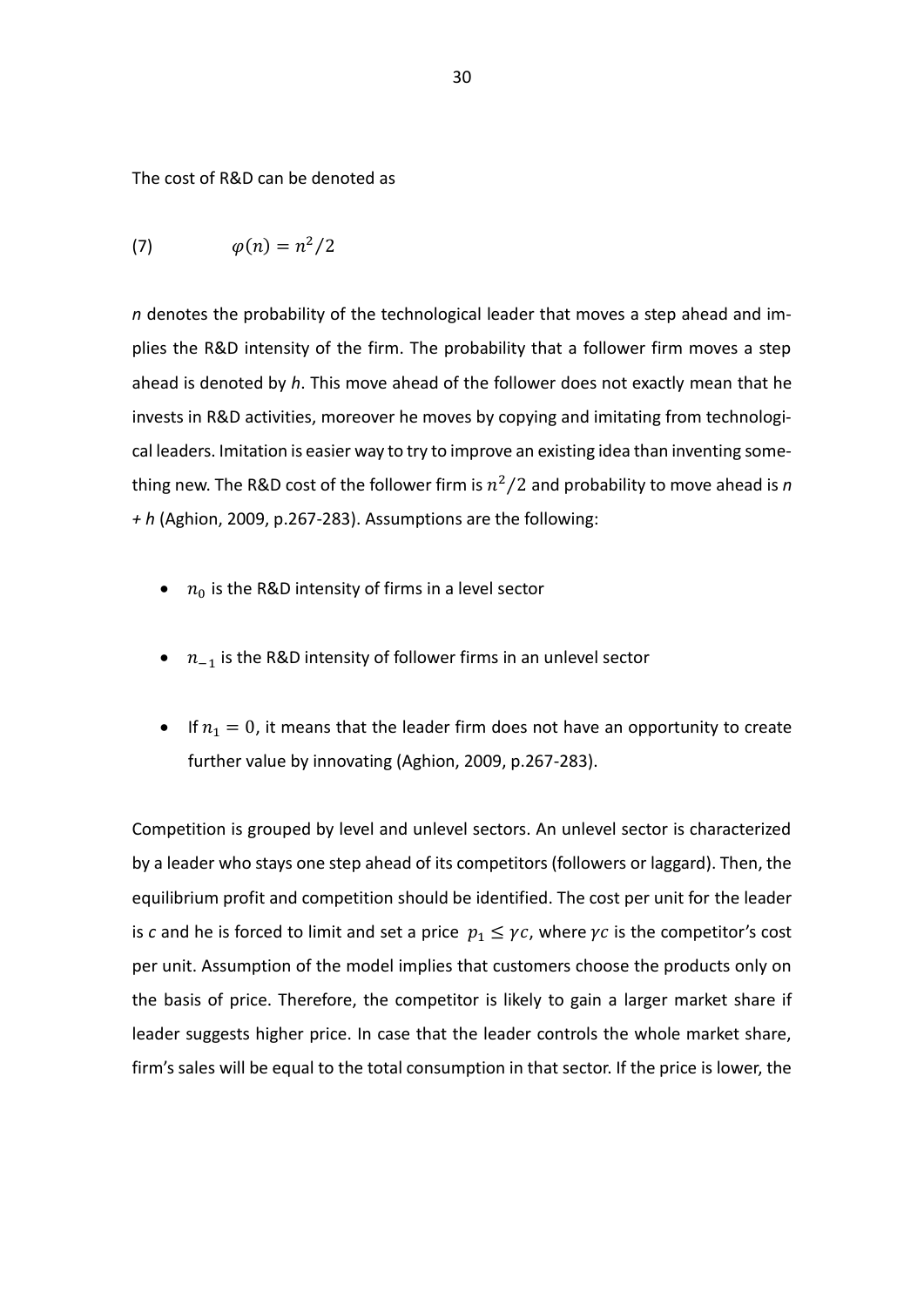The cost of R&D can be denoted as

$$\text{(7)} \qquad \varphi(n) = n^2/2$$

*n* denotes the probability of the technological leader that moves a step ahead and implies the R&D intensity of the firm. The probability that a follower firm moves a step ahead is denoted by *h*. This move ahead of the follower does not exactly mean that he invests in R&D activities, moreover he moves by copying and imitating from technological leaders. Imitation is easier way to try to improve an existing idea than inventing something new. The R&D cost of the follower firm is $n^2/2$ and probability to move ahead is *n + h* (Aghion, 2009, p.267-283). Assumptions are the following:

- $n_0$ is the R&D intensity of firms in a level sector
- $n_{-1}$ is the R&D intensity of follower firms in an unlevel sector
- If $n_1 = 0$, it means that the leader firm does not have an opportunity to create further value by innovating (Aghion, 2009, p.267-283).

Competition is grouped by level and unlevel sectors. An unlevel sector is characterized by a leader who stays one step ahead of its competitors (followers or laggard). Then, the equilibrium profit and competition should be identified. The cost per unit for the leader is *c* and he is forced to limit and set a price $p_1 \leq \gamma c$, where $\gamma c$ is the competitor's cost per unit. Assumption of the model implies that customers choose the products only on the basis of price. Therefore, the competitor is likely to gain a larger market share if leader suggests higher price. In case that the leader controls the whole market share, firm's sales will be equal to the total consumption in that sector. If the price is lower, the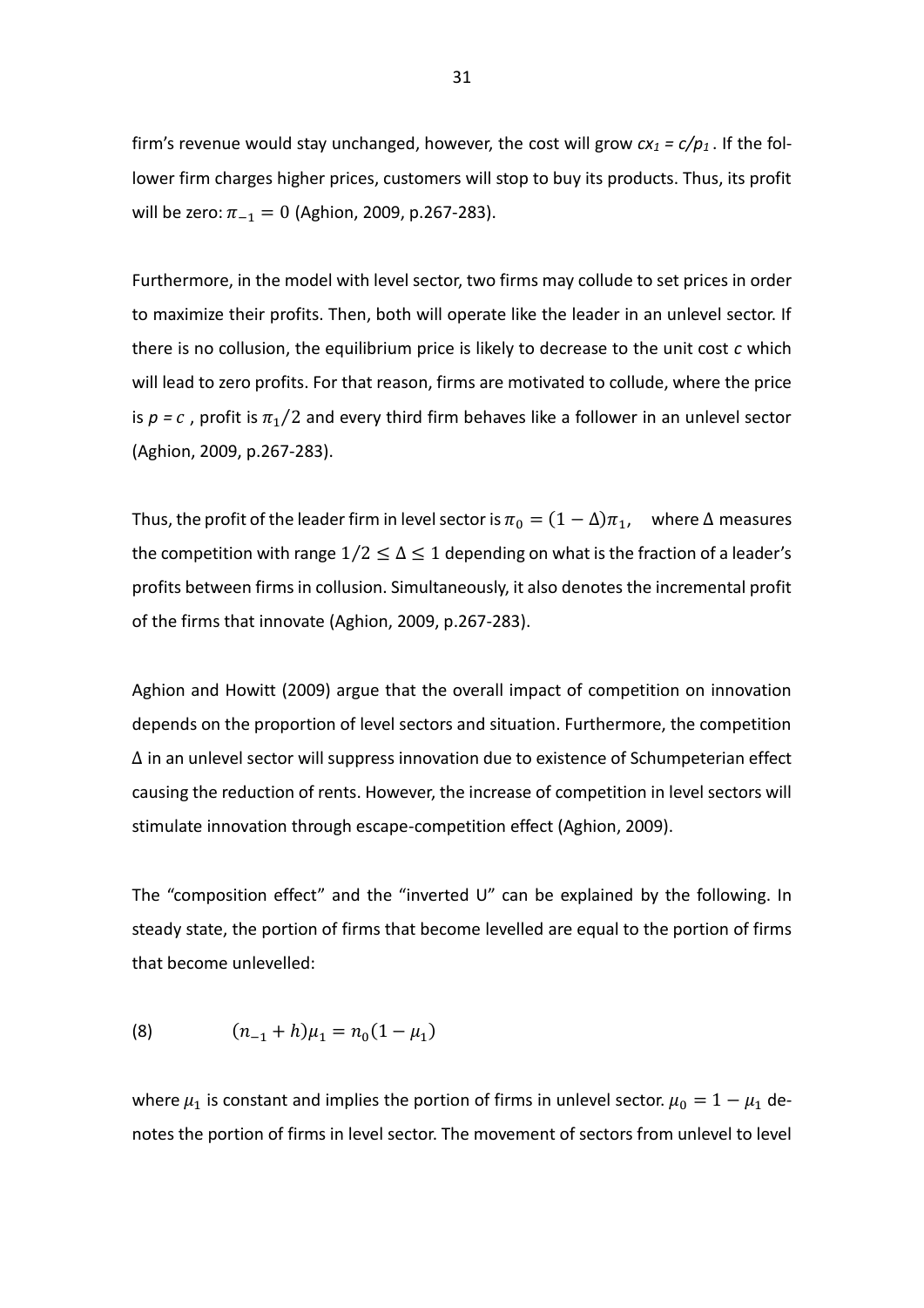firm's revenue would stay unchanged, however, the cost will grow $cx_1 = c/p_1$. If the follower firm charges higher prices, customers will stop to buy its products. Thus, its profit will be zero: $\pi_{-1} = 0$ (Aghion, 2009, p.267-283).

Furthermore, in the model with level sector, two firms may collude to set prices in order to maximize their profits. Then, both will operate like the leader in an unlevel sector. If there is no collusion, the equilibrium price is likely to decrease to the unit cost $c$ which will lead to zero profits. For that reason, firms are motivated to collude, where the price is $p = c$, profit is $\pi_1/2$ and every third firm behaves like a follower in an unlevel sector (Aghion, 2009, p.267-283).

Thus, the profit of the leader firm in level sector is $\pi_0 = (1 - \Delta)\pi_1$, where $\Delta$ measures the competition with range $1/2 \leq \Delta \leq 1$ depending on what is the fraction of a leader's profits between firms in collusion. Simultaneously, it also denotes the incremental profit of the firms that innovate (Aghion, 2009, p.267-283).

Aghion and Howitt (2009) argue that the overall impact of competition on innovation depends on the proportion of level sectors and situation. Furthermore, the competition $\Delta$ in an unlevel sector will suppress innovation due to existence of Schumpeterian effect causing the reduction of rents. However, the increase of competition in level sectors will stimulate innovation through escape-competition effect (Aghion, 2009).

The "composition effect" and the "inverted U" can be explained by the following. In steady state, the portion of firms that become levelled are equal to the portion of firms that become unlevelled:

$$(8) \qquad (n_{-1} + h)\mu_1 = n_0(1 - \mu_1)$$

where $\mu_1$ is constant and implies the portion of firms in unlevel sector. $\mu_0 = 1 - \mu_1$ denotes the portion of firms in level sector. The movement of sectors from unlevel to level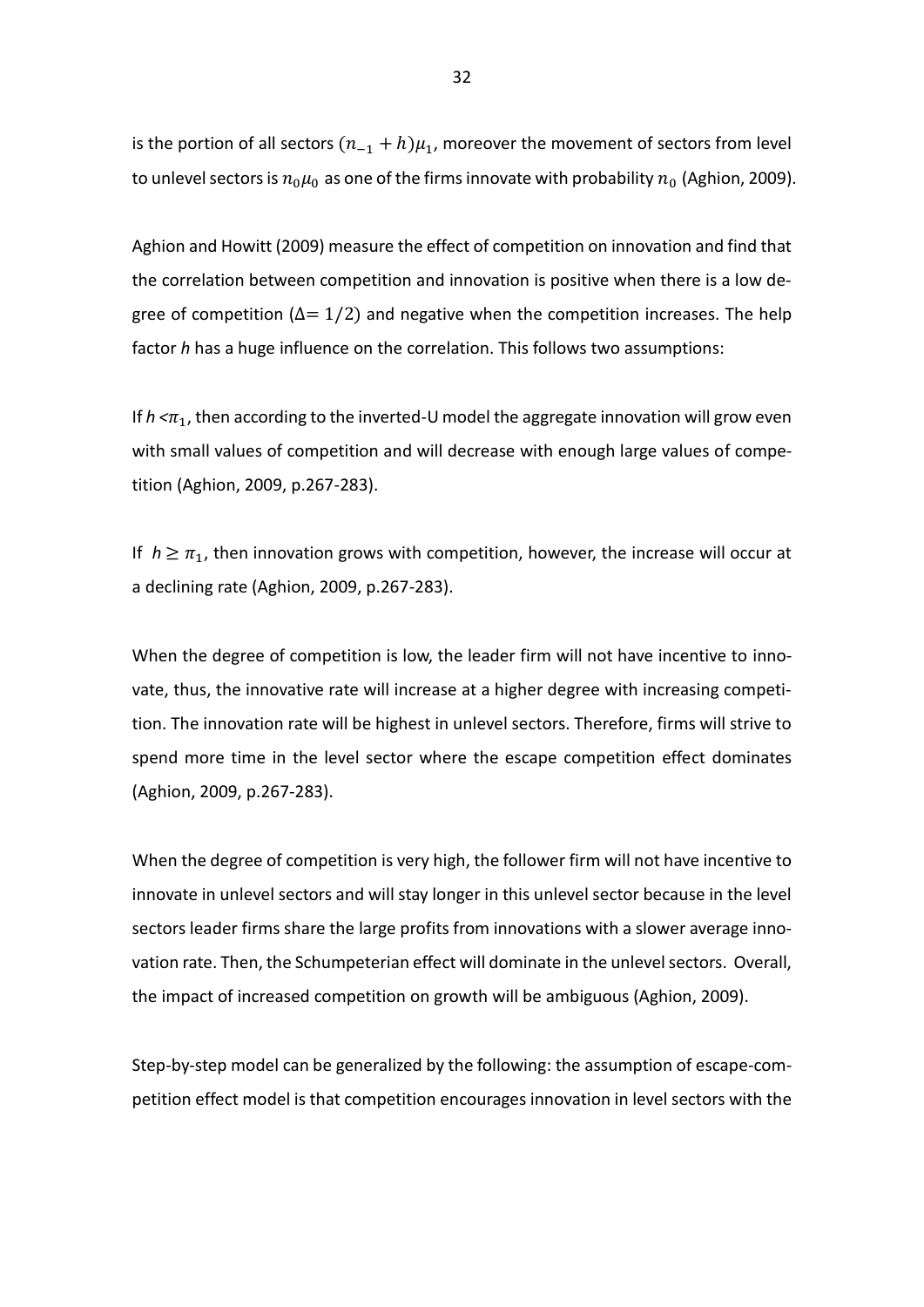is the portion of all sectors $(n_{-1} + h)\mu_1$, moreover the movement of sectors from level to unlevel sectors is $n_0\mu_0$ as one of the firms innovate with probability $n_0$ (Aghion, 2009).

Aghion and Howitt (2009) measure the effect of competition on innovation and find that the correlation between competition and innovation is positive when there is a low degree of competition ($\Delta = 1/2$) and negative when the competition increases. The help factor *h* has a huge influence on the correlation. This follows two assumptions:

If $h < \pi_1$, then according to the inverted-U model the aggregate innovation will grow even with small values of competition and will decrease with enough large values of competition (Aghion, 2009, p.267-283).

If $h \geq \pi_1$, then innovation grows with competition, however, the increase will occur at a declining rate (Aghion, 2009, p.267-283).

When the degree of competition is low, the leader firm will not have incentive to innovate, thus, the innovative rate will increase at a higher degree with increasing competition. The innovation rate will be highest in unlevel sectors. Therefore, firms will strive to spend more time in the level sector where the escape competition effect dominates (Aghion, 2009, p.267-283).

When the degree of competition is very high, the follower firm will not have incentive to innovate in unlevel sectors and will stay longer in this unlevel sector because in the level sectors leader firms share the large profits from innovations with a slower average innovation rate. Then, the Schumpeterian effect will dominate in the unlevel sectors. Overall, the impact of increased competition on growth will be ambiguous (Aghion, 2009).

Step-by-step model can be generalized by the following: the assumption of escape-competition effect model is that competition encourages innovation in level sectors with the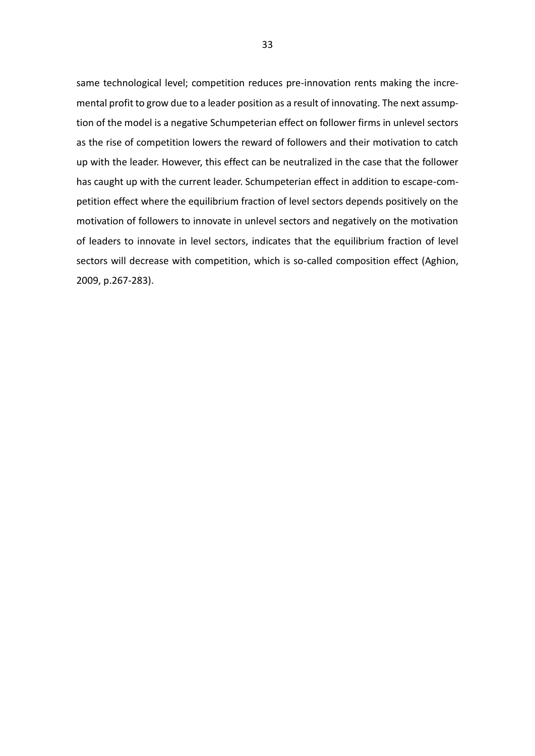same technological level; competition reduces pre-innovation rents making the incremental profit to grow due to a leader position as a result of innovating. The next assumption of the model is a negative Schumpeterian effect on follower firms in unlevel sectors as the rise of competition lowers the reward of followers and their motivation to catch up with the leader. However, this effect can be neutralized in the case that the follower has caught up with the current leader. Schumpeterian effect in addition to escape-competition effect where the equilibrium fraction of level sectors depends positively on the motivation of followers to innovate in unlevel sectors and negatively on the motivation of leaders to innovate in level sectors, indicates that the equilibrium fraction of level sectors will decrease with competition, which is so-called composition effect (Aghion, 2009, p.267-283).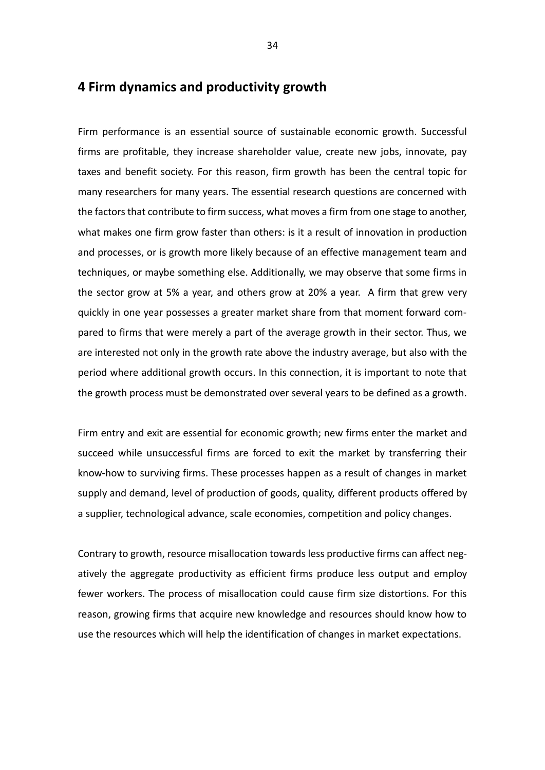# 4 Firm dynamics and productivity growth

Firm performance is an essential source of sustainable economic growth. Successful firms are profitable, they increase shareholder value, create new jobs, innovate, pay taxes and benefit society. For this reason, firm growth has been the central topic for many researchers for many years. The essential research questions are concerned with the factors that contribute to firm success, what moves a firm from one stage to another, what makes one firm grow faster than others: is it a result of innovation in production and processes, or is growth more likely because of an effective management team and techniques, or maybe something else. Additionally, we may observe that some firms in the sector grow at 5% a year, and others grow at 20% a year. A firm that grew very quickly in one year possesses a greater market share from that moment forward compared to firms that were merely a part of the average growth in their sector. Thus, we are interested not only in the growth rate above the industry average, but also with the period where additional growth occurs. In this connection, it is important to note that the growth process must be demonstrated over several years to be defined as a growth.

Firm entry and exit are essential for economic growth; new firms enter the market and succeed while unsuccessful firms are forced to exit the market by transferring their know-how to surviving firms. These processes happen as a result of changes in market supply and demand, level of production of goods, quality, different products offered by a supplier, technological advance, scale economies, competition and policy changes.

Contrary to growth, resource misallocation towards less productive firms can affect negatively the aggregate productivity as efficient firms produce less output and employ fewer workers. The process of misallocation could cause firm size distortions. For this reason, growing firms that acquire new knowledge and resources should know how to use the resources which will help the identification of changes in market expectations.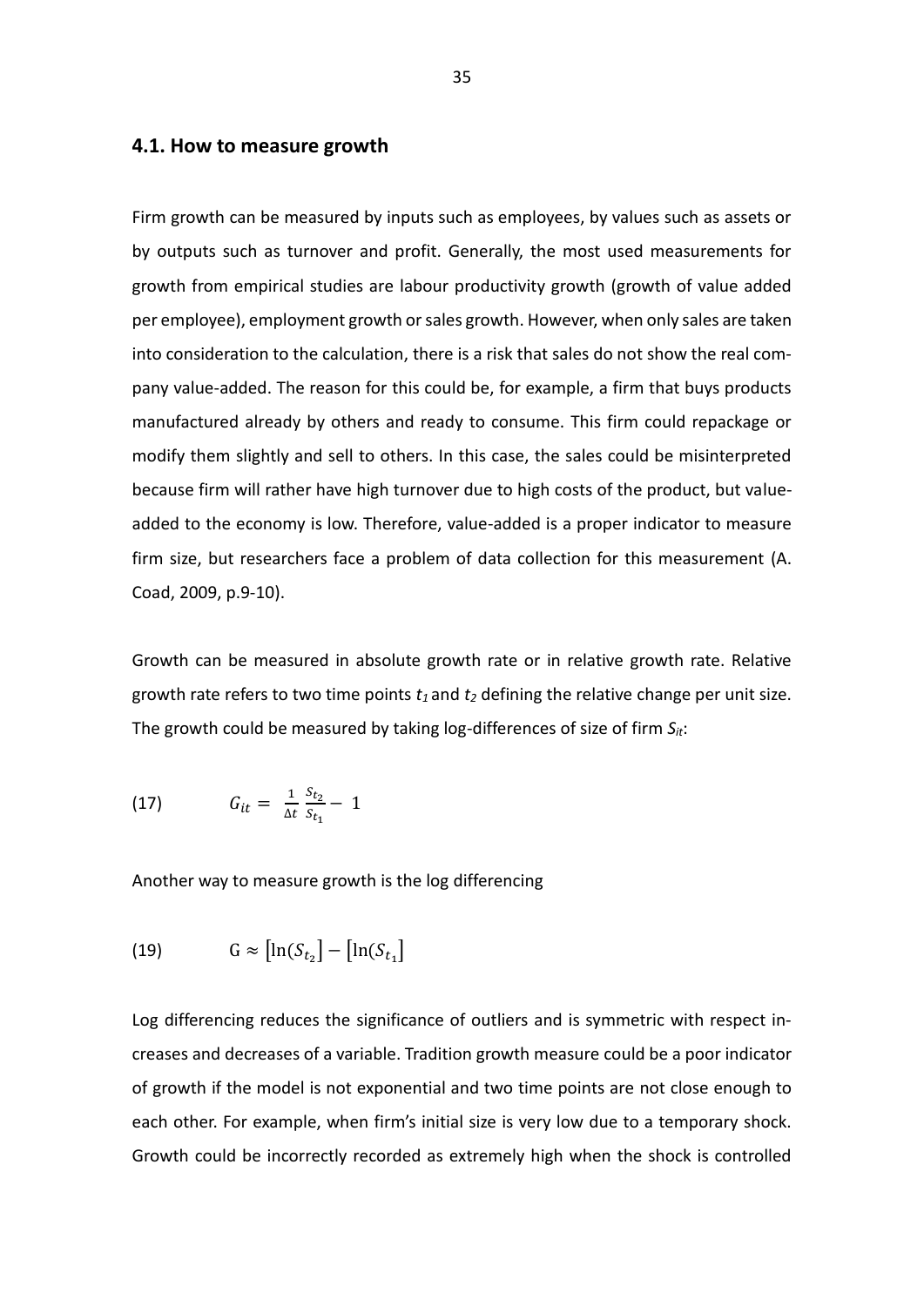### 4.1. How to measure growth

Firm growth can be measured by inputs such as employees, by values such as assets or by outputs such as turnover and profit. Generally, the most used measurements for growth from empirical studies are labour productivity growth (growth of value added per employee), employment growth or sales growth. However, when only sales are taken into consideration to the calculation, there is a risk that sales do not show the real company value-added. The reason for this could be, for example, a firm that buys products manufactured already by others and ready to consume. This firm could repackage or modify them slightly and sell to others. In this case, the sales could be misinterpreted because firm will rather have high turnover due to high costs of the product, but value-added to the economy is low. Therefore, value-added is a proper indicator to measure firm size, but researchers face a problem of data collection for this measurement (A. Coad, 2009, p.9-10).

Growth can be measured in absolute growth rate or in relative growth rate. Relative growth rate refers to two time points $t_1$ and $t_2$ defining the relative change per unit size. The growth could be measured by taking log-differences of size of firm $S_{it}$:

$$(17) \qquad G_{it} = \frac{1}{\Delta t} \frac{S_{t_2}}{S_{t_1}} - 1$$

Another way to measure growth is the log differencing

$$(19) \qquad \mathrm{G} \approx \left[\ln(S_{t_2}\right] - \left[\ln(S_{t_1}\right]$$

Log differencing reduces the significance of outliers and is symmetric with respect increases and decreases of a variable. Tradition growth measure could be a poor indicator of growth if the model is not exponential and two time points are not close enough to each other. For example, when firm's initial size is very low due to a temporary shock. Growth could be incorrectly recorded as extremely high when the shock is controlled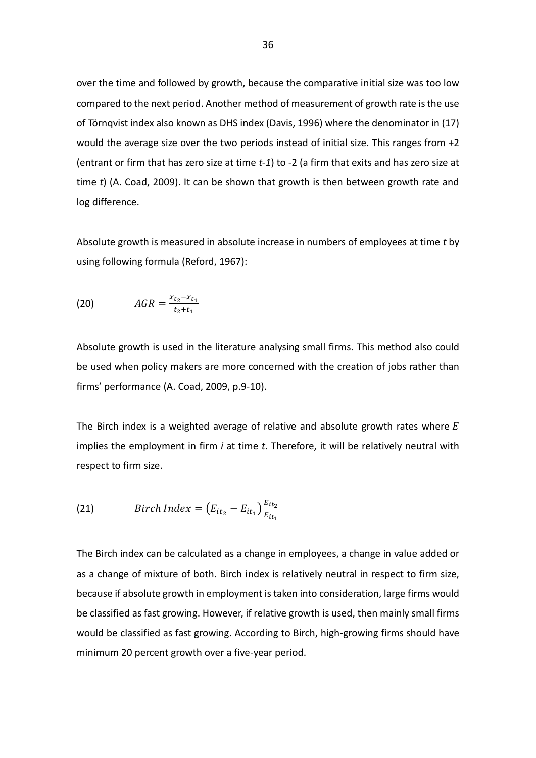over the time and followed by growth, because the comparative initial size was too low compared to the next period. Another method of measurement of growth rate is the use of Törnqvist index also known as DHS index (Davis, 1996) where the denominator in (17) would the average size over the two periods instead of initial size. This ranges from +2 (entrant or firm that has zero size at time *t-1*) to -2 (a firm that exits and has zero size at time *t*) (A. Coad, 2009). It can be shown that growth is then between growth rate and log difference.

Absolute growth is measured in absolute increase in numbers of employees at time *t* by using following formula (Reford, 1967):

$$(20) \qquad AGR = \frac{x_{t_2} - x_{t_1}}{t_2 + t_1}$$

Absolute growth is used in the literature analysing small firms. This method also could be used when policy makers are more concerned with the creation of jobs rather than firms' performance (A. Coad, 2009, p.9-10).

The Birch index is a weighted average of relative and absolute growth rates where $E$ implies the employment in firm *i* at time *t*. Therefore, it will be relatively neutral with respect to firm size.

$$(21) \qquad Birch\,Index = \left(E_{it_2} - E_{it_1}\right)\frac{E_{it_2}}{E_{it_1}}$$

The Birch index can be calculated as a change in employees, a change in value added or as a change of mixture of both. Birch index is relatively neutral in respect to firm size, because if absolute growth in employment is taken into consideration, large firms would be classified as fast growing. However, if relative growth is used, then mainly small firms would be classified as fast growing. According to Birch, high-growing firms should have minimum 20 percent growth over a five-year period.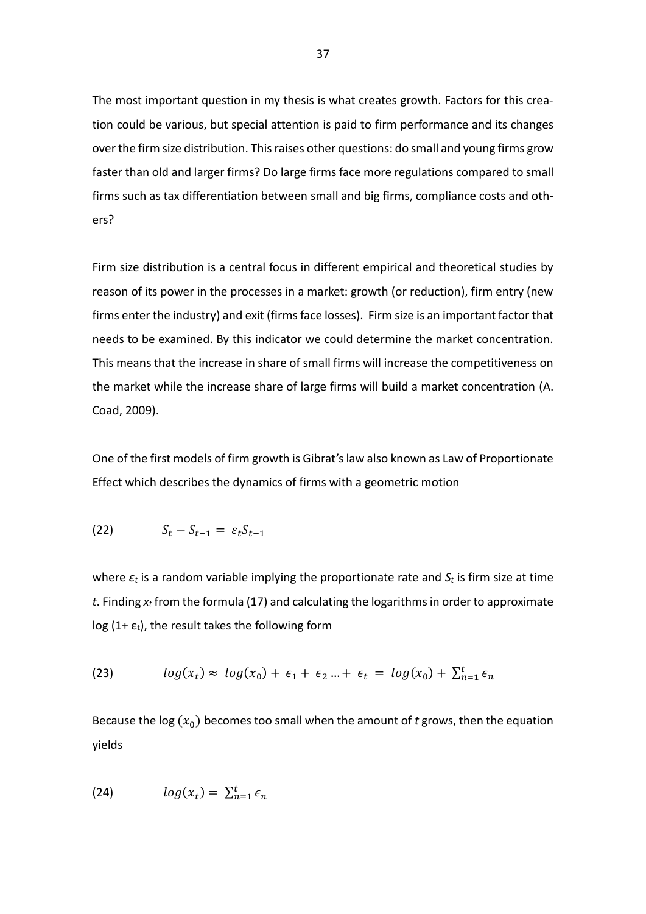The most important question in my thesis is what creates growth. Factors for this creation could be various, but special attention is paid to firm performance and its changes over the firm size distribution. This raises other questions: do small and young firms grow faster than old and larger firms? Do large firms face more regulations compared to small firms such as tax differentiation between small and big firms, compliance costs and others?

Firm size distribution is a central focus in different empirical and theoretical studies by reason of its power in the processes in a market: growth (or reduction), firm entry (new firms enter the industry) and exit (firms face losses). Firm size is an important factor that needs to be examined. By this indicator we could determine the market concentration. This means that the increase in share of small firms will increase the competitiveness on the market while the increase share of large firms will build a market concentration (A. Coad, 2009).

One of the first models of firm growth is Gibrat's law also known as Law of Proportionate Effect which describes the dynamics of firms with a geometric motion

$$S_t - S_{t-1} = \varepsilon_t S_{t-1} \tag{22}$$

where $\varepsilon_t$ is a random variable implying the proportionate rate and $S_t$ is firm size at time $t$. Finding $x_t$ from the formula (17) and calculating the logarithms in order to approximate $\log(1+\varepsilon_t)$, the result takes the following form

$$log(x_t) \approx log(x_0) + \epsilon_1 + \epsilon_2 \ldots + \epsilon_t = log(x_0) + \sum_{n=1}^{t} \epsilon_n \tag{23}$$

Because the $\log(x_0)$ becomes too small when the amount of $t$ grows, then the equation yields

$$log(x_t) = \sum_{n=1}^{t} \epsilon_n \tag{24}$$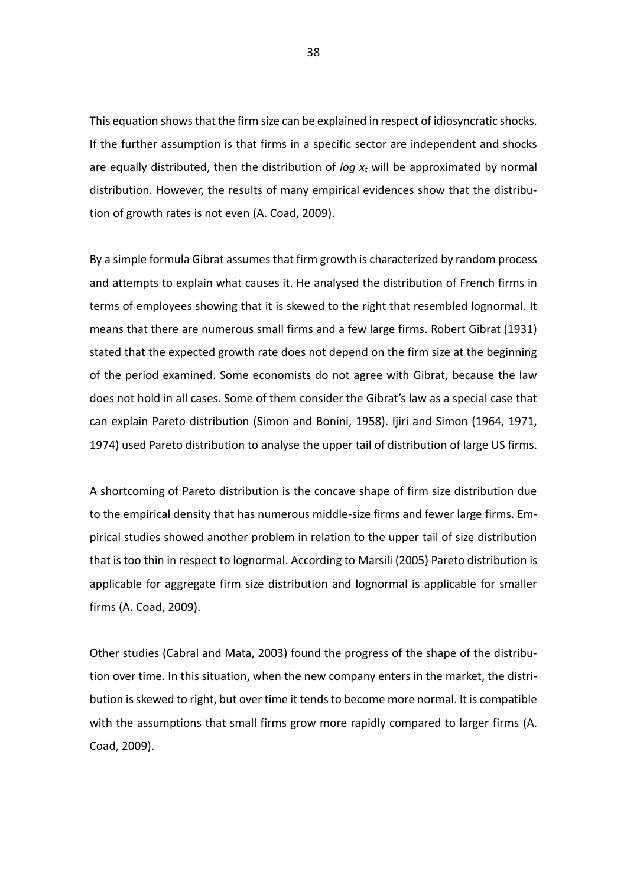This equation shows that the firm size can be explained in respect of idiosyncratic shocks. If the further assumption is that firms in a specific sector are independent and shocks are equally distributed, then the distribution of $\log x_t$ will be approximated by normal distribution. However, the results of many empirical evidences show that the distribution of growth rates is not even (A. Coad, 2009).

By a simple formula Gibrat assumes that firm growth is characterized by random process and attempts to explain what causes it. He analysed the distribution of French firms in terms of employees showing that it is skewed to the right that resembled lognormal. It means that there are numerous small firms and a few large firms. Robert Gibrat (1931) stated that the expected growth rate does not depend on the firm size at the beginning of the period examined. Some economists do not agree with Gibrat, because the law does not hold in all cases. Some of them consider the Gibrat's law as a special case that can explain Pareto distribution (Simon and Bonini, 1958). Ijiri and Simon (1964, 1971, 1974) used Pareto distribution to analyse the upper tail of distribution of large US firms.

A shortcoming of Pareto distribution is the concave shape of firm size distribution due to the empirical density that has numerous middle-size firms and fewer large firms. Empirical studies showed another problem in relation to the upper tail of size distribution that is too thin in respect to lognormal. According to Marsili (2005) Pareto distribution is applicable for aggregate firm size distribution and lognormal is applicable for smaller firms (A. Coad, 2009).

Other studies (Cabral and Mata, 2003) found the progress of the shape of the distribution over time. In this situation, when the new company enters in the market, the distribution is skewed to right, but over time it tends to become more normal. It is compatible with the assumptions that small firms grow more rapidly compared to larger firms (A. Coad, 2009).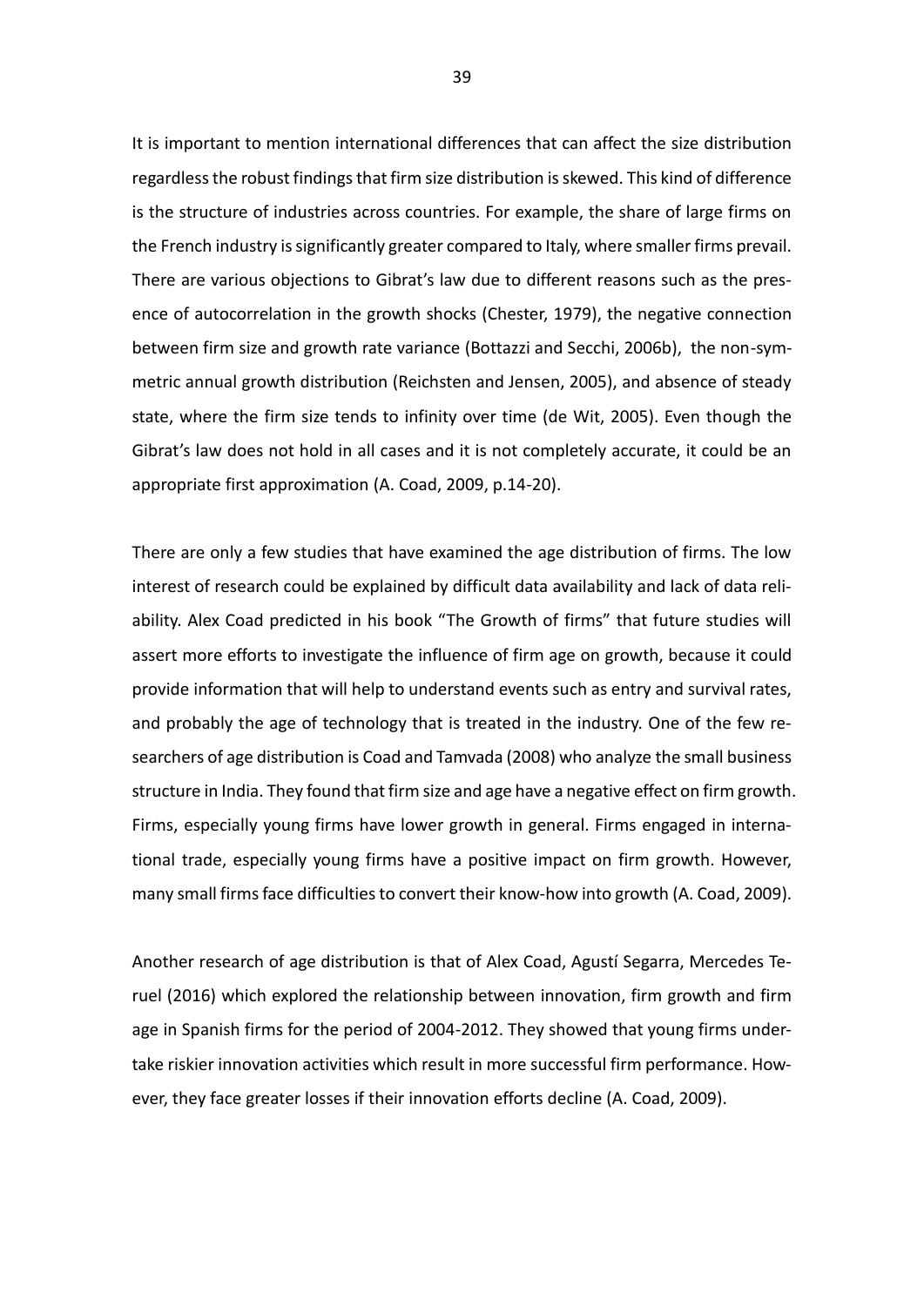It is important to mention international differences that can affect the size distribution regardless the robust findings that firm size distribution is skewed. This kind of difference is the structure of industries across countries. For example, the share of large firms on the French industry is significantly greater compared to Italy, where smaller firms prevail. There are various objections to Gibrat's law due to different reasons such as the presence of autocorrelation in the growth shocks (Chester, 1979), the negative connection between firm size and growth rate variance (Bottazzi and Secchi, 2006b), the non-symmetric annual growth distribution (Reichsten and Jensen, 2005), and absence of steady state, where the firm size tends to infinity over time (de Wit, 2005). Even though the Gibrat's law does not hold in all cases and it is not completely accurate, it could be an appropriate first approximation (A. Coad, 2009, p.14-20).

There are only a few studies that have examined the age distribution of firms. The low interest of research could be explained by difficult data availability and lack of data reliability. Alex Coad predicted in his book "The Growth of firms" that future studies will assert more efforts to investigate the influence of firm age on growth, because it could provide information that will help to understand events such as entry and survival rates, and probably the age of technology that is treated in the industry. One of the few researchers of age distribution is Coad and Tamvada (2008) who analyze the small business structure in India. They found that firm size and age have a negative effect on firm growth. Firms, especially young firms have lower growth in general. Firms engaged in international trade, especially young firms have a positive impact on firm growth. However, many small firms face difficulties to convert their know-how into growth (A. Coad, 2009).

Another research of age distribution is that of Alex Coad, Agustí Segarra, Mercedes Teruel (2016) which explored the relationship between innovation, firm growth and firm age in Spanish firms for the period of 2004-2012. They showed that young firms undertake riskier innovation activities which result in more successful firm performance. However, they face greater losses if their innovation efforts decline (A. Coad, 2009).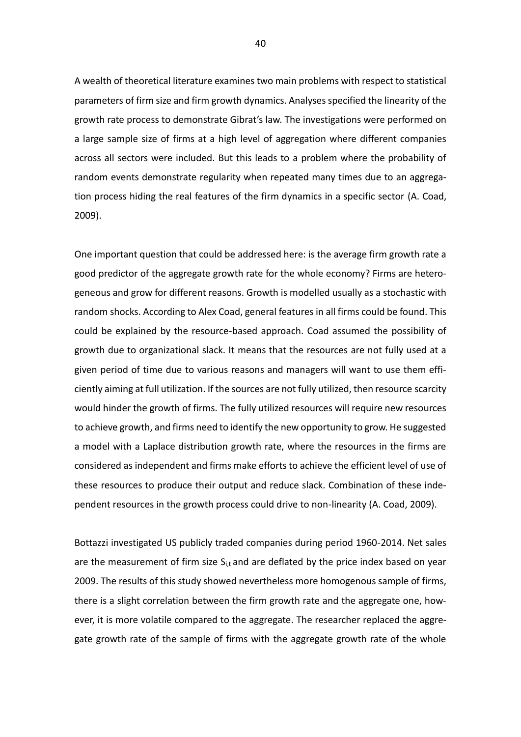A wealth of theoretical literature examines two main problems with respect to statistical parameters of firm size and firm growth dynamics. Analyses specified the linearity of the growth rate process to demonstrate Gibrat's law. The investigations were performed on a large sample size of firms at a high level of aggregation where different companies across all sectors were included. But this leads to a problem where the probability of random events demonstrate regularity when repeated many times due to an aggregation process hiding the real features of the firm dynamics in a specific sector (A. Coad, 2009).

One important question that could be addressed here: is the average firm growth rate a good predictor of the aggregate growth rate for the whole economy? Firms are heterogeneous and grow for different reasons. Growth is modelled usually as a stochastic with random shocks. According to Alex Coad, general features in all firms could be found. This could be explained by the resource-based approach. Coad assumed the possibility of growth due to organizational slack. It means that the resources are not fully used at a given period of time due to various reasons and managers will want to use them efficiently aiming at full utilization. If the sources are not fully utilized, then resource scarcity would hinder the growth of firms. The fully utilized resources will require new resources to achieve growth, and firms need to identify the new opportunity to grow. He suggested a model with a Laplace distribution growth rate, where the resources in the firms are considered as independent and firms make efforts to achieve the efficient level of use of these resources to produce their output and reduce slack. Combination of these independent resources in the growth process could drive to non-linearity (A. Coad, 2009).

Bottazzi investigated US publicly traded companies during period 1960-2014. Net sales are the measurement of firm size $S_{i,t}$ and are deflated by the price index based on year 2009. The results of this study showed nevertheless more homogenous sample of firms, there is a slight correlation between the firm growth rate and the aggregate one, however, it is more volatile compared to the aggregate. The researcher replaced the aggregate growth rate of the sample of firms with the aggregate growth rate of the whole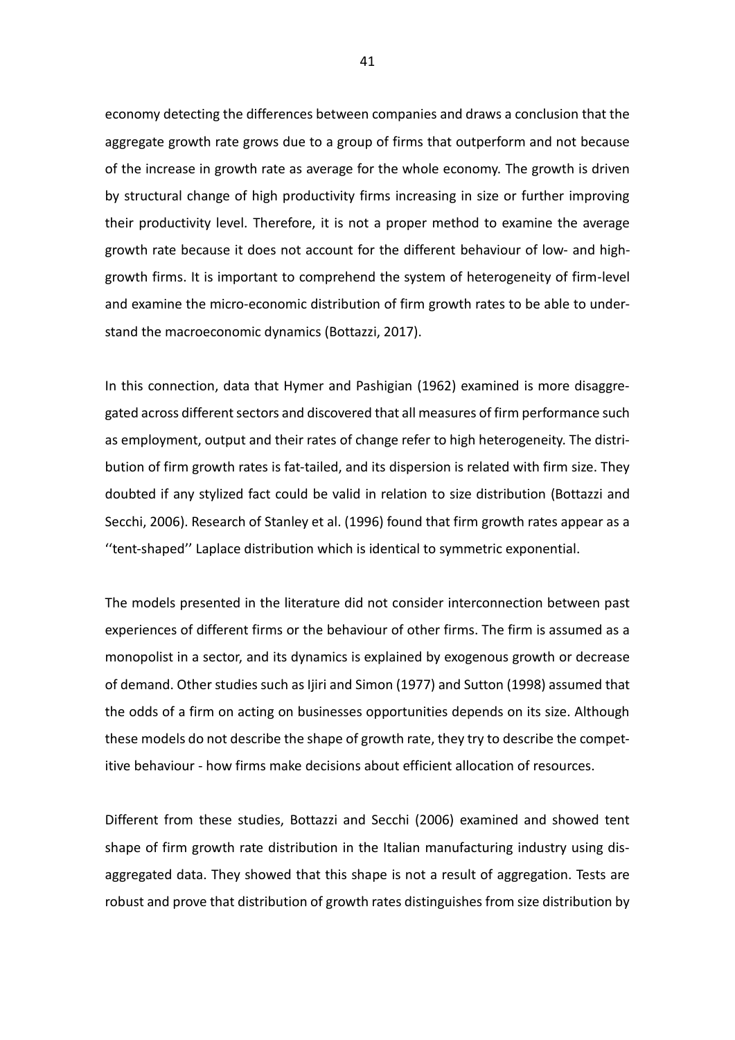economy detecting the differences between companies and draws a conclusion that the aggregate growth rate grows due to a group of firms that outperform and not because of the increase in growth rate as average for the whole economy. The growth is driven by structural change of high productivity firms increasing in size or further improving their productivity level. Therefore, it is not a proper method to examine the average growth rate because it does not account for the different behaviour of low- and high-growth firms. It is important to comprehend the system of heterogeneity of firm-level and examine the micro-economic distribution of firm growth rates to be able to understand the macroeconomic dynamics (Bottazzi, 2017).

In this connection, data that Hymer and Pashigian (1962) examined is more disaggregated across different sectors and discovered that all measures of firm performance such as employment, output and their rates of change refer to high heterogeneity. The distribution of firm growth rates is fat-tailed, and its dispersion is related with firm size. They doubted if any stylized fact could be valid in relation to size distribution (Bottazzi and Secchi, 2006). Research of Stanley et al. (1996) found that firm growth rates appear as a ''tent-shaped'' Laplace distribution which is identical to symmetric exponential.

The models presented in the literature did not consider interconnection between past experiences of different firms or the behaviour of other firms. The firm is assumed as a monopolist in a sector, and its dynamics is explained by exogenous growth or decrease of demand. Other studies such as Ijiri and Simon (1977) and Sutton (1998) assumed that the odds of a firm on acting on businesses opportunities depends on its size. Although these models do not describe the shape of growth rate, they try to describe the competitive behaviour - how firms make decisions about efficient allocation of resources.

Different from these studies, Bottazzi and Secchi (2006) examined and showed tent shape of firm growth rate distribution in the Italian manufacturing industry using disaggregated data. They showed that this shape is not a result of aggregation. Tests are robust and prove that distribution of growth rates distinguishes from size distribution by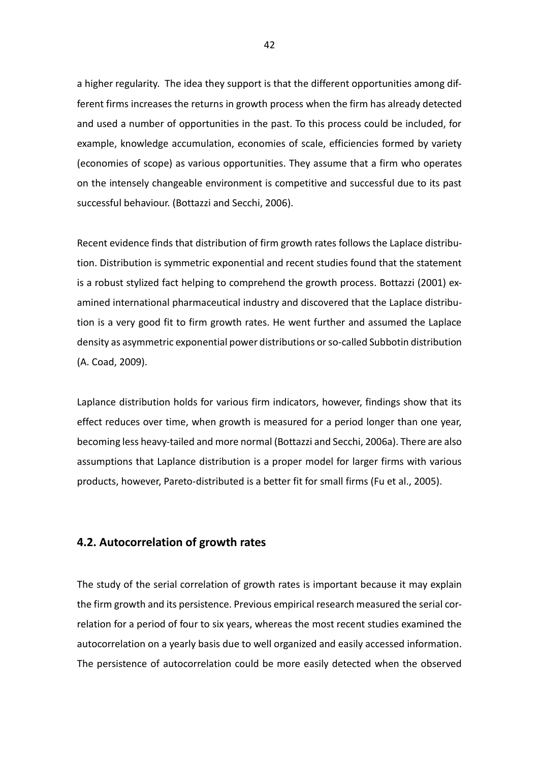a higher regularity. The idea they support is that the different opportunities among different firms increases the returns in growth process when the firm has already detected and used a number of opportunities in the past. To this process could be included, for example, knowledge accumulation, economies of scale, efficiencies formed by variety (economies of scope) as various opportunities. They assume that a firm who operates on the intensely changeable environment is competitive and successful due to its past successful behaviour. (Bottazzi and Secchi, 2006).

Recent evidence finds that distribution of firm growth rates follows the Laplace distribution. Distribution is symmetric exponential and recent studies found that the statement is a robust stylized fact helping to comprehend the growth process. Bottazzi (2001) examined international pharmaceutical industry and discovered that the Laplace distribution is a very good fit to firm growth rates. He went further and assumed the Laplace density as asymmetric exponential power distributions or so-called Subbotin distribution (A. Coad, 2009).

Laplance distribution holds for various firm indicators, however, findings show that its effect reduces over time, when growth is measured for a period longer than one year, becoming less heavy-tailed and more normal (Bottazzi and Secchi, 2006a). There are also assumptions that Laplance distribution is a proper model for larger firms with various products, however, Pareto-distributed is a better fit for small firms (Fu et al., 2005).

## 4.2. Autocorrelation of growth rates

The study of the serial correlation of growth rates is important because it may explain the firm growth and its persistence. Previous empirical research measured the serial correlation for a period of four to six years, whereas the most recent studies examined the autocorrelation on a yearly basis due to well organized and easily accessed information. The persistence of autocorrelation could be more easily detected when the observed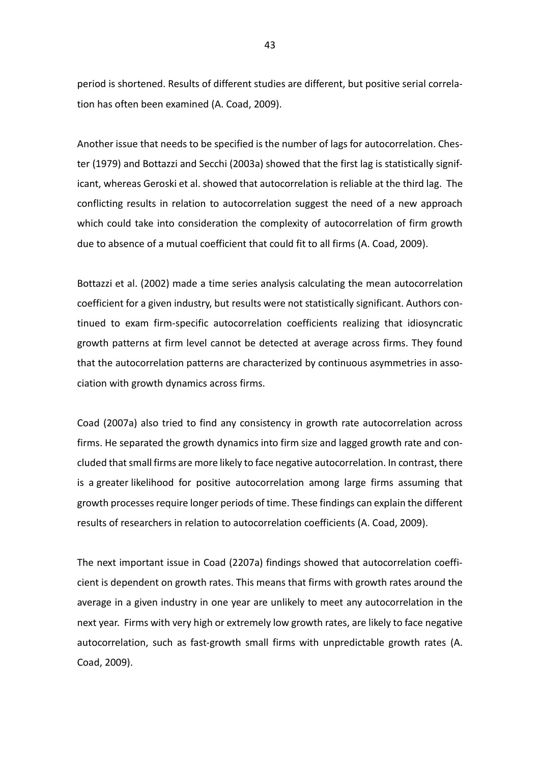period is shortened. Results of different studies are different, but positive serial correlation has often been examined (A. Coad, 2009).

Another issue that needs to be specified is the number of lags for autocorrelation. Chester (1979) and Bottazzi and Secchi (2003a) showed that the first lag is statistically significant, whereas Geroski et al. showed that autocorrelation is reliable at the third lag. The conflicting results in relation to autocorrelation suggest the need of a new approach which could take into consideration the complexity of autocorrelation of firm growth due to absence of a mutual coefficient that could fit to all firms (A. Coad, 2009).

Bottazzi et al. (2002) made a time series analysis calculating the mean autocorrelation coefficient for a given industry, but results were not statistically significant. Authors continued to exam firm-specific autocorrelation coefficients realizing that idiosyncratic growth patterns at firm level cannot be detected at average across firms. They found that the autocorrelation patterns are characterized by continuous asymmetries in association with growth dynamics across firms.

Coad (2007a) also tried to find any consistency in growth rate autocorrelation across firms. He separated the growth dynamics into firm size and lagged growth rate and concluded that small firms are more likely to face negative autocorrelation. In contrast, there is a greater likelihood for positive autocorrelation among large firms assuming that growth processes require longer periods of time. These findings can explain the different results of researchers in relation to autocorrelation coefficients (A. Coad, 2009).

The next important issue in Coad (2207a) findings showed that autocorrelation coefficient is dependent on growth rates. This means that firms with growth rates around the average in a given industry in one year are unlikely to meet any autocorrelation in the next year. Firms with very high or extremely low growth rates, are likely to face negative autocorrelation, such as fast-growth small firms with unpredictable growth rates (A. Coad, 2009).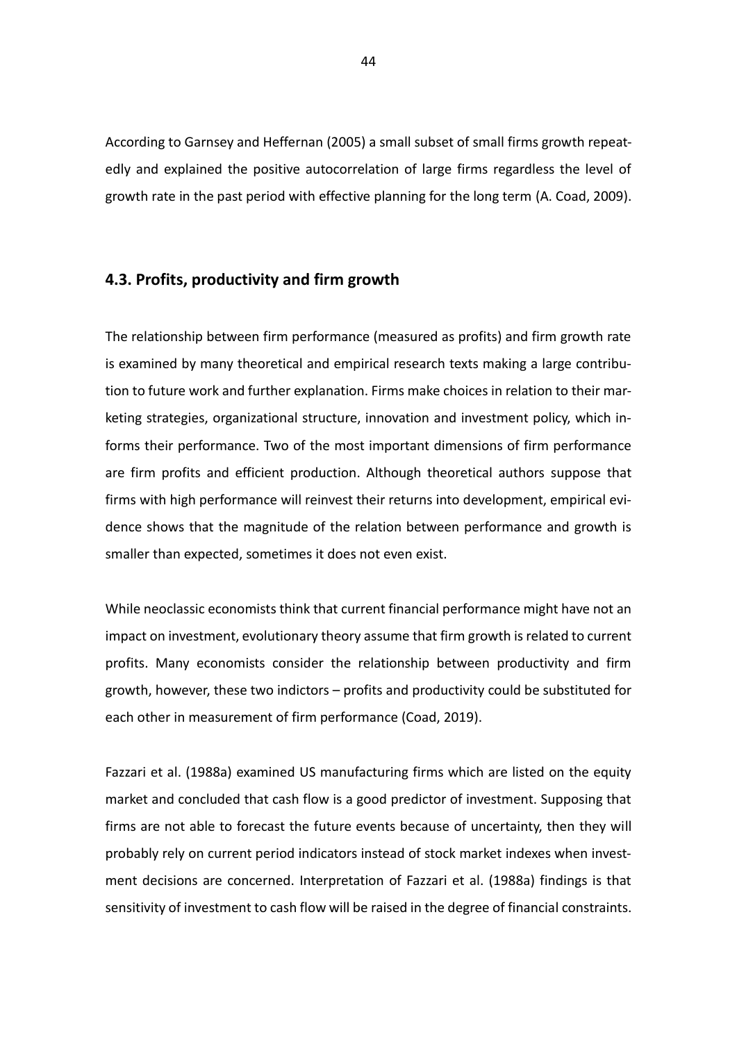According to Garnsey and Heffernan (2005) a small subset of small firms growth repeatedly and explained the positive autocorrelation of large firms regardless the level of growth rate in the past period with effective planning for the long term (A. Coad, 2009).

## 4.3. Profits, productivity and firm growth

The relationship between firm performance (measured as profits) and firm growth rate is examined by many theoretical and empirical research texts making a large contribution to future work and further explanation. Firms make choices in relation to their marketing strategies, organizational structure, innovation and investment policy, which informs their performance. Two of the most important dimensions of firm performance are firm profits and efficient production. Although theoretical authors suppose that firms with high performance will reinvest their returns into development, empirical evidence shows that the magnitude of the relation between performance and growth is smaller than expected, sometimes it does not even exist.

While neoclassic economists think that current financial performance might have not an impact on investment, evolutionary theory assume that firm growth is related to current profits. Many economists consider the relationship between productivity and firm growth, however, these two indictors – profits and productivity could be substituted for each other in measurement of firm performance (Coad, 2019).

Fazzari et al. (1988a) examined US manufacturing firms which are listed on the equity market and concluded that cash flow is a good predictor of investment. Supposing that firms are not able to forecast the future events because of uncertainty, then they will probably rely on current period indicators instead of stock market indexes when investment decisions are concerned. Interpretation of Fazzari et al. (1988a) findings is that sensitivity of investment to cash flow will be raised in the degree of financial constraints.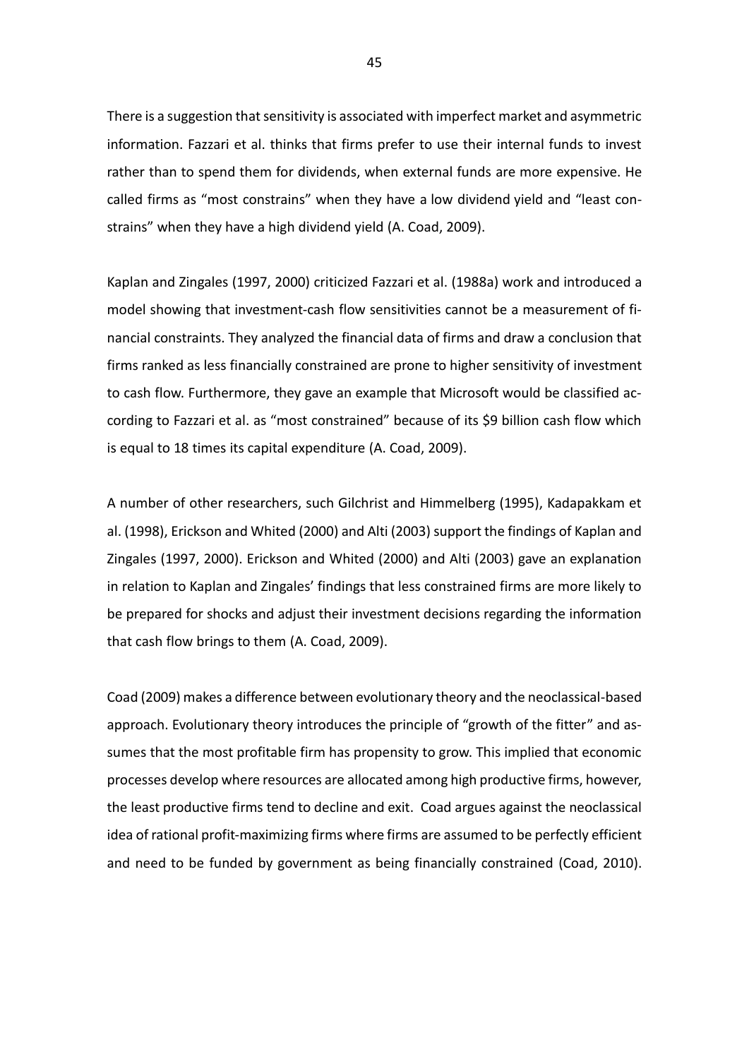There is a suggestion that sensitivity is associated with imperfect market and asymmetric information. Fazzari et al. thinks that firms prefer to use their internal funds to invest rather than to spend them for dividends, when external funds are more expensive. He called firms as "most constrains" when they have a low dividend yield and "least constrains" when they have a high dividend yield (A. Coad, 2009).

Kaplan and Zingales (1997, 2000) criticized Fazzari et al. (1988a) work and introduced a model showing that investment-cash flow sensitivities cannot be a measurement of financial constraints. They analyzed the financial data of firms and draw a conclusion that firms ranked as less financially constrained are prone to higher sensitivity of investment to cash flow. Furthermore, they gave an example that Microsoft would be classified according to Fazzari et al. as "most constrained" because of its $9 billion cash flow which is equal to 18 times its capital expenditure (A. Coad, 2009).

A number of other researchers, such Gilchrist and Himmelberg (1995), Kadapakkam et al. (1998), Erickson and Whited (2000) and Alti (2003) support the findings of Kaplan and Zingales (1997, 2000). Erickson and Whited (2000) and Alti (2003) gave an explanation in relation to Kaplan and Zingales' findings that less constrained firms are more likely to be prepared for shocks and adjust their investment decisions regarding the information that cash flow brings to them (A. Coad, 2009).

Coad (2009) makes a difference between evolutionary theory and the neoclassical-based approach. Evolutionary theory introduces the principle of "growth of the fitter" and assumes that the most profitable firm has propensity to grow. This implied that economic processes develop where resources are allocated among high productive firms, however, the least productive firms tend to decline and exit. Coad argues against the neoclassical idea of rational profit-maximizing firms where firms are assumed to be perfectly efficient and need to be funded by government as being financially constrained (Coad, 2010).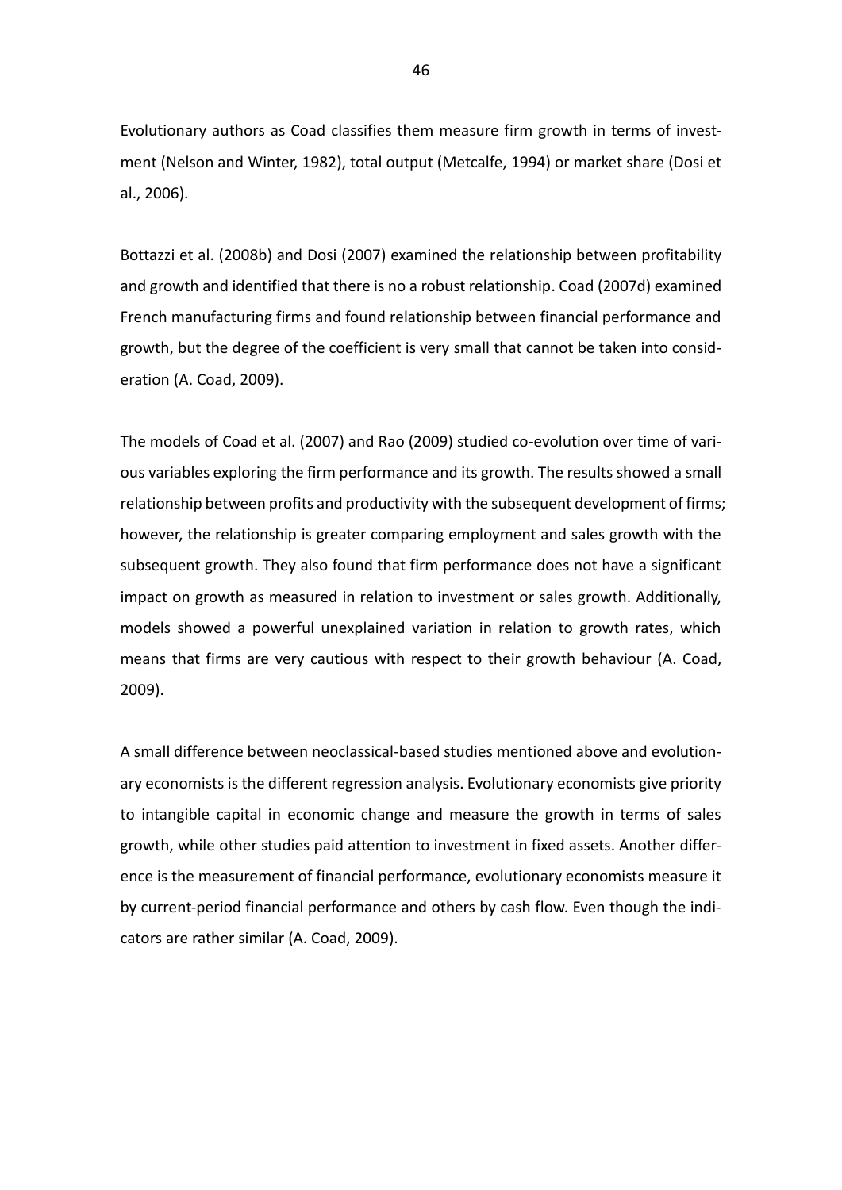Evolutionary authors as Coad classifies them measure firm growth in terms of investment (Nelson and Winter, 1982), total output (Metcalfe, 1994) or market share (Dosi et al., 2006).

Bottazzi et al. (2008b) and Dosi (2007) examined the relationship between profitability and growth and identified that there is no a robust relationship. Coad (2007d) examined French manufacturing firms and found relationship between financial performance and growth, but the degree of the coefficient is very small that cannot be taken into consideration (A. Coad, 2009).

The models of Coad et al. (2007) and Rao (2009) studied co-evolution over time of various variables exploring the firm performance and its growth. The results showed a small relationship between profits and productivity with the subsequent development of firms; however, the relationship is greater comparing employment and sales growth with the subsequent growth. They also found that firm performance does not have a significant impact on growth as measured in relation to investment or sales growth. Additionally, models showed a powerful unexplained variation in relation to growth rates, which means that firms are very cautious with respect to their growth behaviour (A. Coad, 2009).

A small difference between neoclassical-based studies mentioned above and evolutionary economists is the different regression analysis. Evolutionary economists give priority to intangible capital in economic change and measure the growth in terms of sales growth, while other studies paid attention to investment in fixed assets. Another difference is the measurement of financial performance, evolutionary economists measure it by current-period financial performance and others by cash flow. Even though the indicators are rather similar (A. Coad, 2009).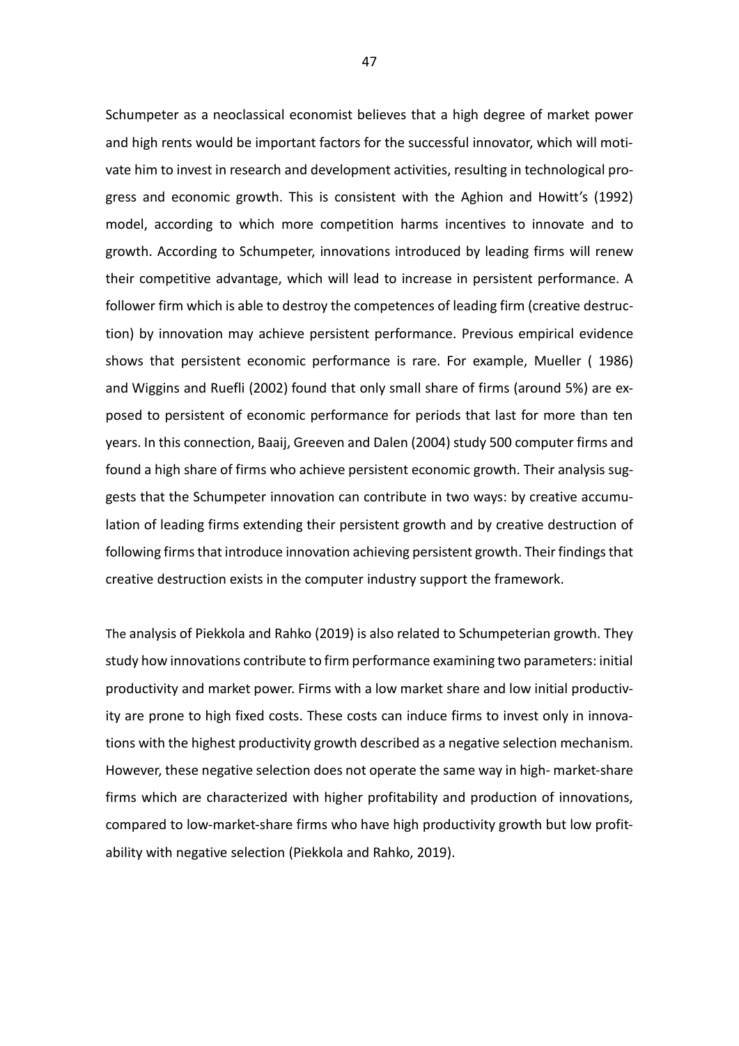Schumpeter as a neoclassical economist believes that a high degree of market power and high rents would be important factors for the successful innovator, which will motivate him to invest in research and development activities, resulting in technological progress and economic growth. This is consistent with the Aghion and Howitt's (1992) model, according to which more competition harms incentives to innovate and to growth. According to Schumpeter, innovations introduced by leading firms will renew their competitive advantage, which will lead to increase in persistent performance. A follower firm which is able to destroy the competences of leading firm (creative destruction) by innovation may achieve persistent performance. Previous empirical evidence shows that persistent economic performance is rare. For example, Mueller ( 1986) and Wiggins and Ruefli (2002) found that only small share of firms (around 5%) are exposed to persistent of economic performance for periods that last for more than ten years. In this connection, Baaij, Greeven and Dalen (2004) study 500 computer firms and found a high share of firms who achieve persistent economic growth. Their analysis suggests that the Schumpeter innovation can contribute in two ways: by creative accumulation of leading firms extending their persistent growth and by creative destruction of following firms that introduce innovation achieving persistent growth. Their findings that creative destruction exists in the computer industry support the framework.

The analysis of Piekkola and Rahko (2019) is also related to Schumpeterian growth. They study how innovations contribute to firm performance examining two parameters: initial productivity and market power. Firms with a low market share and low initial productivity are prone to high fixed costs. These costs can induce firms to invest only in innovations with the highest productivity growth described as a negative selection mechanism. However, these negative selection does not operate the same way in high- market-share firms which are characterized with higher profitability and production of innovations, compared to low-market-share firms who have high productivity growth but low profitability with negative selection (Piekkola and Rahko, 2019).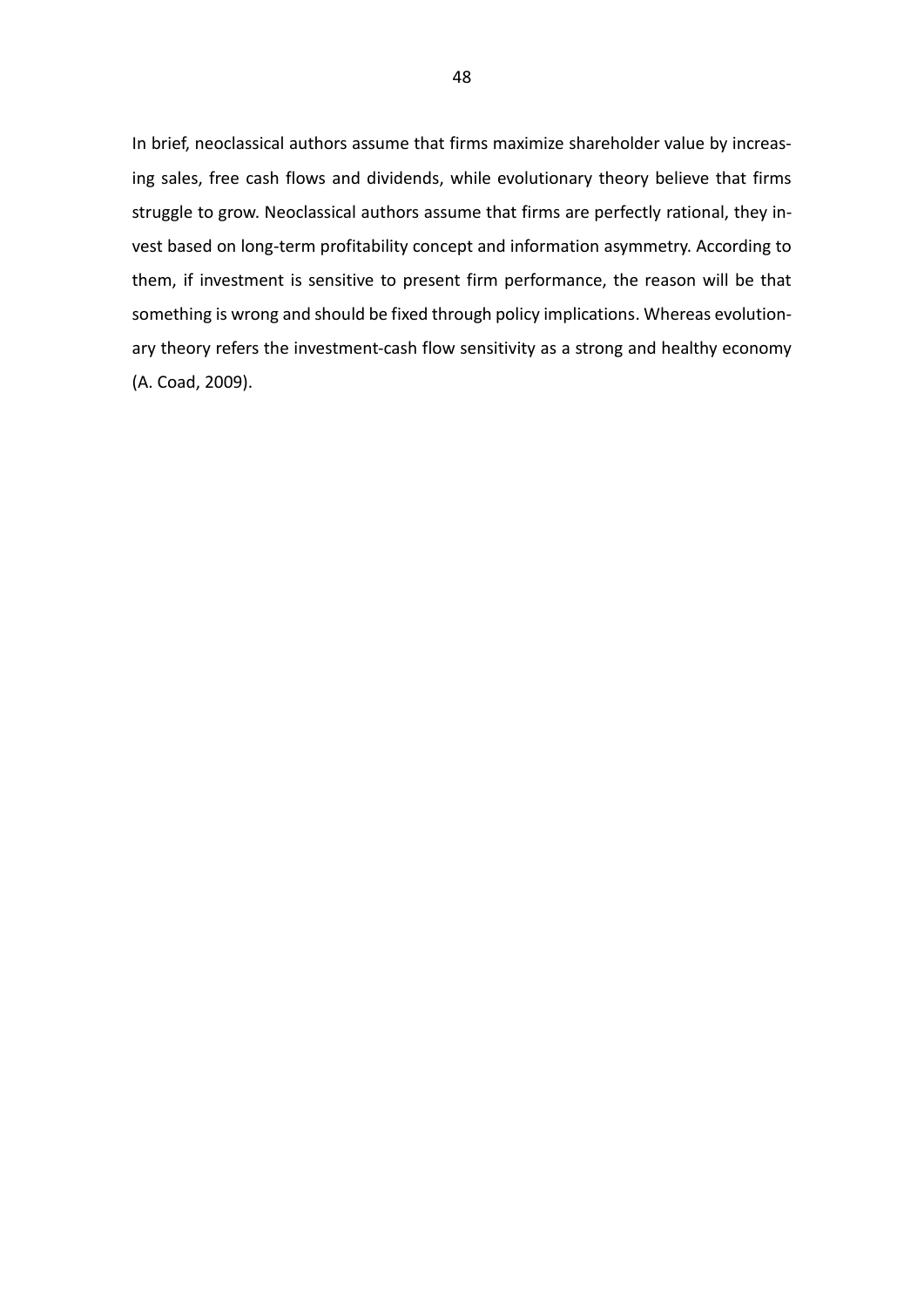In brief, neoclassical authors assume that firms maximize shareholder value by increasing sales, free cash flows and dividends, while evolutionary theory believe that firms struggle to grow. Neoclassical authors assume that firms are perfectly rational, they invest based on long-term profitability concept and information asymmetry. According to them, if investment is sensitive to present firm performance, the reason will be that something is wrong and should be fixed through policy implications. Whereas evolutionary theory refers the investment-cash flow sensitivity as a strong and healthy economy (A. Coad, 2009).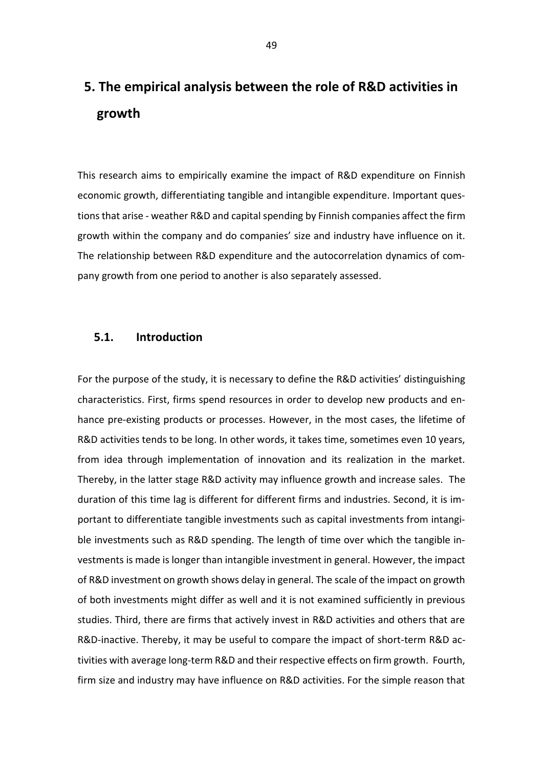# 5. The empirical analysis between the role of R&D activities in growth

This research aims to empirically examine the impact of R&D expenditure on Finnish economic growth, differentiating tangible and intangible expenditure. Important questions that arise - weather R&D and capital spending by Finnish companies affect the firm growth within the company and do companies' size and industry have influence on it. The relationship between R&D expenditure and the autocorrelation dynamics of company growth from one period to another is also separately assessed.

## 5.1. Introduction

For the purpose of the study, it is necessary to define the R&D activities' distinguishing characteristics. First, firms spend resources in order to develop new products and enhance pre-existing products or processes. However, in the most cases, the lifetime of R&D activities tends to be long. In other words, it takes time, sometimes even 10 years, from idea through implementation of innovation and its realization in the market. Thereby, in the latter stage R&D activity may influence growth and increase sales. The duration of this time lag is different for different firms and industries. Second, it is important to differentiate tangible investments such as capital investments from intangible investments such as R&D spending. The length of time over which the tangible investments is made is longer than intangible investment in general. However, the impact of R&D investment on growth shows delay in general. The scale of the impact on growth of both investments might differ as well and it is not examined sufficiently in previous studies. Third, there are firms that actively invest in R&D activities and others that are R&D-inactive. Thereby, it may be useful to compare the impact of short-term R&D activities with average long-term R&D and their respective effects on firm growth. Fourth, firm size and industry may have influence on R&D activities. For the simple reason that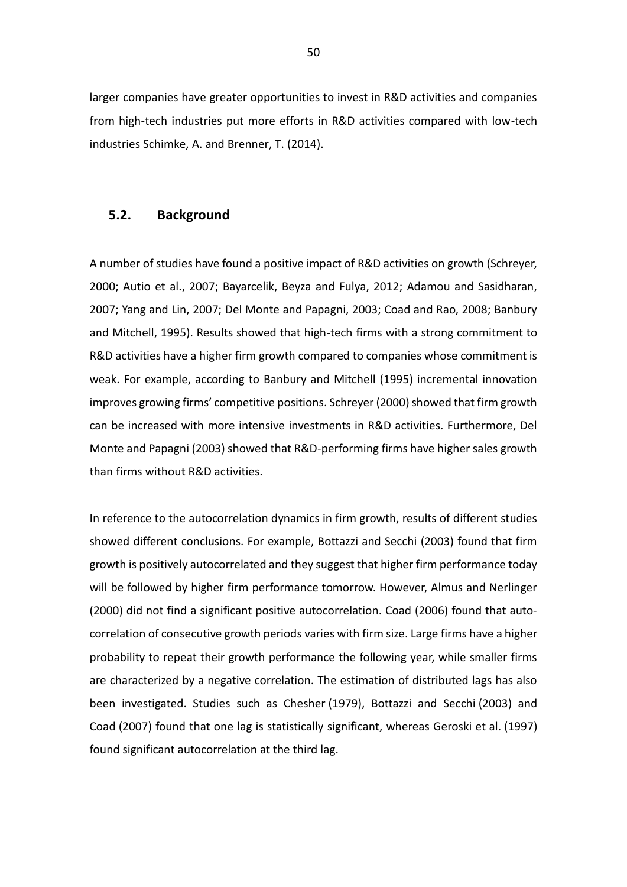larger companies have greater opportunities to invest in R&D activities and companies from high-tech industries put more efforts in R&D activities compared with low-tech industries Schimke, A. and Brenner, T. (2014).

## 5.2. Background

A number of studies have found a positive impact of R&D activities on growth (Schreyer, 2000; Autio et al., 2007; Bayarcelik, Beyza and Fulya, 2012; Adamou and Sasidharan, 2007; Yang and Lin, 2007; Del Monte and Papagni, 2003; Coad and Rao, 2008; Banbury and Mitchell, 1995). Results showed that high-tech firms with a strong commitment to R&D activities have a higher firm growth compared to companies whose commitment is weak. For example, according to Banbury and Mitchell (1995) incremental innovation improves growing firms' competitive positions. Schreyer (2000) showed that firm growth can be increased with more intensive investments in R&D activities. Furthermore, Del Monte and Papagni (2003) showed that R&D-performing firms have higher sales growth than firms without R&D activities.

In reference to the autocorrelation dynamics in firm growth, results of different studies showed different conclusions. For example, Bottazzi and Secchi (2003) found that firm growth is positively autocorrelated and they suggest that higher firm performance today will be followed by higher firm performance tomorrow. However, Almus and Nerlinger (2000) did not find a significant positive autocorrelation. Coad (2006) found that auto-correlation of consecutive growth periods varies with firm size. Large firms have a higher probability to repeat their growth performance the following year, while smaller firms are characterized by a negative correlation. The estimation of distributed lags has also been investigated. Studies such as Chesher (1979), Bottazzi and Secchi (2003) and Coad (2007) found that one lag is statistically significant, whereas Geroski et al. (1997) found significant autocorrelation at the third lag.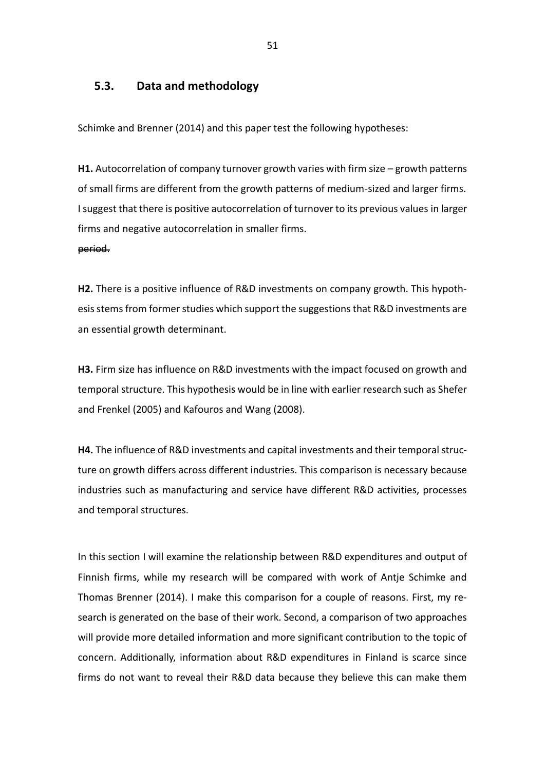## 5.3. Data and methodology

Schimke and Brenner (2014) and this paper test the following hypotheses:

**H1.** Autocorrelation of company turnover growth varies with firm size – growth patterns of small firms are different from the growth patterns of medium-sized and larger firms. I suggest that there is positive autocorrelation of turnover to its previous values in larger firms and negative autocorrelation in smaller firms.

~~period.~~

**H2.** There is a positive influence of R&D investments on company growth. This hypothesis stems from former studies which support the suggestions that R&D investments are an essential growth determinant.

**H3.** Firm size has influence on R&D investments with the impact focused on growth and temporal structure. This hypothesis would be in line with earlier research such as Shefer and Frenkel (2005) and Kafouros and Wang (2008).

**H4.** The influence of R&D investments and capital investments and their temporal structure on growth differs across different industries. This comparison is necessary because industries such as manufacturing and service have different R&D activities, processes and temporal structures.

In this section I will examine the relationship between R&D expenditures and output of Finnish firms, while my research will be compared with work of Antje Schimke and Thomas Brenner (2014). I make this comparison for a couple of reasons. First, my research is generated on the base of their work. Second, a comparison of two approaches will provide more detailed information and more significant contribution to the topic of concern. Additionally, information about R&D expenditures in Finland is scarce since firms do not want to reveal their R&D data because they believe this can make them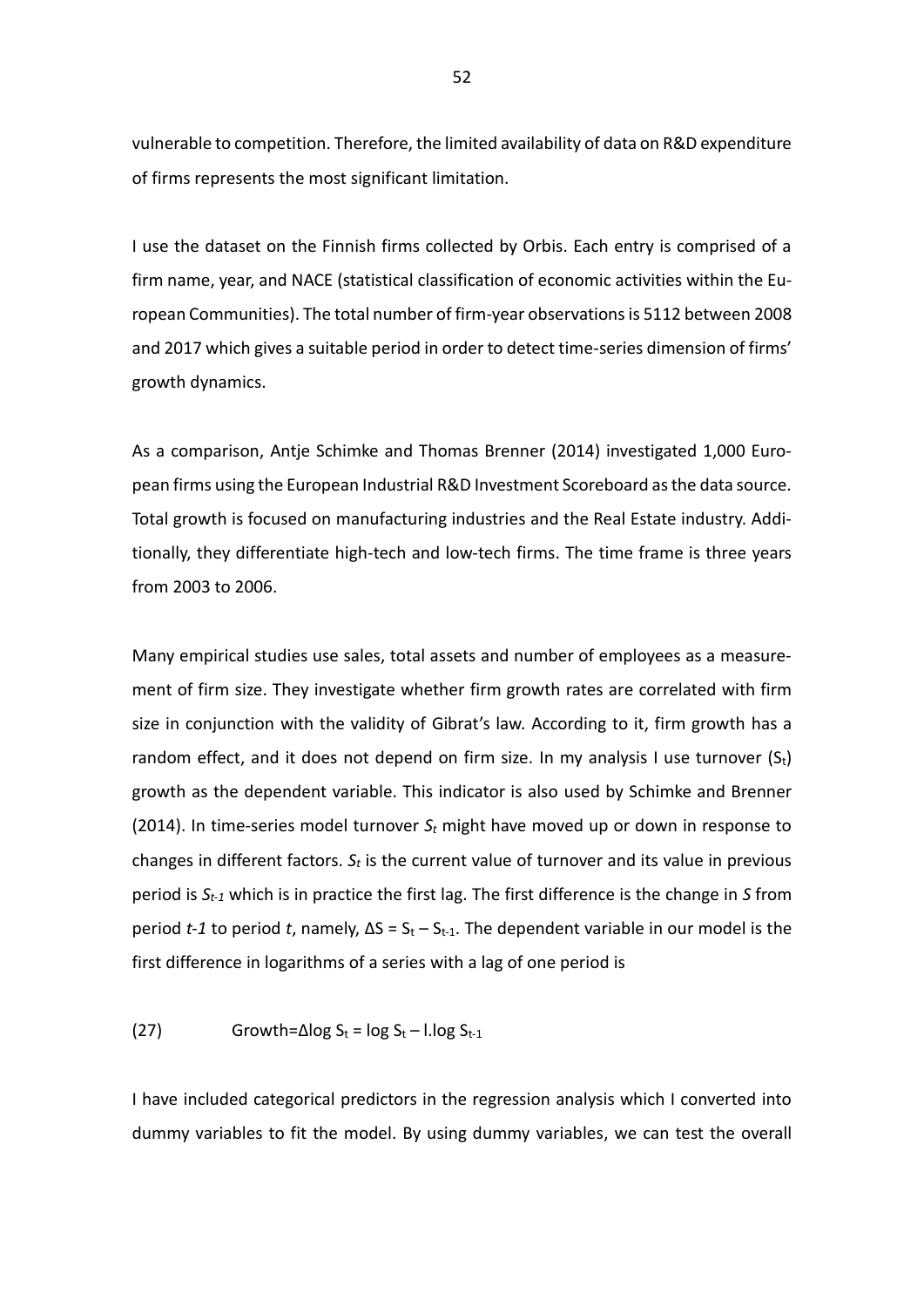vulnerable to competition. Therefore, the limited availability of data on R&D expenditure of firms represents the most significant limitation.

I use the dataset on the Finnish firms collected by Orbis. Each entry is comprised of a firm name, year, and NACE (statistical classification of economic activities within the European Communities). The total number of firm-year observations is 5112 between 2008 and 2017 which gives a suitable period in order to detect time-series dimension of firms' growth dynamics.

As a comparison, Antje Schimke and Thomas Brenner (2014) investigated 1,000 European firms using the European Industrial R&D Investment Scoreboard as the data source. Total growth is focused on manufacturing industries and the Real Estate industry. Additionally, they differentiate high-tech and low-tech firms. The time frame is three years from 2003 to 2006.

Many empirical studies use sales, total assets and number of employees as a measurement of firm size. They investigate whether firm growth rates are correlated with firm size in conjunction with the validity of Gibrat's law. According to it, firm growth has a random effect, and it does not depend on firm size. In my analysis I use turnover ($S_t$) growth as the dependent variable. This indicator is also used by Schimke and Brenner (2014). In time-series model turnover $S_t$ might have moved up or down in response to changes in different factors. $S_t$ is the current value of turnover and its value in previous period is $S_{t-1}$ which is in practice the first lag. The first difference is the change in $S$ from period $t-1$ to period $t$, namely, $\Delta S = S_t - S_{t-1}$. The dependent variable in our model is the first difference in logarithms of a series with a lag of one period is

$$\text{(27)} \qquad \text{Growth} = \Delta \log S_t = \log S_t - \text{l.}\log S_{t-1}$$

I have included categorical predictors in the regression analysis which I converted into dummy variables to fit the model. By using dummy variables, we can test the overall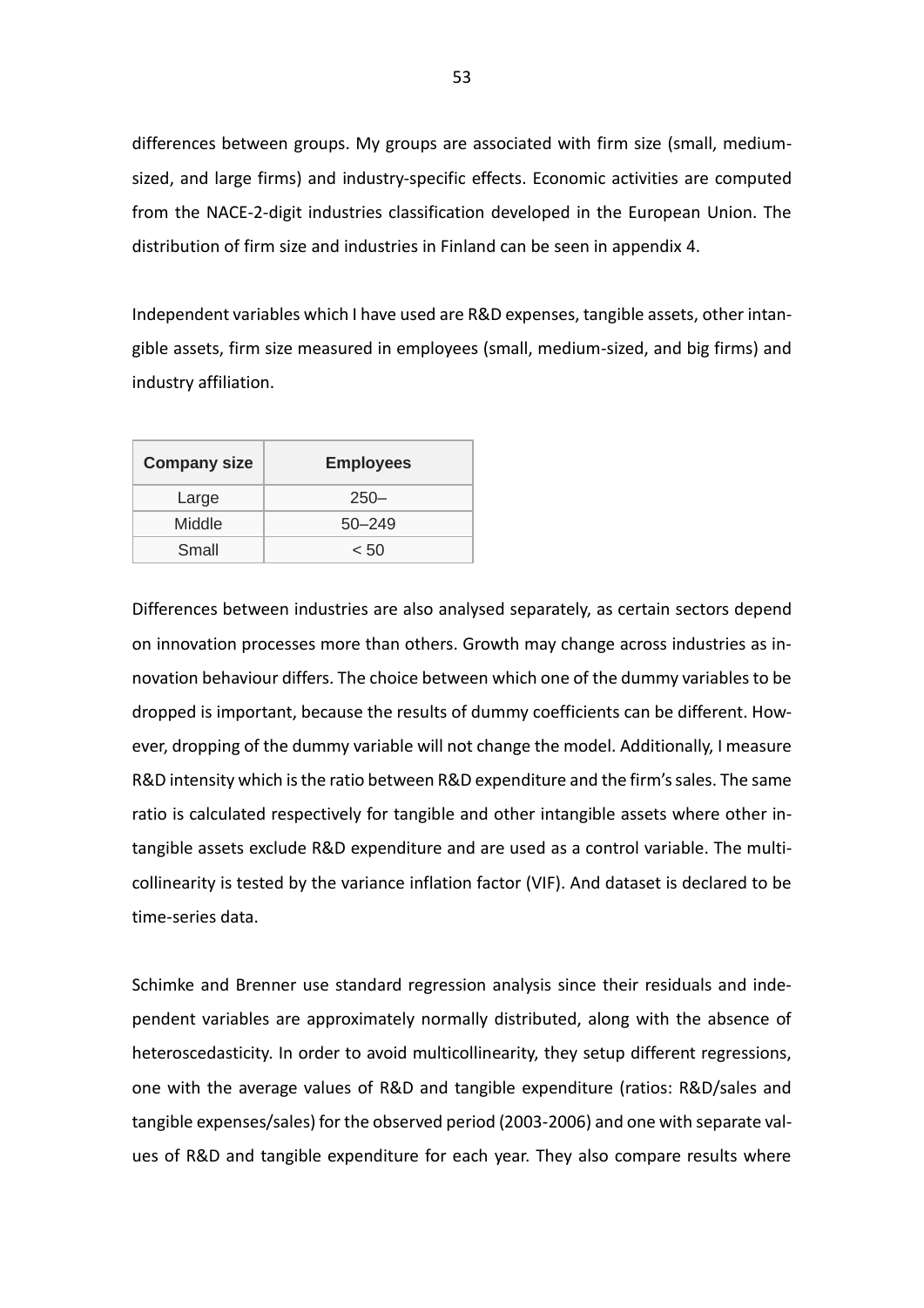differences between groups. My groups are associated with firm size (small, medium-sized, and large firms) and industry-specific effects. Economic activities are computed from the NACE-2-digit industries classification developed in the European Union. The distribution of firm size and industries in Finland can be seen in appendix 4.

Independent variables which I have used are R&D expenses, tangible assets, other intangible assets, firm size measured in employees (small, medium-sized, and big firms) and industry affiliation.

| Company size | Employees |
|---|---|
| Large | 250– |
| Middle | 50–249 |
| Small | < 50 |

Differences between industries are also analysed separately, as certain sectors depend on innovation processes more than others. Growth may change across industries as innovation behaviour differs. The choice between which one of the dummy variables to be dropped is important, because the results of dummy coefficients can be different. However, dropping of the dummy variable will not change the model. Additionally, I measure R&D intensity which is the ratio between R&D expenditure and the firm's sales. The same ratio is calculated respectively for tangible and other intangible assets where other intangible assets exclude R&D expenditure and are used as a control variable. The multicollinearity is tested by the variance inflation factor (VIF). And dataset is declared to be time-series data.

Schimke and Brenner use standard regression analysis since their residuals and independent variables are approximately normally distributed, along with the absence of heteroscedasticity. In order to avoid multicollinearity, they setup different regressions, one with the average values of R&D and tangible expenditure (ratios: R&D/sales and tangible expenses/sales) for the observed period (2003-2006) and one with separate values of R&D and tangible expenditure for each year. They also compare results where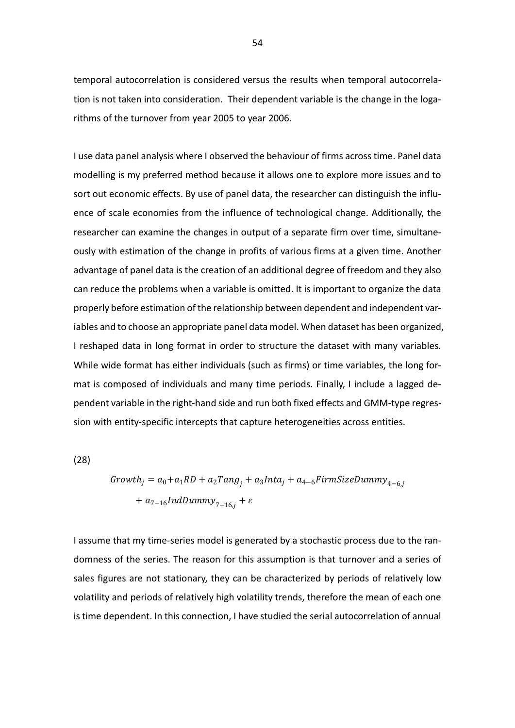temporal autocorrelation is considered versus the results when temporal autocorrelation is not taken into consideration. Their dependent variable is the change in the logarithms of the turnover from year 2005 to year 2006.

I use data panel analysis where I observed the behaviour of firms across time. Panel data modelling is my preferred method because it allows one to explore more issues and to sort out economic effects. By use of panel data, the researcher can distinguish the influence of scale economies from the influence of technological change. Additionally, the researcher can examine the changes in output of a separate firm over time, simultaneously with estimation of the change in profits of various firms at a given time. Another advantage of panel data is the creation of an additional degree of freedom and they also can reduce the problems when a variable is omitted. It is important to organize the data properly before estimation of the relationship between dependent and independent variables and to choose an appropriate panel data model. When dataset has been organized, I reshaped data in long format in order to structure the dataset with many variables. While wide format has either individuals (such as firms) or time variables, the long format is composed of individuals and many time periods. Finally, I include a lagged dependent variable in the right-hand side and run both fixed effects and GMM-type regression with entity-specific intercepts that capture heterogeneities across entities.

(28)

$$
\begin{aligned}
Growth_j = a_0 + a_1 RD + a_2 Tang_j + a_3 Inta_j + a_{4-6} FirmSizeDummy_{4-6,j} \\
+ a_{7-16} IndDummy_{7-16,j} + \varepsilon
\end{aligned}
$$

I assume that my time-series model is generated by a stochastic process due to the randomness of the series. The reason for this assumption is that turnover and a series of sales figures are not stationary, they can be characterized by periods of relatively low volatility and periods of relatively high volatility trends, therefore the mean of each one is time dependent. In this connection, I have studied the serial autocorrelation of annual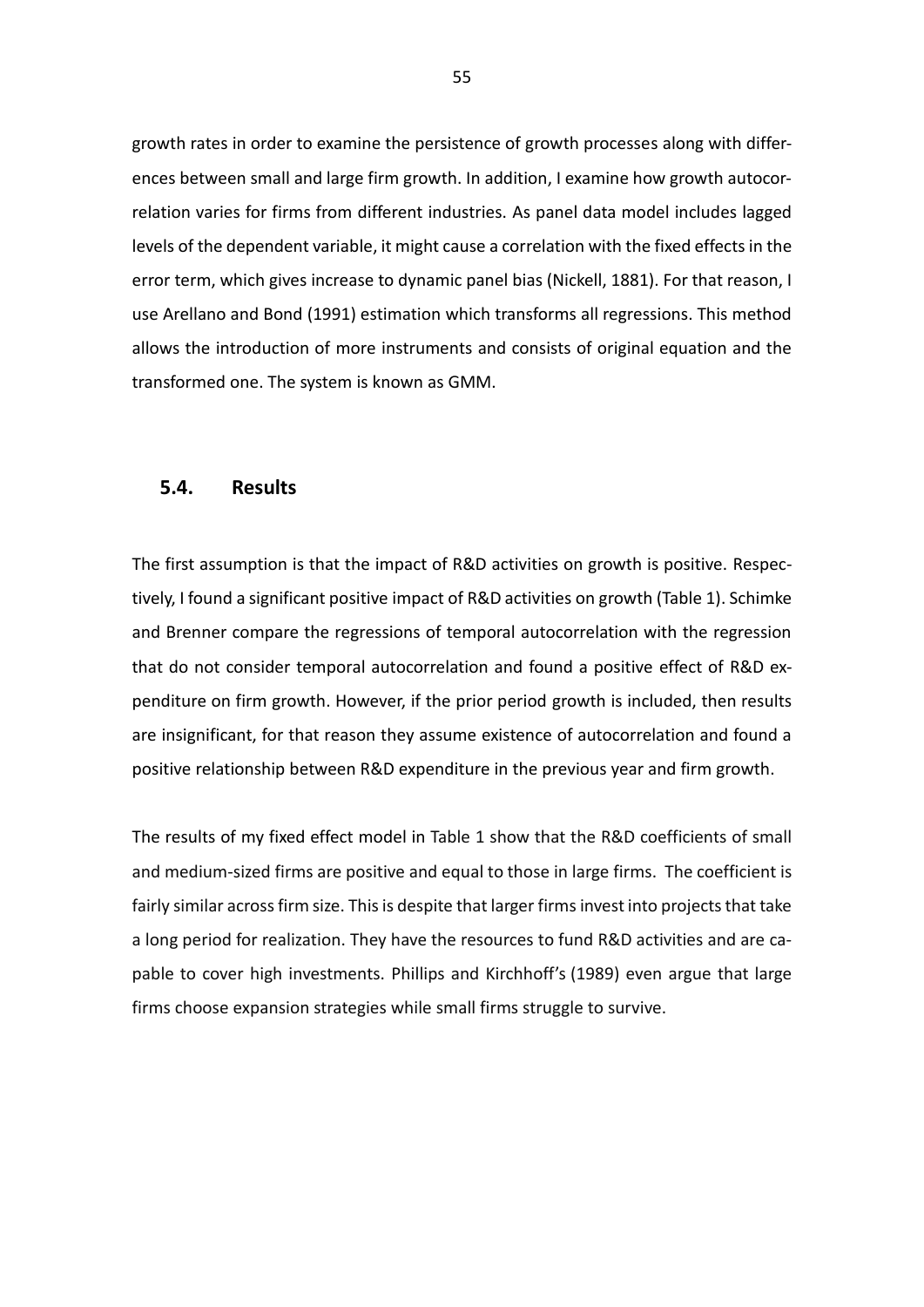growth rates in order to examine the persistence of growth processes along with differences between small and large firm growth. In addition, I examine how growth autocorrelation varies for firms from different industries. As panel data model includes lagged levels of the dependent variable, it might cause a correlation with the fixed effects in the error term, which gives increase to dynamic panel bias (Nickell, 1881). For that reason, I use Arellano and Bond (1991) estimation which transforms all regressions. This method allows the introduction of more instruments and consists of original equation and the transformed one. The system is known as GMM.

## 5.4. Results

The first assumption is that the impact of R&D activities on growth is positive. Respectively, I found a significant positive impact of R&D activities on growth (Table 1). Schimke and Brenner compare the regressions of temporal autocorrelation with the regression that do not consider temporal autocorrelation and found a positive effect of R&D expenditure on firm growth. However, if the prior period growth is included, then results are insignificant, for that reason they assume existence of autocorrelation and found a positive relationship between R&D expenditure in the previous year and firm growth.

The results of my fixed effect model in Table 1 show that the R&D coefficients of small and medium-sized firms are positive and equal to those in large firms. The coefficient is fairly similar across firm size. This is despite that larger firms invest into projects that take a long period for realization. They have the resources to fund R&D activities and are capable to cover high investments. Phillips and Kirchhoff's (1989) even argue that large firms choose expansion strategies while small firms struggle to survive.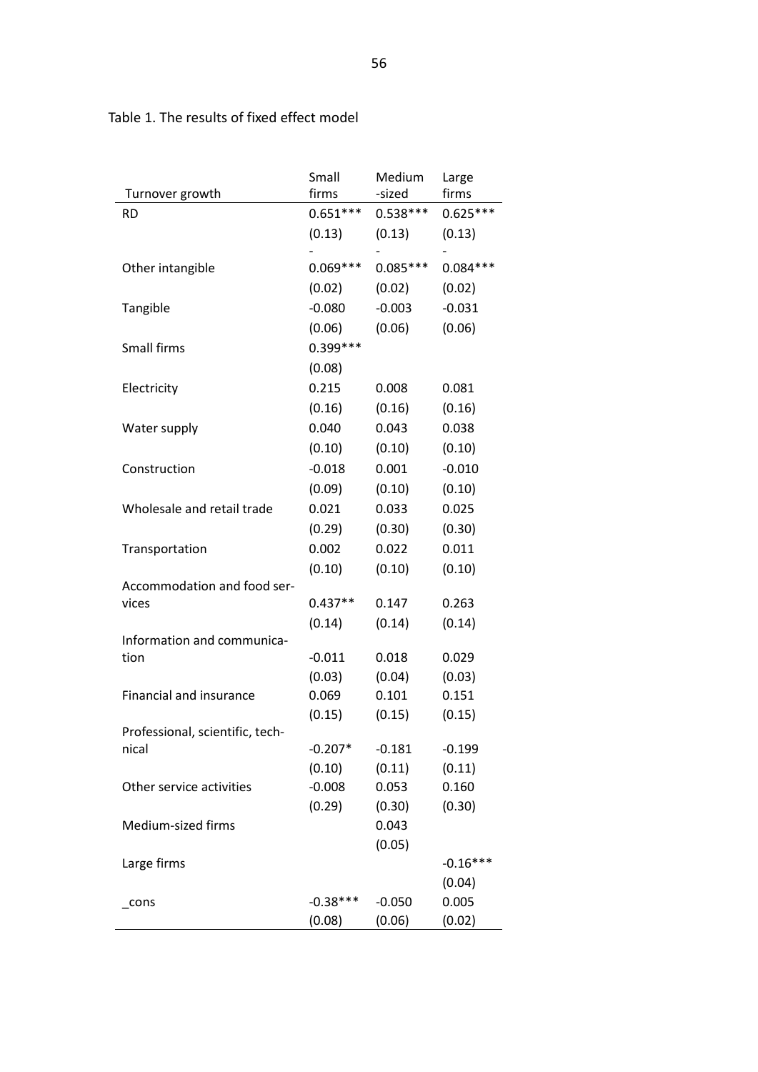Table 1. The results of fixed effect model

| Turnover growth | Small firms | Medium -sized | Large firms |
|---|---|---|---|
| RD | 0.651*** | 0.538*** | 0.625*** |
| | (0.13) | (0.13) | (0.13) |
| Other intangible | -0.069*** | -0.085*** | -0.084*** |
| | (0.02) | (0.02) | (0.02) |
| Tangible | -0.080 | -0.003 | -0.031 |
| | (0.06) | (0.06) | (0.06) |
| Small firms | 0.399*** | | |
| | (0.08) | | |
| Electricity | 0.215 | 0.008 | 0.081 |
| | (0.16) | (0.16) | (0.16) |
| Water supply | 0.040 | 0.043 | 0.038 |
| | (0.10) | (0.10) | (0.10) |
| Construction | -0.018 | 0.001 | -0.010 |
| | (0.09) | (0.10) | (0.10) |
| Wholesale and retail trade | 0.021 | 0.033 | 0.025 |
| | (0.29) | (0.30) | (0.30) |
| Transportation | 0.002 | 0.022 | 0.011 |
| | (0.10) | (0.10) | (0.10) |
| Accommodation and food services | 0.437** | 0.147 | 0.263 |
| | (0.14) | (0.14) | (0.14) |
| Information and communication | -0.011 | 0.018 | 0.029 |
| | (0.03) | (0.04) | (0.03) |
| Financial and insurance | 0.069 | 0.101 | 0.151 |
| | (0.15) | (0.15) | (0.15) |
| Professional, scientific, technical | -0.207* | -0.181 | -0.199 |
| | (0.10) | (0.11) | (0.11) |
| Other service activities | -0.008 | 0.053 | 0.160 |
| | (0.29) | (0.30) | (0.30) |
| Medium-sized firms | | 0.043 | |
| | | (0.05) | |
| Large firms | | | -0.16*** |
| | | | (0.04) |
| _cons | -0.38*** | -0.050 | 0.005 |
| | (0.08) | (0.06) | (0.02) |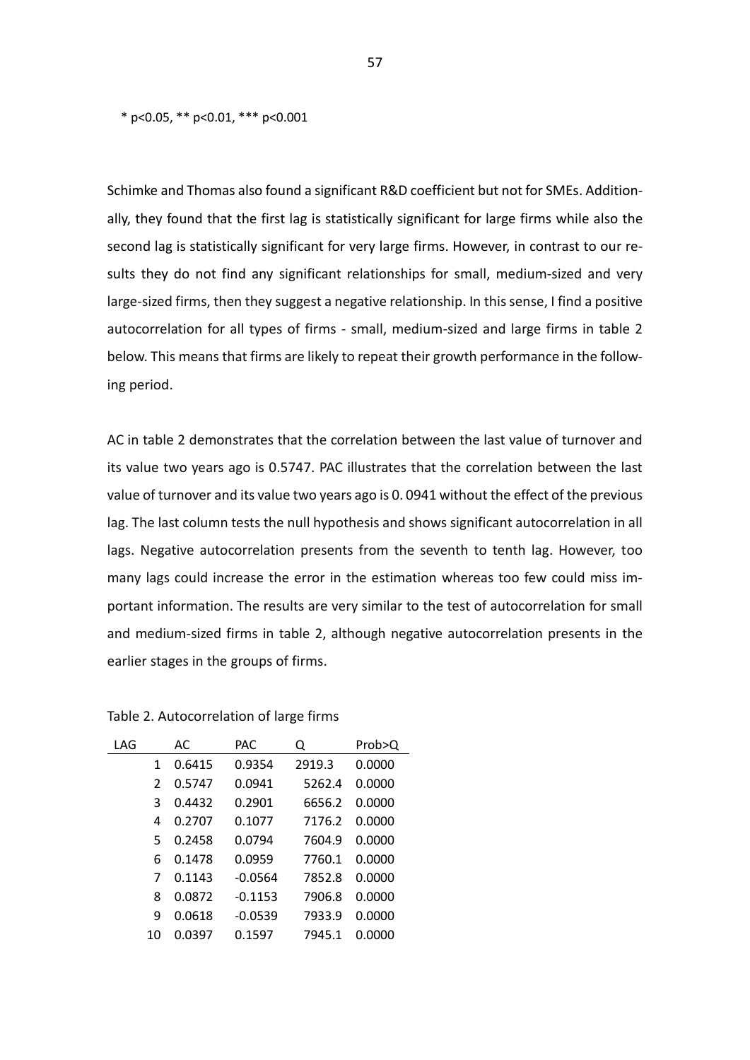* p<0.05, ** p<0.01, *** p<0.001

Schimke and Thomas also found a significant R&D coefficient but not for SMEs. Additionally, they found that the first lag is statistically significant for large firms while also the second lag is statistically significant for very large firms. However, in contrast to our results they do not find any significant relationships for small, medium-sized and very large-sized firms, then they suggest a negative relationship. In this sense, I find a positive autocorrelation for all types of firms - small, medium-sized and large firms in table 2 below. This means that firms are likely to repeat their growth performance in the following period.

AC in table 2 demonstrates that the correlation between the last value of turnover and its value two years ago is 0.5747. PAC illustrates that the correlation between the last value of turnover and its value two years ago is 0. 0941 without the effect of the previous lag. The last column tests the null hypothesis and shows significant autocorrelation in all lags. Negative autocorrelation presents from the seventh to tenth lag. However, too many lags could increase the error in the estimation whereas too few could miss important information. The results are very similar to the test of autocorrelation for small and medium-sized firms in table 2, although negative autocorrelation presents in the earlier stages in the groups of firms.

Table 2. Autocorrelation of large firms

| LAG | AC | PAC | Q | Prob>Q |
|---|---|---|---|---|
| 1 | 0.6415 | 0.9354 | 2919.3 | 0.0000 |
| 2 | 0.5747 | 0.0941 | 5262.4 | 0.0000 |
| 3 | 0.4432 | 0.2901 | 6656.2 | 0.0000 |
| 4 | 0.2707 | 0.1077 | 7176.2 | 0.0000 |
| 5 | 0.2458 | 0.0794 | 7604.9 | 0.0000 |
| 6 | 0.1478 | 0.0959 | 7760.1 | 0.0000 |
| 7 | 0.1143 | -0.0564 | 7852.8 | 0.0000 |
| 8 | 0.0872 | -0.1153 | 7906.8 | 0.0000 |
| 9 | 0.0618 | -0.0539 | 7933.9 | 0.0000 |
| 10 | 0.0397 | 0.1597 | 7945.1 | 0.0000 |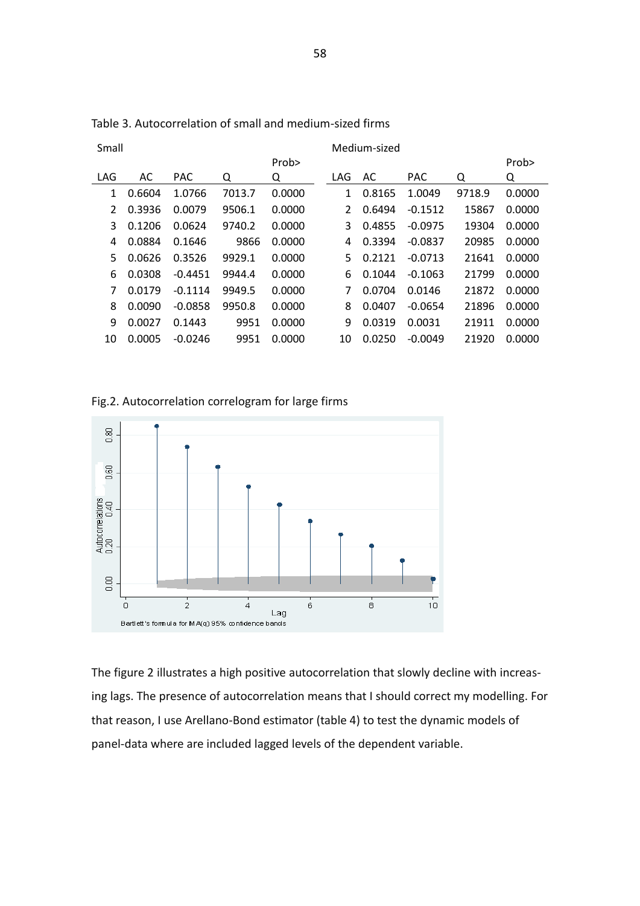Table 3. Autocorrelation of small and medium-sized firms

| Small | | | | | Medium-sized | | | | |
|---|---|---|---|---|---|---|---|---|---|
| LAG | AC | PAC | Q | Prob>Q | LAG | AC | PAC | Q | Prob>Q |
| 1 | 0.6604 | 1.0766 | 7013.7 | 0.0000 | 1 | 0.8165 | 1.0049 | 9718.9 | 0.0000 |
| 2 | 0.3936 | 0.0079 | 9506.1 | 0.0000 | 2 | 0.6494 | -0.1512 | 15867 | 0.0000 |
| 3 | 0.1206 | 0.0624 | 9740.2 | 0.0000 | 3 | 0.4855 | -0.0975 | 19304 | 0.0000 |
| 4 | 0.0884 | 0.1646 | 9866 | 0.0000 | 4 | 0.3394 | -0.0837 | 20985 | 0.0000 |
| 5 | 0.0626 | 0.3526 | 9929.1 | 0.0000 | 5 | 0.2121 | -0.0713 | 21641 | 0.0000 |
| 6 | 0.0308 | -0.4451 | 9944.4 | 0.0000 | 6 | 0.1044 | -0.1063 | 21799 | 0.0000 |
| 7 | 0.0179 | -0.1114 | 9949.5 | 0.0000 | 7 | 0.0704 | 0.0146 | 21872 | 0.0000 |
| 8 | 0.0090 | -0.0858 | 9950.8 | 0.0000 | 8 | 0.0407 | -0.0654 | 21896 | 0.0000 |
| 9 | 0.0027 | 0.1443 | 9951 | 0.0000 | 9 | 0.0319 | 0.0031 | 21911 | 0.0000 |
| 10 | 0.0005 | -0.0246 | 9951 | 0.0000 | 10 | 0.0250 | -0.0049 | 21920 | 0.0000 |

Fig.2. Autocorrelation correlogram for large firms

The figure 2 illustrates a high positive autocorrelation that slowly decline with increasing lags. The presence of autocorrelation means that I should correct my modelling. For that reason, I use Arellano-Bond estimator (table 4) to test the dynamic models of panel-data where are included lagged levels of the dependent variable.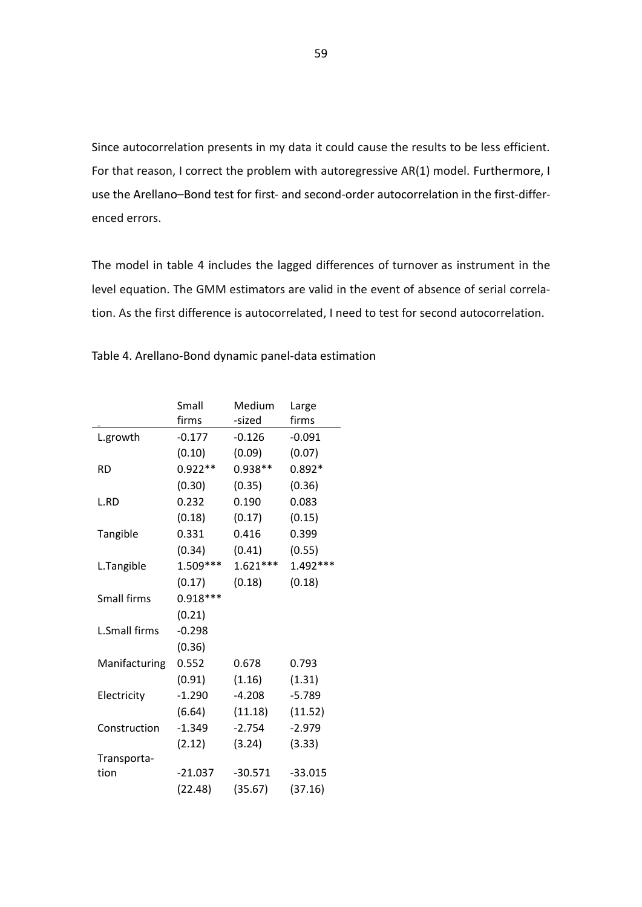Since autocorrelation presents in my data it could cause the results to be less efficient. For that reason, I correct the problem with autoregressive AR(1) model. Furthermore, I use the Arellano–Bond test for first- and second-order autocorrelation in the first-differenced errors.

The model in table 4 includes the lagged differences of turnover as instrument in the level equation. The GMM estimators are valid in the event of absence of serial correlation. As the first difference is autocorrelated, I need to test for second autocorrelation.

Table 4. Arellano-Bond dynamic panel-data estimation

| | Small firms | Medium -sized | Large firms |
|---|---|---|---|
| L.growth | -0.177 | -0.126 | -0.091 |
| | (0.10) | (0.09) | (0.07) |
| RD | 0.922** | 0.938** | 0.892* |
| | (0.30) | (0.35) | (0.36) |
| L.RD | 0.232 | 0.190 | 0.083 |
| | (0.18) | (0.17) | (0.15) |
| Tangible | 0.331 | 0.416 | 0.399 |
| | (0.34) | (0.41) | (0.55) |
| L.Tangible | 1.509*** | 1.621*** | 1.492*** |
| | (0.17) | (0.18) | (0.18) |
| Small firms | 0.918*** | | |
| | (0.21) | | |
| L.Small firms | -0.298 | | |
| | (0.36) | | |
| Manifacturing | 0.552 | 0.678 | 0.793 |
| | (0.91) | (1.16) | (1.31) |
| Electricity | -1.290 | -4.208 | -5.789 |
| | (6.64) | (11.18) | (11.52) |
| Construction | -1.349 | -2.754 | -2.979 |
| | (2.12) | (3.24) | (3.33) |
| Transportation | -21.037 | -30.571 | -33.015 |
| | (22.48) | (35.67) | (37.16) |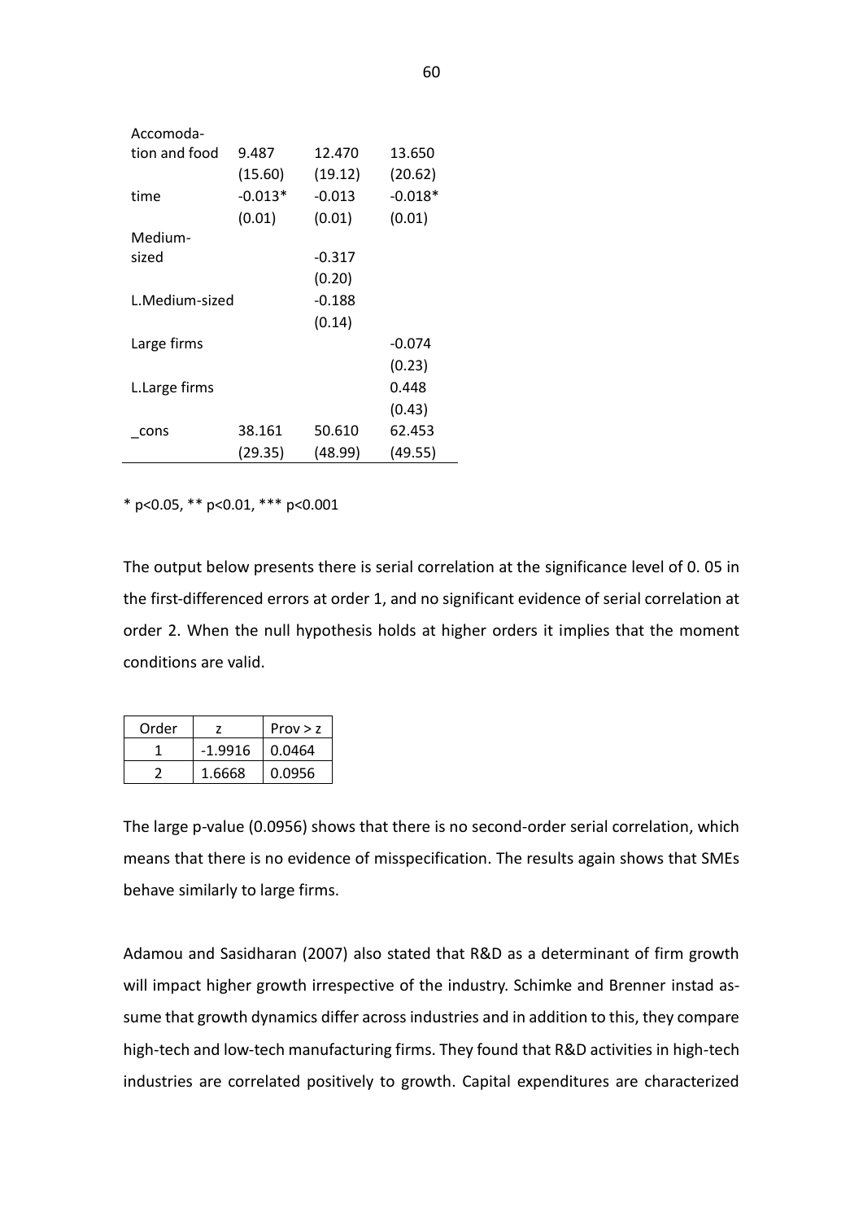| | | | |
|---|---|---|---|
| Accomoda-tion and food | 9.487 | 12.470 | 13.650 |
| | (15.60) | (19.12) | (20.62) |
| time | -0.013* | -0.013 | -0.018* |
| | (0.01) | (0.01) | (0.01) |
| Medium-sized | | -0.317 | |
| | | (0.20) | |
| L.Medium-sized | | -0.188 | |
| | | (0.14) | |
| Large firms | | | -0.074 |
| | | | (0.23) |
| L.Large firms | | | 0.448 |
| | | | (0.43) |
| _cons | 38.161 | 50.610 | 62.453 |
| | (29.35) | (48.99) | (49.55) |

* p<0.05, ** p<0.01, *** p<0.001

The output below presents there is serial correlation at the significance level of 0. 05 in the first-differenced errors at order 1, and no significant evidence of serial correlation at order 2. When the null hypothesis holds at higher orders it implies that the moment conditions are valid.

| Order | z | Prov > z |
|---|---|---|
| 1 | -1.9916 | 0.0464 |
| 2 | 1.6668 | 0.0956 |

The large p-value (0.0956) shows that there is no second-order serial correlation, which means that there is no evidence of misspecification. The results again shows that SMEs behave similarly to large firms.

Adamou and Sasidharan (2007) also stated that R&D as a determinant of firm growth will impact higher growth irrespective of the industry. Schimke and Brenner instad assume that growth dynamics differ across industries and in addition to this, they compare high-tech and low-tech manufacturing firms. They found that R&D activities in high-tech industries are correlated positively to growth. Capital expenditures are characterized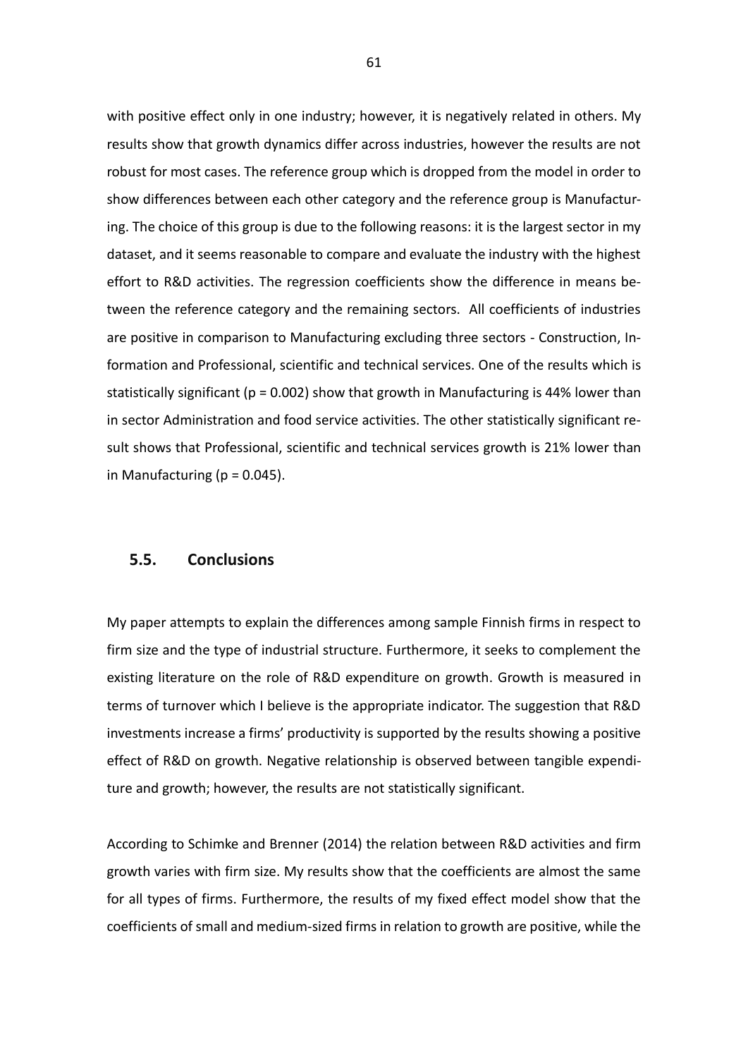with positive effect only in one industry; however, it is negatively related in others. My results show that growth dynamics differ across industries, however the results are not robust for most cases. The reference group which is dropped from the model in order to show differences between each other category and the reference group is Manufacturing. The choice of this group is due to the following reasons: it is the largest sector in my dataset, and it seems reasonable to compare and evaluate the industry with the highest effort to R&D activities. The regression coefficients show the difference in means between the reference category and the remaining sectors. All coefficients of industries are positive in comparison to Manufacturing excluding three sectors - Construction, Information and Professional, scientific and technical services. One of the results which is statistically significant ($p = 0.002$) show that growth in Manufacturing is 44% lower than in sector Administration and food service activities. The other statistically significant result shows that Professional, scientific and technical services growth is 21% lower than in Manufacturing ($p = 0.045$).

## 5.5. Conclusions

My paper attempts to explain the differences among sample Finnish firms in respect to firm size and the type of industrial structure. Furthermore, it seeks to complement the existing literature on the role of R&D expenditure on growth. Growth is measured in terms of turnover which I believe is the appropriate indicator. The suggestion that R&D investments increase a firms' productivity is supported by the results showing a positive effect of R&D on growth. Negative relationship is observed between tangible expenditure and growth; however, the results are not statistically significant.

According to Schimke and Brenner (2014) the relation between R&D activities and firm growth varies with firm size. My results show that the coefficients are almost the same for all types of firms. Furthermore, the results of my fixed effect model show that the coefficients of small and medium-sized firms in relation to growth are positive, while the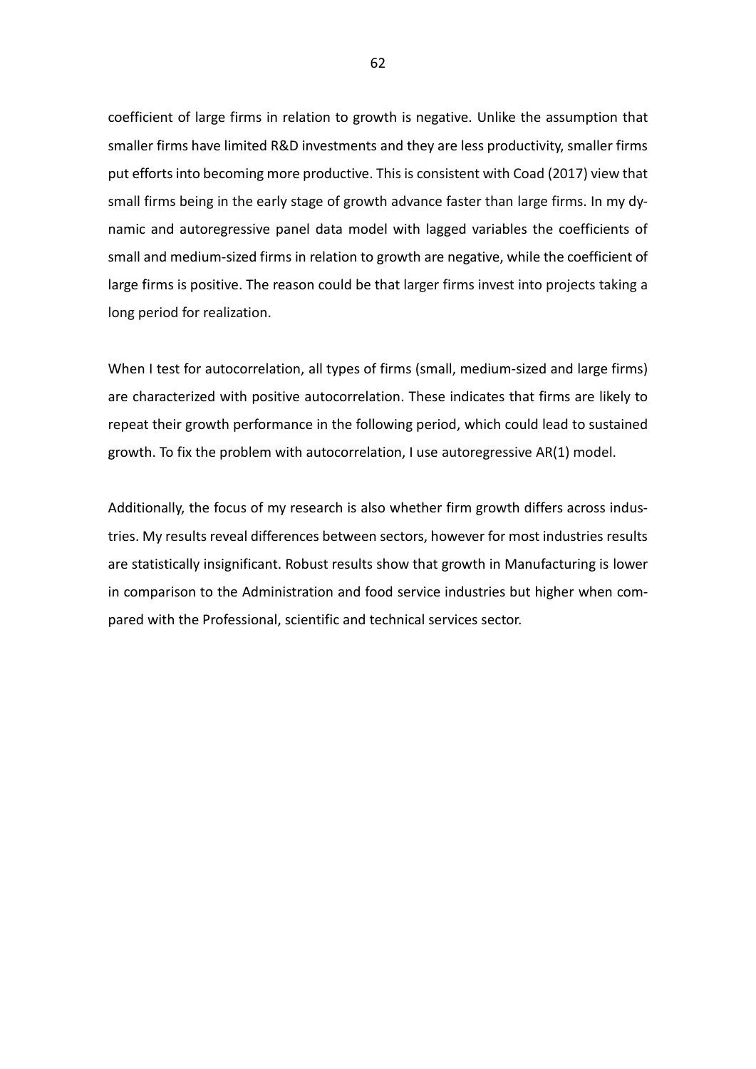coefficient of large firms in relation to growth is negative. Unlike the assumption that smaller firms have limited R&D investments and they are less productivity, smaller firms put efforts into becoming more productive. This is consistent with Coad (2017) view that small firms being in the early stage of growth advance faster than large firms. In my dynamic and autoregressive panel data model with lagged variables the coefficients of small and medium-sized firms in relation to growth are negative, while the coefficient of large firms is positive. The reason could be that larger firms invest into projects taking a long period for realization.

When I test for autocorrelation, all types of firms (small, medium-sized and large firms) are characterized with positive autocorrelation. These indicates that firms are likely to repeat their growth performance in the following period, which could lead to sustained growth. To fix the problem with autocorrelation, I use autoregressive AR(1) model.

Additionally, the focus of my research is also whether firm growth differs across industries. My results reveal differences between sectors, however for most industries results are statistically insignificant. Robust results show that growth in Manufacturing is lower in comparison to the Administration and food service industries but higher when compared with the Professional, scientific and technical services sector.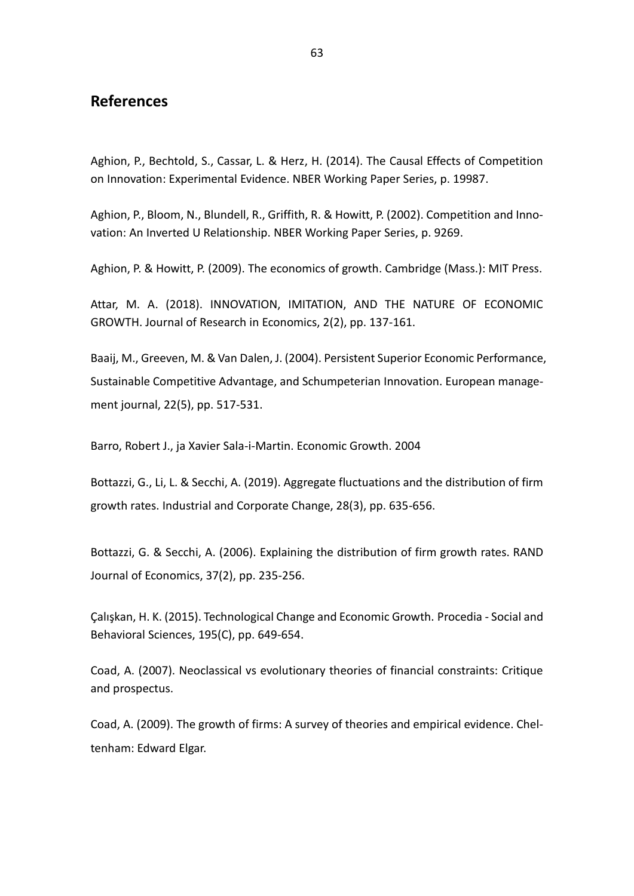## References

Aghion, P., Bechtold, S., Cassar, L. & Herz, H. (2014). The Causal Effects of Competition on Innovation: Experimental Evidence. NBER Working Paper Series, p. 19987.

Aghion, P., Bloom, N., Blundell, R., Griffith, R. & Howitt, P. (2002). Competition and Innovation: An Inverted U Relationship. NBER Working Paper Series, p. 9269.

Aghion, P. & Howitt, P. (2009). The economics of growth. Cambridge (Mass.): MIT Press.

Attar, M. A. (2018). INNOVATION, IMITATION, AND THE NATURE OF ECONOMIC GROWTH. Journal of Research in Economics, 2(2), pp. 137-161.

Baaij, M., Greeven, M. & Van Dalen, J. (2004). Persistent Superior Economic Performance, Sustainable Competitive Advantage, and Schumpeterian Innovation. European management journal, 22(5), pp. 517-531.

Barro, Robert J., ja Xavier Sala-i-Martin. Economic Growth. 2004

Bottazzi, G., Li, L. & Secchi, A. (2019). Aggregate fluctuations and the distribution of firm growth rates. Industrial and Corporate Change, 28(3), pp. 635-656.

Bottazzi, G. & Secchi, A. (2006). Explaining the distribution of firm growth rates. RAND Journal of Economics, 37(2), pp. 235-256.

Çalışkan, H. K. (2015). Technological Change and Economic Growth. Procedia - Social and Behavioral Sciences, 195(C), pp. 649-654.

Coad, A. (2007). Neoclassical vs evolutionary theories of financial constraints: Critique and prospectus.

Coad, A. (2009). The growth of firms: A survey of theories and empirical evidence. Cheltenham: Edward Elgar.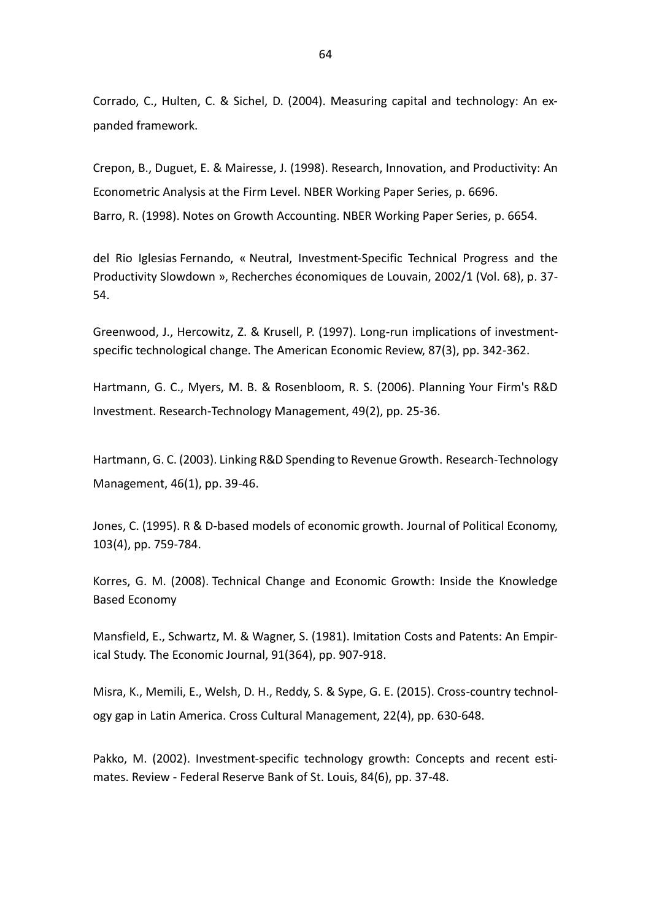Corrado, C., Hulten, C. & Sichel, D. (2004). Measuring capital and technology: An expanded framework.

Crepon, B., Duguet, E. & Mairesse, J. (1998). Research, Innovation, and Productivity: An Econometric Analysis at the Firm Level. NBER Working Paper Series, p. 6696.
Barro, R. (1998). Notes on Growth Accounting. NBER Working Paper Series, p. 6654.

del Rio Iglesias Fernando, « Neutral, Investment-Specific Technical Progress and the Productivity Slowdown », Recherches économiques de Louvain, 2002/1 (Vol. 68), p. 37-54.

Greenwood, J., Hercowitz, Z. & Krusell, P. (1997). Long-run implications of investment-specific technological change. The American Economic Review, 87(3), pp. 342-362.

Hartmann, G. C., Myers, M. B. & Rosenbloom, R. S. (2006). Planning Your Firm's R&D Investment. Research-Technology Management, 49(2), pp. 25-36.

Hartmann, G. C. (2003). Linking R&D Spending to Revenue Growth. Research-Technology Management, 46(1), pp. 39-46.

Jones, C. (1995). R & D-based models of economic growth. Journal of Political Economy, 103(4), pp. 759-784.

Korres, G. M. (2008). Technical Change and Economic Growth: Inside the Knowledge Based Economy

Mansfield, E., Schwartz, M. & Wagner, S. (1981). Imitation Costs and Patents: An Empirical Study. The Economic Journal, 91(364), pp. 907-918.

Misra, K., Memili, E., Welsh, D. H., Reddy, S. & Sype, G. E. (2015). Cross-country technology gap in Latin America. Cross Cultural Management, 22(4), pp. 630-648.

Pakko, M. (2002). Investment-specific technology growth: Concepts and recent estimates. Review - Federal Reserve Bank of St. Louis, 84(6), pp. 37-48.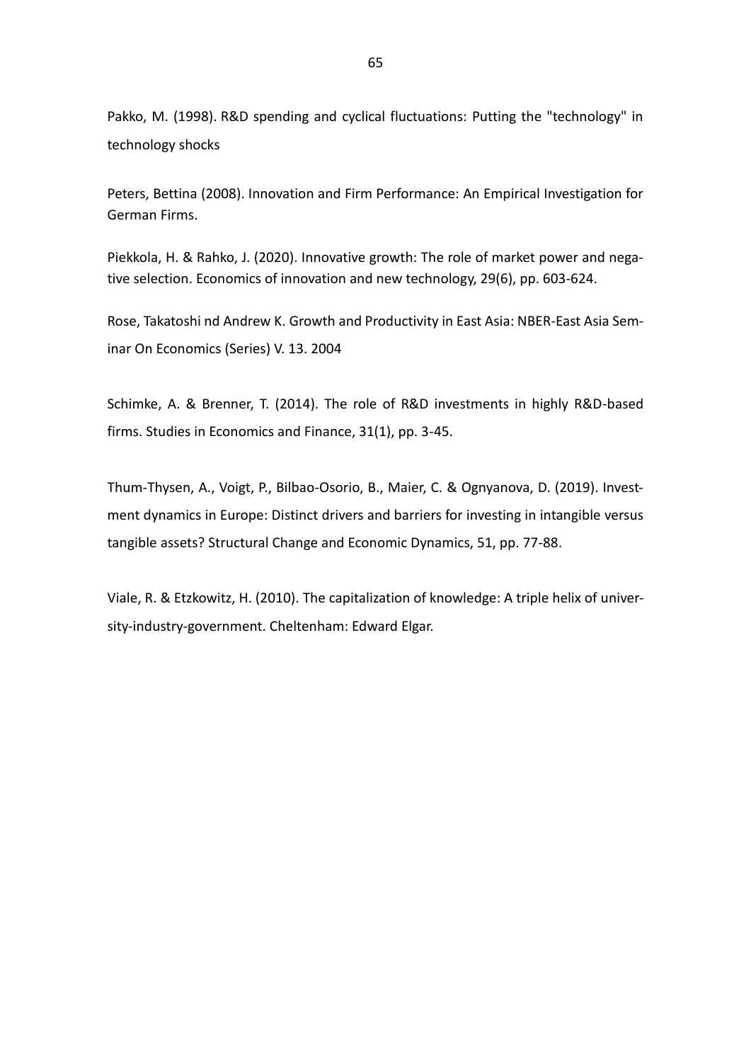Pakko, M. (1998). R&D spending and cyclical fluctuations: Putting the "technology" in technology shocks

Peters, Bettina (2008). Innovation and Firm Performance: An Empirical Investigation for German Firms.

Piekkola, H. & Rahko, J. (2020). Innovative growth: The role of market power and negative selection. Economics of innovation and new technology, 29(6), pp. 603-624.

Rose, Takatoshi nd Andrew K. Growth and Productivity in East Asia: NBER-East Asia Seminar On Economics (Series) V. 13. 2004

Schimke, A. & Brenner, T. (2014). The role of R&D investments in highly R&D-based firms. Studies in Economics and Finance, 31(1), pp. 3-45.

Thum-Thysen, A., Voigt, P., Bilbao-Osorio, B., Maier, C. & Ognyanova, D. (2019). Investment dynamics in Europe: Distinct drivers and barriers for investing in intangible versus tangible assets? Structural Change and Economic Dynamics, 51, pp. 77-88.

Viale, R. & Etzkowitz, H. (2010). The capitalization of knowledge: A triple helix of university-industry-government. Cheltenham: Edward Elgar.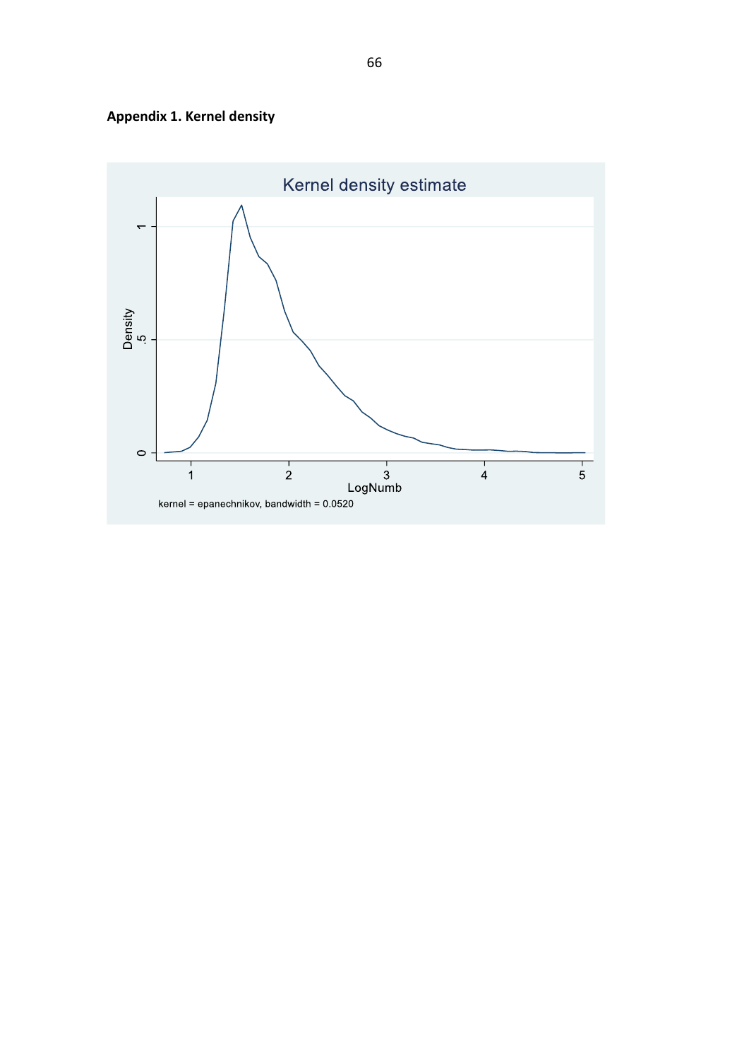**Appendix 1. Kernel density**

Kernel density estimate

Density

LogNumb

kernel = epanechnikov, bandwidth = 0.0520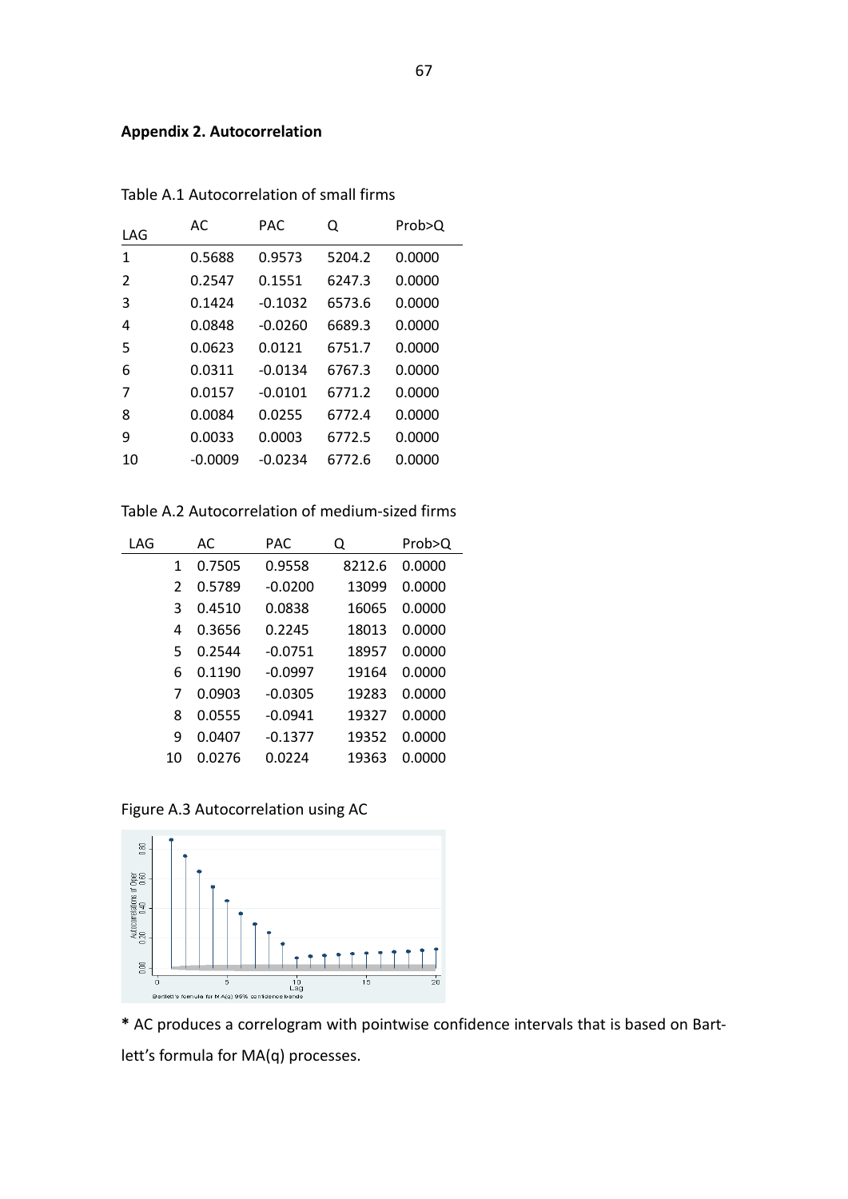**Appendix 2. Autocorrelation**

Table A.1 Autocorrelation of small firms

| LAG | AC | PAC | Q | Prob>Q |
|---|---|---|---|---|
| 1 | 0.5688 | 0.9573 | 5204.2 | 0.0000 |
| 2 | 0.2547 | 0.1551 | 6247.3 | 0.0000 |
| 3 | 0.1424 | -0.1032 | 6573.6 | 0.0000 |
| 4 | 0.0848 | -0.0260 | 6689.3 | 0.0000 |
| 5 | 0.0623 | 0.0121 | 6751.7 | 0.0000 |
| 6 | 0.0311 | -0.0134 | 6767.3 | 0.0000 |
| 7 | 0.0157 | -0.0101 | 6771.2 | 0.0000 |
| 8 | 0.0084 | 0.0255 | 6772.4 | 0.0000 |
| 9 | 0.0033 | 0.0003 | 6772.5 | 0.0000 |
| 10 | -0.0009 | -0.0234 | 6772.6 | 0.0000 |

Table A.2 Autocorrelation of medium-sized firms

| LAG | AC | PAC | Q | Prob>Q |
|---|---|---|---|---|
| 1 | 0.7505 | 0.9558 | 8212.6 | 0.0000 |
| 2 | 0.5789 | -0.0200 | 13099 | 0.0000 |
| 3 | 0.4510 | 0.0838 | 16065 | 0.0000 |
| 4 | 0.3656 | 0.2245 | 18013 | 0.0000 |
| 5 | 0.2544 | -0.0751 | 18957 | 0.0000 |
| 6 | 0.1190 | -0.0997 | 19164 | 0.0000 |
| 7 | 0.0903 | -0.0305 | 19283 | 0.0000 |
| 8 | 0.0555 | -0.0941 | 19327 | 0.0000 |
| 9 | 0.0407 | -0.1377 | 19352 | 0.0000 |
| 10 | 0.0276 | 0.0224 | 19363 | 0.0000 |

Figure A.3 Autocorrelation using AC

**\*** AC produces a correlogram with pointwise confidence intervals that is based on Bartlett's formula for MA(q) processes.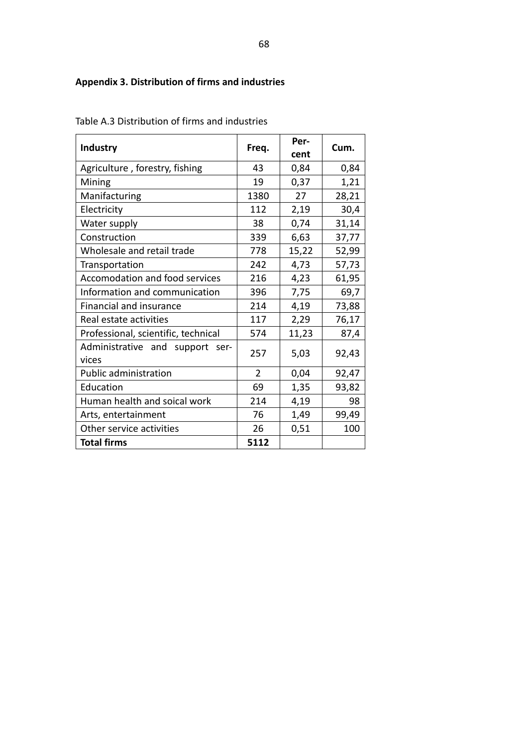**Appendix 3. Distribution of firms and industries**

Table A.3 Distribution of firms and industries

| Industry | Freq. | Per-cent | Cum. |
|---|---|---|---|
| Agriculture , forestry, fishing | 43 | 0,84 | 0,84 |
| Mining | 19 | 0,37 | 1,21 |
| Manifacturing | 1380 | 27 | 28,21 |
| Electricity | 112 | 2,19 | 30,4 |
| Water supply | 38 | 0,74 | 31,14 |
| Construction | 339 | 6,63 | 37,77 |
| Wholesale and retail trade | 778 | 15,22 | 52,99 |
| Transportation | 242 | 4,73 | 57,73 |
| Accomodation and food services | 216 | 4,23 | 61,95 |
| Information and communication | 396 | 7,75 | 69,7 |
| Financial and insurance | 214 | 4,19 | 73,88 |
| Real estate activities | 117 | 2,29 | 76,17 |
| Professional, scientific, technical | 574 | 11,23 | 87,4 |
| Administrative and support services | 257 | 5,03 | 92,43 |
| Public administration | 2 | 0,04 | 92,47 |
| Education | 69 | 1,35 | 93,82 |
| Human health and soical work | 214 | 4,19 | 98 |
| Arts, entertainment | 76 | 1,49 | 99,49 |
| Other service activities | 26 | 0,51 | 100 |
| **Total firms** | **5112** | | |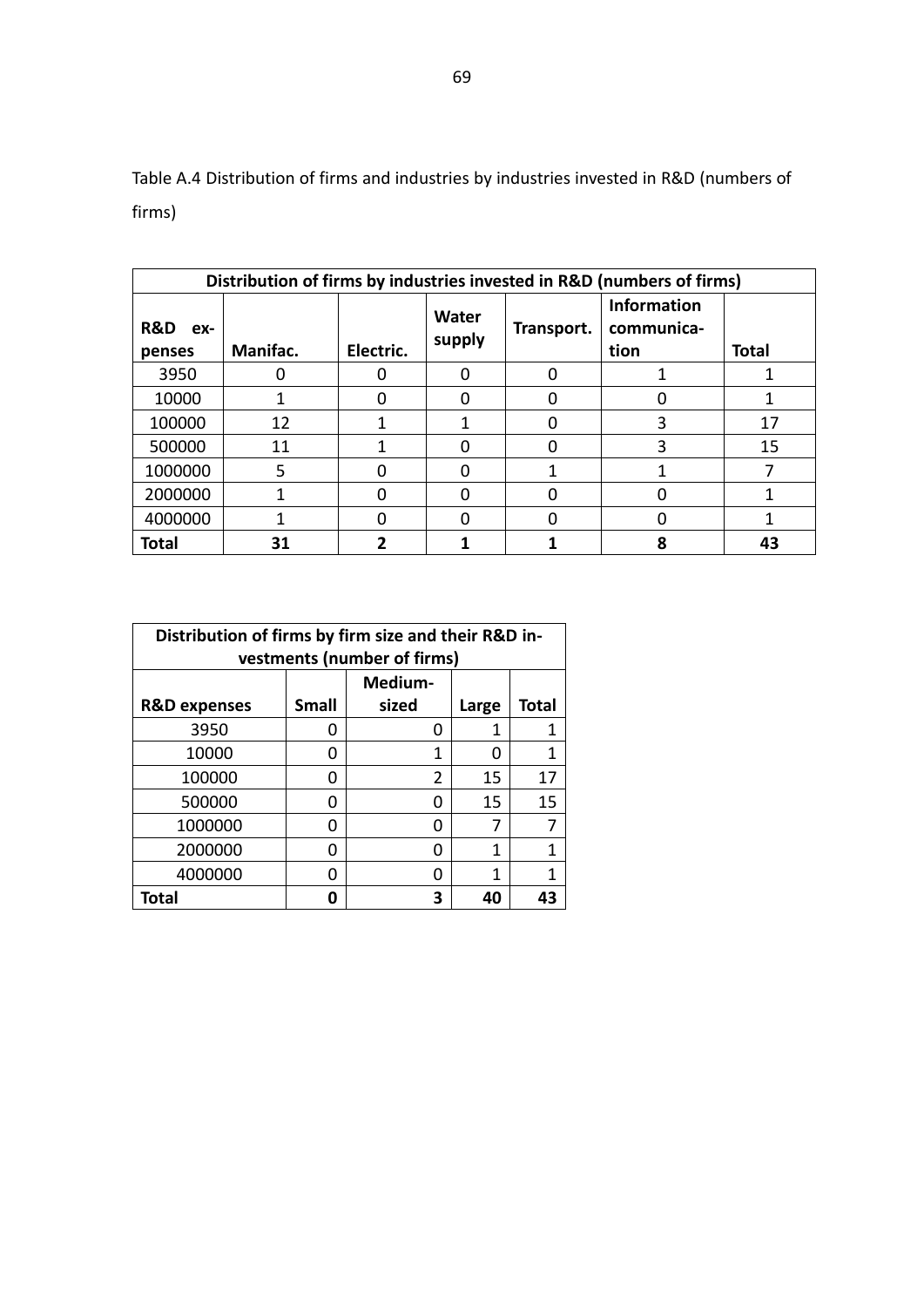Table A.4 Distribution of firms and industries by industries invested in R&D (numbers of firms)

| Distribution of firms by industries invested in R&D (numbers of firms) | | | | | | |
|---|---|---|---|---|---|---|
| R&D expenses | Manifac. | Electric. | Water supply | Transport. | Information communication | Total |
| 3950 | 0 | 0 | 0 | 0 | 1 | 1 |
| 10000 | 1 | 0 | 0 | 0 | 0 | 1 |
| 100000 | 12 | 1 | 1 | 0 | 3 | 17 |
| 500000 | 11 | 1 | 0 | 0 | 3 | 15 |
| 1000000 | 5 | 0 | 0 | 1 | 1 | 7 |
| 2000000 | 1 | 0 | 0 | 0 | 0 | 1 |
| 4000000 | 1 | 0 | 0 | 0 | 0 | 1 |
| **Total** | **31** | **2** | **1** | **1** | **8** | **43** |

| Distribution of firms by firm size and their R&D investments (number of firms) | | | | |
|---|---|---|---|---|
| R&D expenses | Small | Medium-sized | Large | Total |
| 3950 | 0 | 0 | 1 | 1 |
| 10000 | 0 | 1 | 0 | 1 |
| 100000 | 0 | 2 | 15 | 17 |
| 500000 | 0 | 0 | 15 | 15 |
| 1000000 | 0 | 0 | 7 | 7 |
| 2000000 | 0 | 0 | 1 | 1 |
| 4000000 | 0 | 0 | 1 | 1 |
| **Total** | **0** | **3** | **40** | **43** |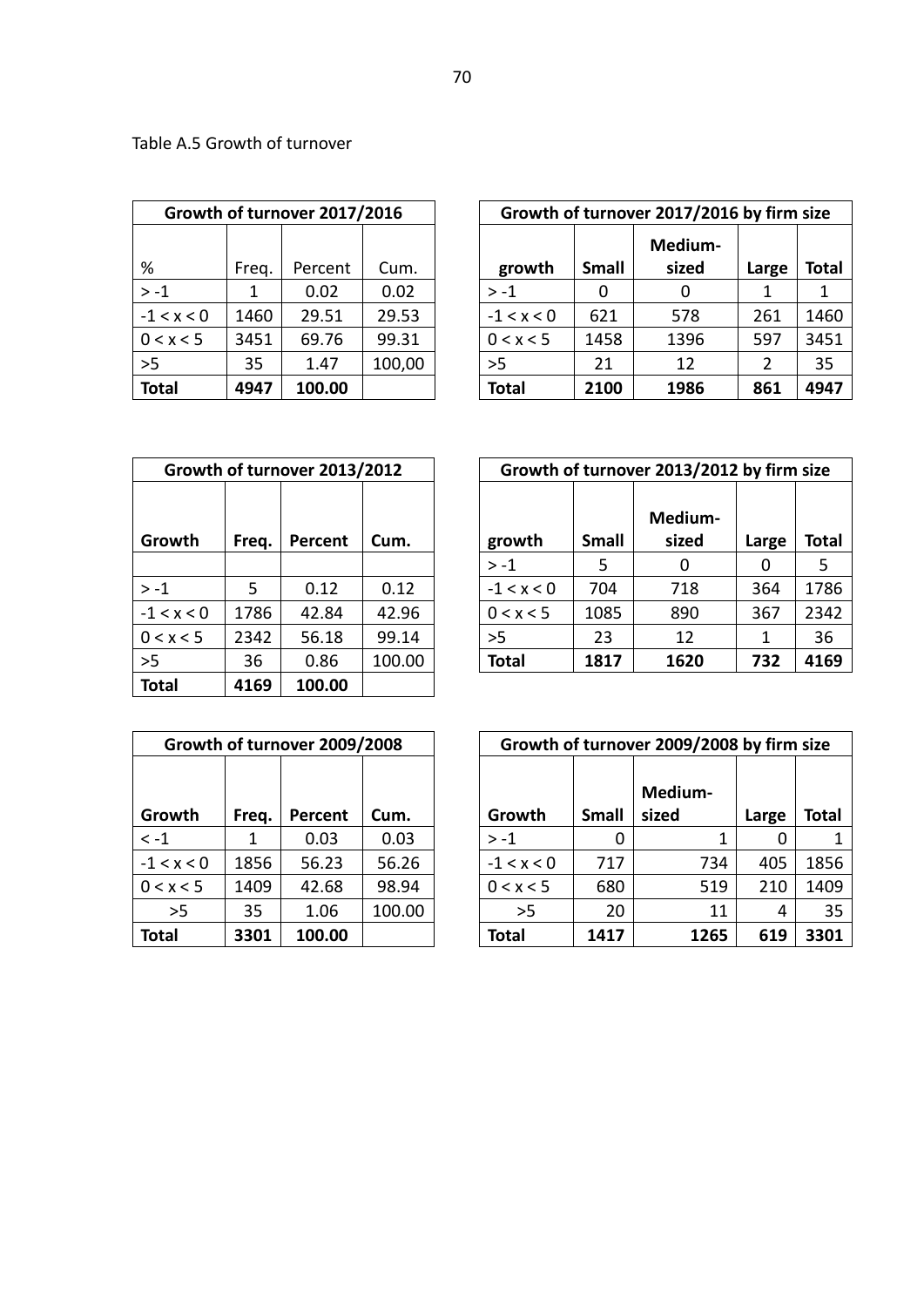Table A.5 Growth of turnover

| Growth of turnover 2017/2016 | | | |
|---|---|---|---|
| % | Freq. | Percent | Cum. |
| > -1 | 1 | 0.02 | 0.02 |
| -1 < x < 0 | 1460 | 29.51 | 29.53 |
| 0 < x < 5 | 3451 | 69.76 | 99.31 |
| >5 | 35 | 1.47 | 100,00 |
| **Total** | **4947** | **100.00** | |

| Growth of turnover 2017/2016 by firm size | | | | |
|---|---|---|---|---|
| **growth** | **Small** | **Medium-sized** | **Large** | **Total** |
| > -1 | 0 | 0 | 1 | 1 |
| -1 < x < 0 | 621 | 578 | 261 | 1460 |
| 0 < x < 5 | 1458 | 1396 | 597 | 3451 |
| >5 | 21 | 12 | 2 | 35 |
| **Total** | **2100** | **1986** | **861** | **4947** |

| Growth of turnover 2013/2012 | | | |
|---|---|---|---|
| **Growth** | **Freq.** | **Percent** | **Cum.** |
| | | | |
| > -1 | 5 | 0.12 | 0.12 |
| -1 < x < 0 | 1786 | 42.84 | 42.96 |
| 0 < x < 5 | 2342 | 56.18 | 99.14 |
| >5 | 36 | 0.86 | 100.00 |
| **Total** | **4169** | **100.00** | |

| Growth of turnover 2013/2012 by firm size | | | | |
|---|---|---|---|---|
| **growth** | **Small** | **Medium-sized** | **Large** | **Total** |
| > -1 | 5 | 0 | 0 | 5 |
| -1 < x < 0 | 704 | 718 | 364 | 1786 |
| 0 < x < 5 | 1085 | 890 | 367 | 2342 |
| >5 | 23 | 12 | 1 | 36 |
| **Total** | **1817** | **1620** | **732** | **4169** |

| Growth of turnover 2009/2008 | | | |
|---|---|---|---|
| **Growth** | **Freq.** | **Percent** | **Cum.** |
| < -1 | 1 | 0.03 | 0.03 |
| -1 < x < 0 | 1856 | 56.23 | 56.26 |
| 0 < x < 5 | 1409 | 42.68 | 98.94 |
| >5 | 35 | 1.06 | 100.00 |
| **Total** | **3301** | **100.00** | |

| Growth of turnover 2009/2008 by firm size | | | | |
|---|---|---|---|---|
| **Growth** | **Small** | **Medium-sized** | **Large** | **Total** |
| > -1 | 0 | 1 | 0 | 1 |
| -1 < x < 0 | 717 | 734 | 405 | 1856 |
| 0 < x < 5 | 680 | 519 | 210 | 1409 |
| >5 | 20 | 11 | 4 | 35 |
| **Total** | **1417** | **1265** | **619** | **3301** |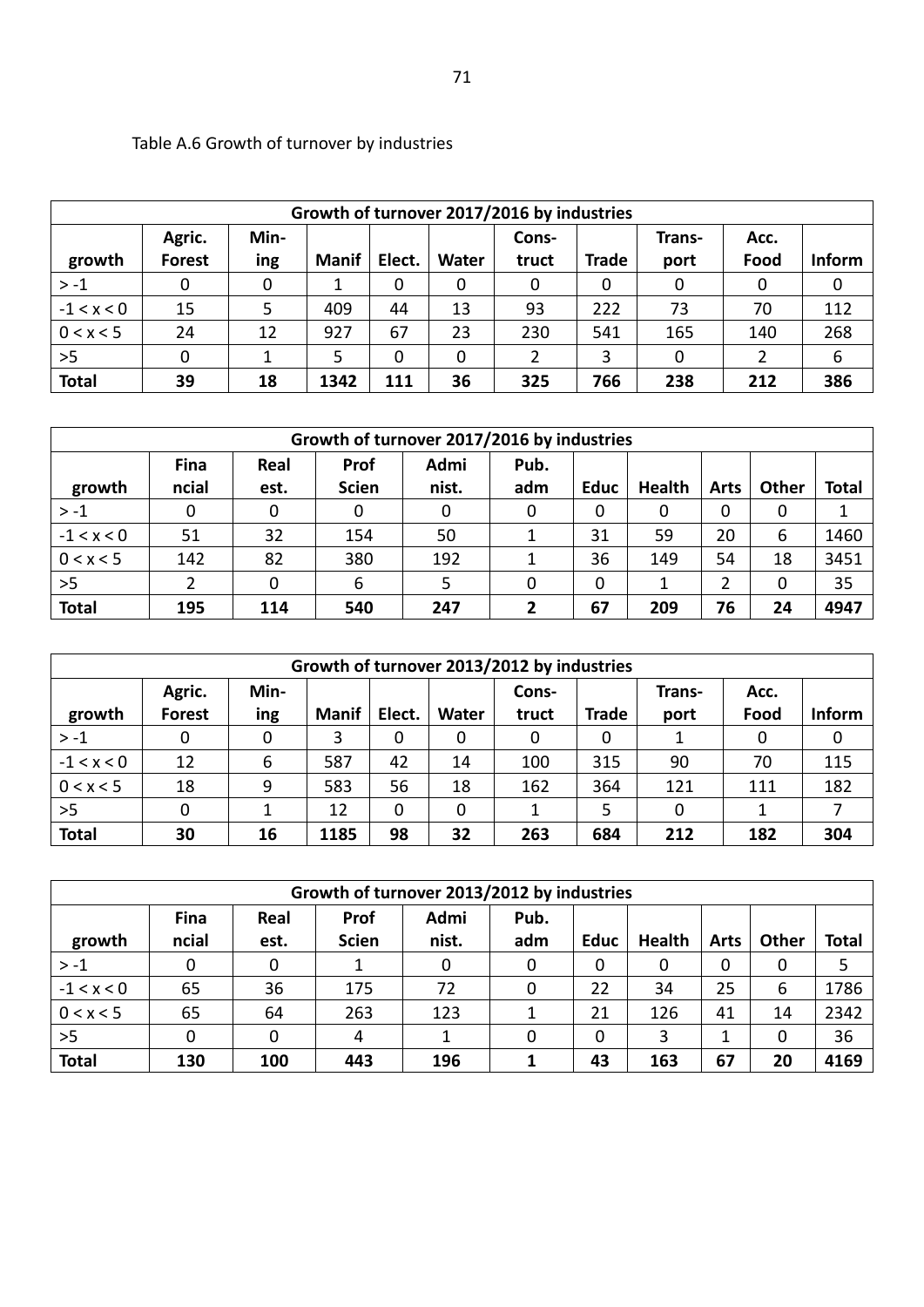Table A.6 Growth of turnover by industries

| Growth of turnover 2017/2016 by industries | | | | | | | | | | |
|---|---|---|---|---|---|---|---|---|---|---|
| growth | Agric. Forest | Min-ing | Manif | Elect. | Water | Cons-truct | Trade | Trans-port | Acc. Food | Inform |
| > -1 | 0 | 0 | 1 | 0 | 0 | 0 | 0 | 0 | 0 | 0 |
| -1 < x < 0 | 15 | 5 | 409 | 44 | 13 | 93 | 222 | 73 | 70 | 112 |
| 0 < x < 5 | 24 | 12 | 927 | 67 | 23 | 230 | 541 | 165 | 140 | 268 |
| >5 | 0 | 1 | 5 | 0 | 0 | 2 | 3 | 0 | 2 | 6 |
| **Total** | **39** | **18** | **1342** | **111** | **36** | **325** | **766** | **238** | **212** | **386** |

| Growth of turnover 2017/2016 by industries | | | | | | | | | | |
|---|---|---|---|---|---|---|---|---|---|---|
| growth | Fina ncial | Real est. | Prof Scien | Admi nist. | Pub. adm | Educ | Health | Arts | Other | Total |
| > -1 | 0 | 0 | 0 | 0 | 0 | 0 | 0 | 0 | 0 | 1 |
| -1 < x < 0 | 51 | 32 | 154 | 50 | 1 | 31 | 59 | 20 | 6 | 1460 |
| 0 < x < 5 | 142 | 82 | 380 | 192 | 1 | 36 | 149 | 54 | 18 | 3451 |
| >5 | 2 | 0 | 6 | 5 | 0 | 0 | 1 | 2 | 0 | 35 |
| **Total** | **195** | **114** | **540** | **247** | **2** | **67** | **209** | **76** | **24** | **4947** |

| Growth of turnover 2013/2012 by industries | | | | | | | | | | |
|---|---|---|---|---|---|---|---|---|---|---|
| growth | Agric. Forest | Min-ing | Manif | Elect. | Water | Cons-truct | Trade | Trans-port | Acc. Food | Inform |
| > -1 | 0 | 0 | 3 | 0 | 0 | 0 | 0 | 1 | 0 | 0 |
| -1 < x < 0 | 12 | 6 | 587 | 42 | 14 | 100 | 315 | 90 | 70 | 115 |
| 0 < x < 5 | 18 | 9 | 583 | 56 | 18 | 162 | 364 | 121 | 111 | 182 |
| >5 | 0 | 1 | 12 | 0 | 0 | 1 | 5 | 0 | 1 | 7 |
| **Total** | **30** | **16** | **1185** | **98** | **32** | **263** | **684** | **212** | **182** | **304** |

| Growth of turnover 2013/2012 by industries | | | | | | | | | | |
|---|---|---|---|---|---|---|---|---|---|---|
| growth | Fina ncial | Real est. | Prof Scien | Admi nist. | Pub. adm | Educ | Health | Arts | Other | Total |
| > -1 | 0 | 0 | 1 | 0 | 0 | 0 | 0 | 0 | 0 | 5 |
| -1 < x < 0 | 65 | 36 | 175 | 72 | 0 | 22 | 34 | 25 | 6 | 1786 |
| 0 < x < 5 | 65 | 64 | 263 | 123 | 1 | 21 | 126 | 41 | 14 | 2342 |
| >5 | 0 | 0 | 4 | 1 | 0 | 0 | 3 | 1 | 0 | 36 |
| **Total** | **130** | **100** | **443** | **196** | **1** | **43** | **163** | **67** | **20** | **4169** |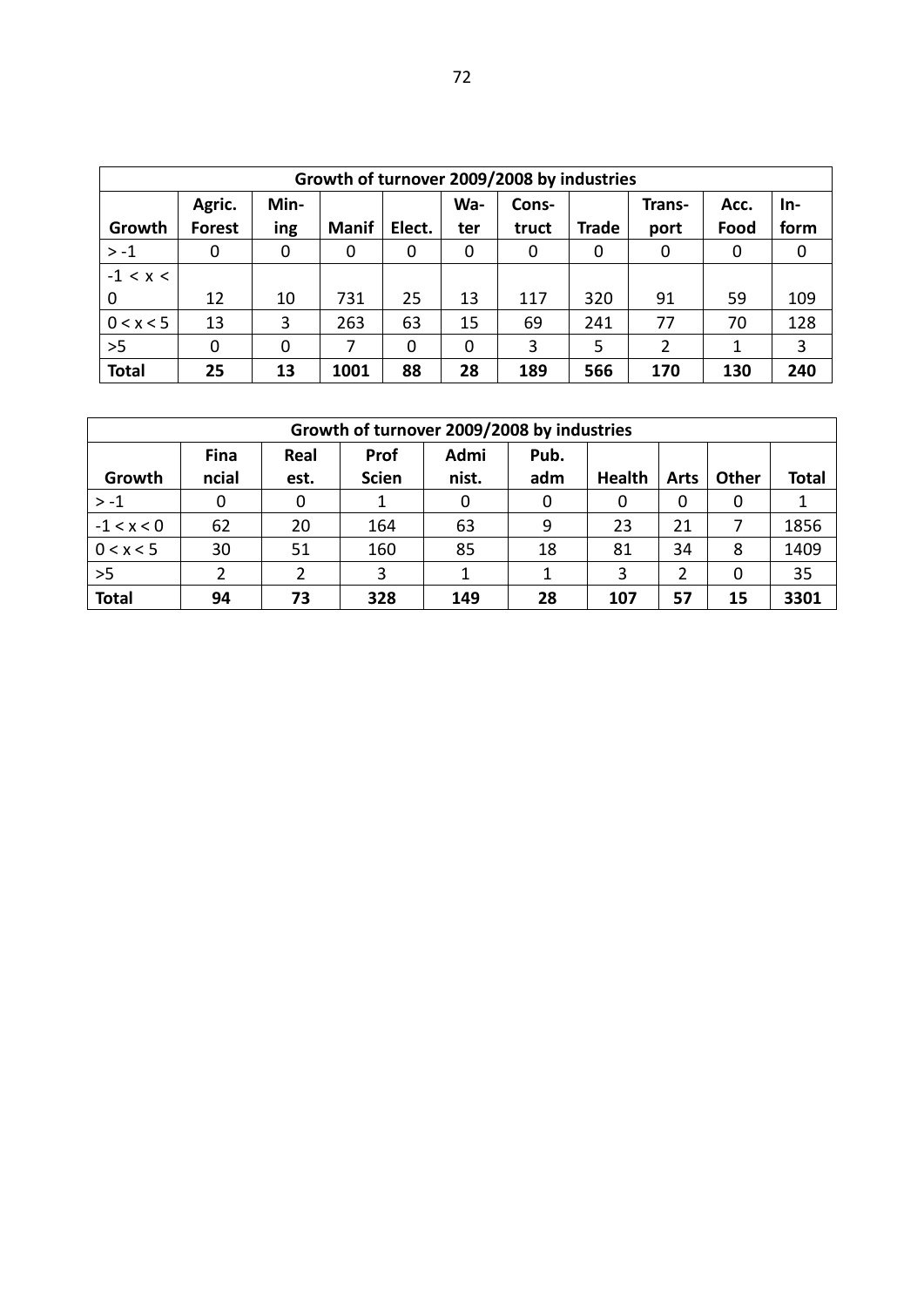| Growth of turnover 2009/2008 by industries | | | | | | | | | | |
|---|---|---|---|---|---|---|---|---|---|---|
| Growth | Agric. Forest | Min-ing | Manif | Elect. | Wa-ter | Cons-truct | Trade | Trans-port | Acc. Food | In-form |
| > -1 | 0 | 0 | 0 | 0 | 0 | 0 | 0 | 0 | 0 | 0 |
| -1 < x < 0 | 12 | 10 | 731 | 25 | 13 | 117 | 320 | 91 | 59 | 109 |
| 0 < x < 5 | 13 | 3 | 263 | 63 | 15 | 69 | 241 | 77 | 70 | 128 |
| >5 | 0 | 0 | 7 | 0 | 0 | 3 | 5 | 2 | 1 | 3 |
| **Total** | **25** | **13** | **1001** | **88** | **28** | **189** | **566** | **170** | **130** | **240** |

| Growth of turnover 2009/2008 by industries | | | | | | | | | |
|---|---|---|---|---|---|---|---|---|---|
| Growth | Fina ncial | Real est. | Prof Scien | Admi nist. | Pub. adm | Health | Arts | Other | Total |
| > -1 | 0 | 0 | 1 | 0 | 0 | 0 | 0 | 0 | 1 |
| -1 < x < 0 | 62 | 20 | 164 | 63 | 9 | 23 | 21 | 7 | 1856 |
| 0 < x < 5 | 30 | 51 | 160 | 85 | 18 | 81 | 34 | 8 | 1409 |
| >5 | 2 | 2 | 3 | 1 | 1 | 3 | 2 | 0 | 35 |
| **Total** | **94** | **73** | **328** | **149** | **28** | **107** | **57** | **15** | **3301** |